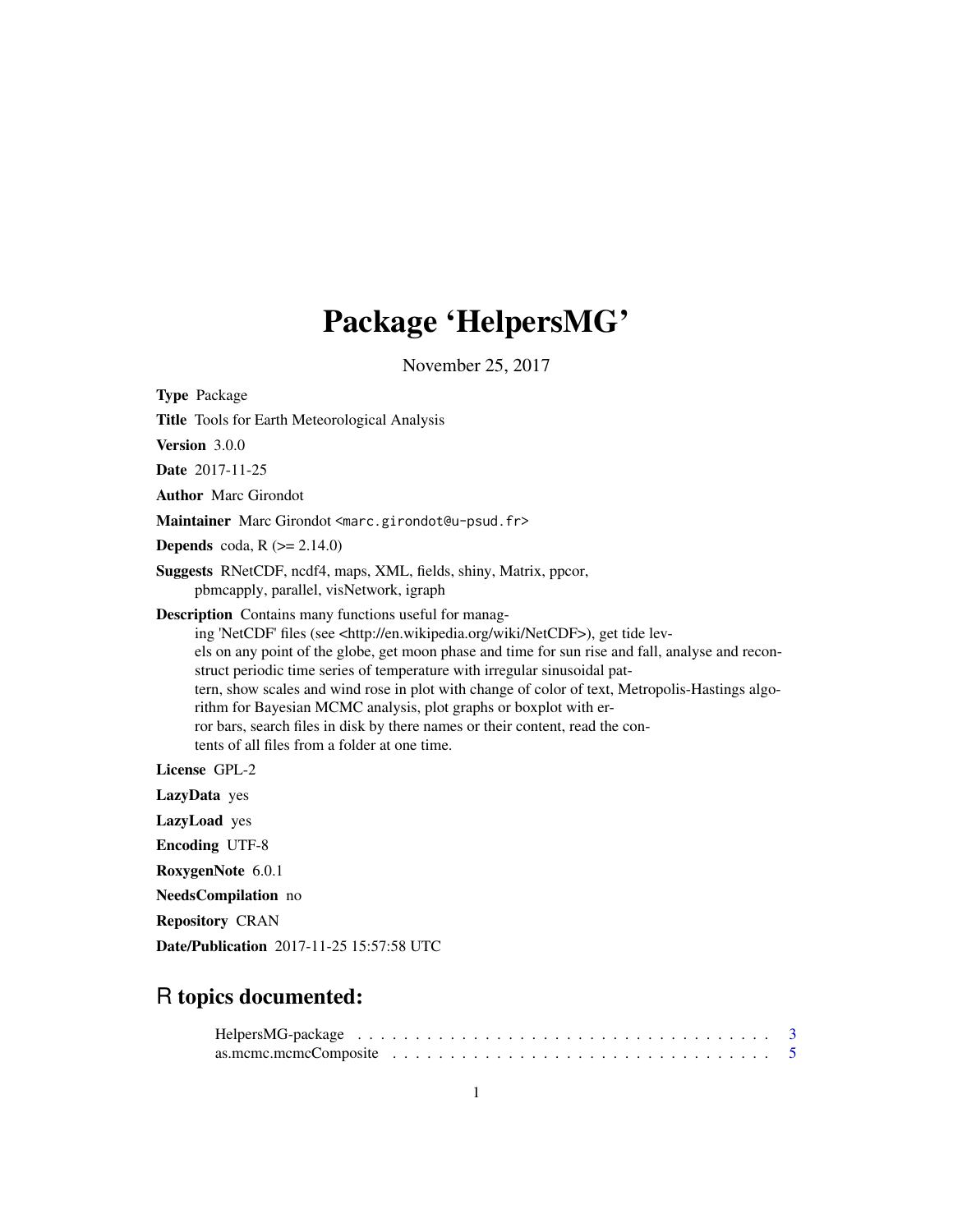# Package 'HelpersMG'

November 25, 2017

**Type** Package

**Title** Tools for Earth Meteorological Analysis

**Version** 3.0.0

**Date** 2017-11-25

**Author** Marc Girondot

**Maintainer** Marc Girondot <marc.girondot@u-psud.fr>

**Depends** coda, R (>= 2.14.0)

**Suggests** RNetCDF, ncdf4, maps, XML, fields, shiny, Matrix, ppcor, pbmcapply, parallel, visNetwork, igraph

**Description** Contains many functions useful for managing 'NetCDF' files (see <http://en.wikipedia.org/wiki/NetCDF>), get tide levels on any point of the globe, get moon phase and time for sun rise and fall, analyse and reconstruct periodic time series of temperature with irregular sinusoidal pattern, show scales and wind rose in plot with change of color of text, Metropolis-Hastings algorithm for Bayesian MCMC analysis, plot graphs or boxplot with error bars, search files in disk by there names or their content, read the contents of all files from a folder at one time.

**License** GPL-2

**LazyData** yes

**LazyLoad** yes

**Encoding** UTF-8

**RoxygenNote** 6.0.1

**NeedsCompilation** no

**Repository** CRAN

**Date/Publication** 2017-11-25 15:57:58 UTC

## R topics documented:

HelpersMG-package . . . . . . . . . . . . . . . . . . . . . . . . . . . . . . . . . . . . 3
as.mcmc.mcmcComposite . . . . . . . . . . . . . . . . . . . . . . . . . . . . . . . . 5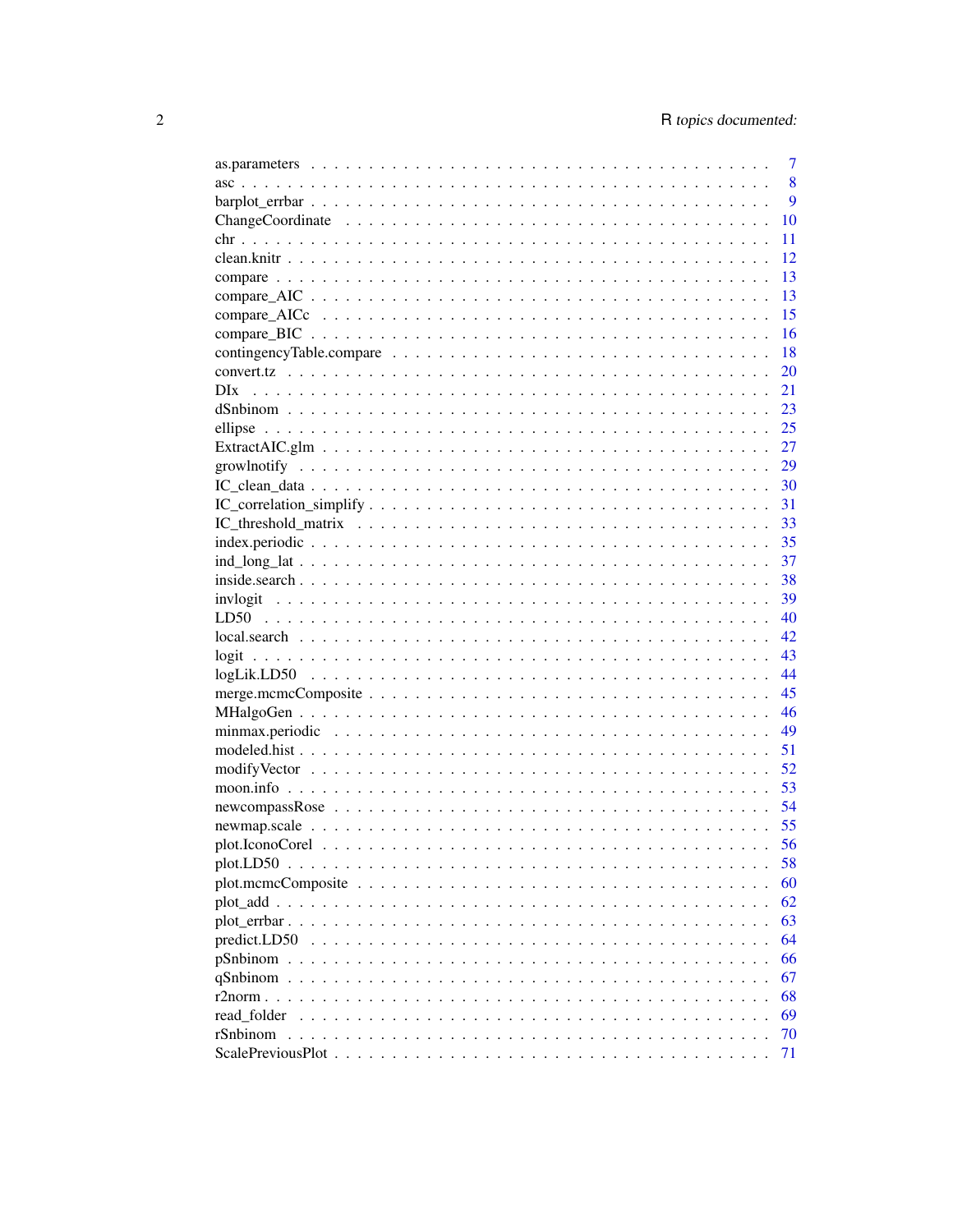as.parameters . . . . . . . . . . . . . . . . . . . . . . . . . . . . . . . . . . . . . . . . 7
asc . . . . . . . . . . . . . . . . . . . . . . . . . . . . . . . . . . . . . . . . . . . . . 8
barplot_errbar . . . . . . . . . . . . . . . . . . . . . . . . . . . . . . . . . . . . . . . . 9
ChangeCoordinate . . . . . . . . . . . . . . . . . . . . . . . . . . . . . . . . . . . . . . 10
chr . . . . . . . . . . . . . . . . . . . . . . . . . . . . . . . . . . . . . . . . . . . . . 11
clean.knitr . . . . . . . . . . . . . . . . . . . . . . . . . . . . . . . . . . . . . . . . . . 12
compare . . . . . . . . . . . . . . . . . . . . . . . . . . . . . . . . . . . . . . . . . . . 13
compare_AIC . . . . . . . . . . . . . . . . . . . . . . . . . . . . . . . . . . . . . . . . . 13
compare_AICc . . . . . . . . . . . . . . . . . . . . . . . . . . . . . . . . . . . . . . . . 15
compare_BIC . . . . . . . . . . . . . . . . . . . . . . . . . . . . . . . . . . . . . . . . . 16
contingencyTable.compare . . . . . . . . . . . . . . . . . . . . . . . . . . . . . . . . . 18
convert.tz . . . . . . . . . . . . . . . . . . . . . . . . . . . . . . . . . . . . . . . . . . 20
DIx . . . . . . . . . . . . . . . . . . . . . . . . . . . . . . . . . . . . . . . . . . . . . 21
dSnbinom . . . . . . . . . . . . . . . . . . . . . . . . . . . . . . . . . . . . . . . . . . 23
ellipse . . . . . . . . . . . . . . . . . . . . . . . . . . . . . . . . . . . . . . . . . . . . 25
ExtractAIC.glm . . . . . . . . . . . . . . . . . . . . . . . . . . . . . . . . . . . . . . . 27
growlnotify . . . . . . . . . . . . . . . . . . . . . . . . . . . . . . . . . . . . . . . . . . 29
IC_clean_data . . . . . . . . . . . . . . . . . . . . . . . . . . . . . . . . . . . . . . . . 30
IC_correlation_simplify . . . . . . . . . . . . . . . . . . . . . . . . . . . . . . . . . . . 31
IC_threshold_matrix . . . . . . . . . . . . . . . . . . . . . . . . . . . . . . . . . . . . . 33
index.periodic . . . . . . . . . . . . . . . . . . . . . . . . . . . . . . . . . . . . . . . . 35
ind_long_lat . . . . . . . . . . . . . . . . . . . . . . . . . . . . . . . . . . . . . . . . . 37
inside.search . . . . . . . . . . . . . . . . . . . . . . . . . . . . . . . . . . . . . . . . . 38
invlogit . . . . . . . . . . . . . . . . . . . . . . . . . . . . . . . . . . . . . . . . . . . 39
LD50 . . . . . . . . . . . . . . . . . . . . . . . . . . . . . . . . . . . . . . . . . . . . . 40
local.search . . . . . . . . . . . . . . . . . . . . . . . . . . . . . . . . . . . . . . . . . 42
logit . . . . . . . . . . . . . . . . . . . . . . . . . . . . . . . . . . . . . . . . . . . . . 43
logLik.LD50 . . . . . . . . . . . . . . . . . . . . . . . . . . . . . . . . . . . . . . . . . 44
merge.mcmcComposite . . . . . . . . . . . . . . . . . . . . . . . . . . . . . . . . . . . 45
MHalgoGen . . . . . . . . . . . . . . . . . . . . . . . . . . . . . . . . . . . . . . . . . . 46
minmax.periodic . . . . . . . . . . . . . . . . . . . . . . . . . . . . . . . . . . . . . . . 49
modeled.hist . . . . . . . . . . . . . . . . . . . . . . . . . . . . . . . . . . . . . . . . . 51
modifyVector . . . . . . . . . . . . . . . . . . . . . . . . . . . . . . . . . . . . . . . . . 52
moon.info . . . . . . . . . . . . . . . . . . . . . . . . . . . . . . . . . . . . . . . . . . . 53
newcompassRose . . . . . . . . . . . . . . . . . . . . . . . . . . . . . . . . . . . . . . . 54
newmap.scale . . . . . . . . . . . . . . . . . . . . . . . . . . . . . . . . . . . . . . . . . 55
plot.IconoCorel . . . . . . . . . . . . . . . . . . . . . . . . . . . . . . . . . . . . . . . 56
plot.LD50 . . . . . . . . . . . . . . . . . . . . . . . . . . . . . . . . . . . . . . . . . . . 58
plot.mcmcComposite . . . . . . . . . . . . . . . . . . . . . . . . . . . . . . . . . . . . . 60
plot_add . . . . . . . . . . . . . . . . . . . . . . . . . . . . . . . . . . . . . . . . . . . 62
plot_errbar . . . . . . . . . . . . . . . . . . . . . . . . . . . . . . . . . . . . . . . . . . 63
predict.LD50 . . . . . . . . . . . . . . . . . . . . . . . . . . . . . . . . . . . . . . . . . 64
pSnbinom . . . . . . . . . . . . . . . . . . . . . . . . . . . . . . . . . . . . . . . . . . . 66
qSnbinom . . . . . . . . . . . . . . . . . . . . . . . . . . . . . . . . . . . . . . . . . . . 67
r2norm . . . . . . . . . . . . . . . . . . . . . . . . . . . . . . . . . . . . . . . . . . . . 68
read_folder . . . . . . . . . . . . . . . . . . . . . . . . . . . . . . . . . . . . . . . . . . 69
rSnbinom . . . . . . . . . . . . . . . . . . . . . . . . . . . . . . . . . . . . . . . . . . . 70
ScalePreviousPlot . . . . . . . . . . . . . . . . . . . . . . . . . . . . . . . . . . . . . . 71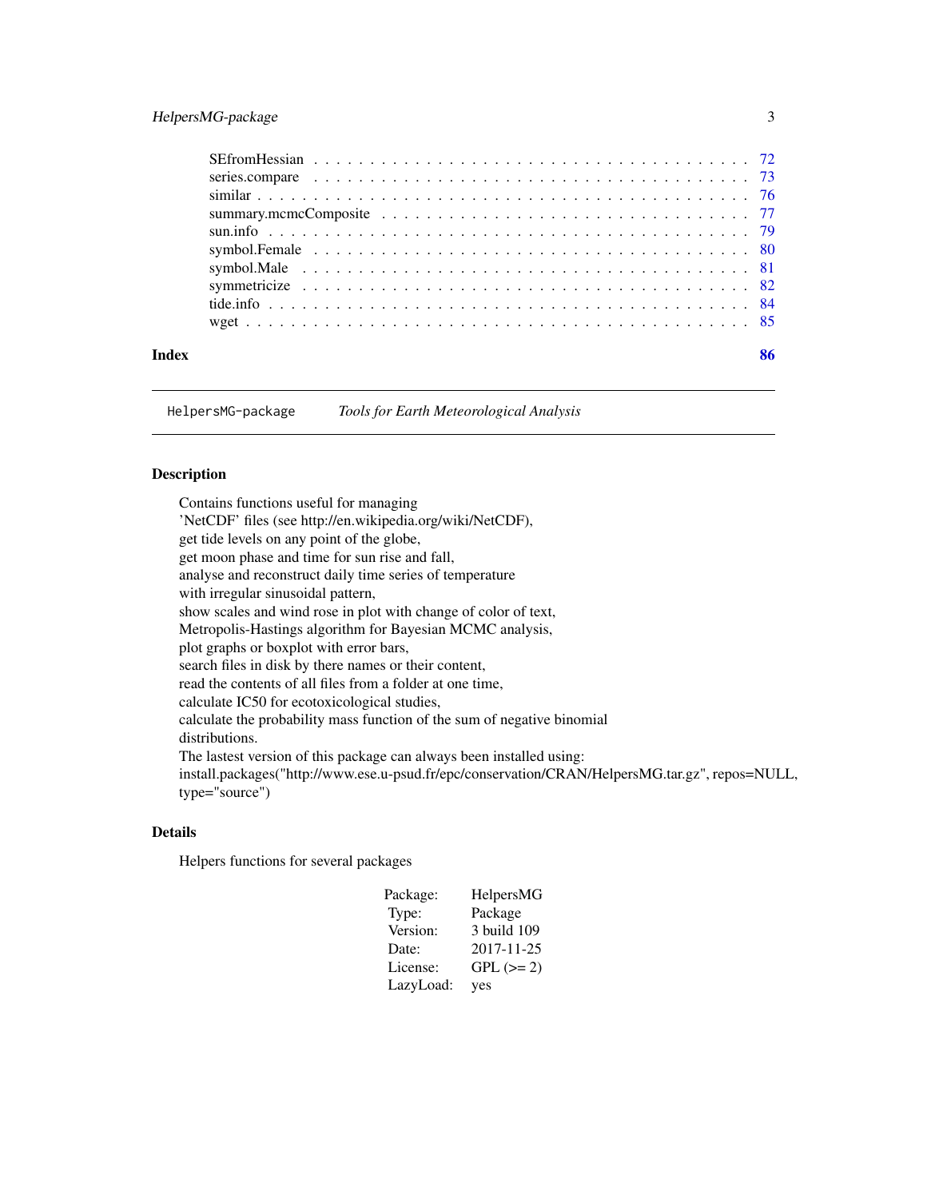SEfromHessian . . . . . . . . . . . . . . . . . . . . . . . . . . . . . . . . . . . . . 72
series.compare . . . . . . . . . . . . . . . . . . . . . . . . . . . . . . . . . . . . . 73
similar . . . . . . . . . . . . . . . . . . . . . . . . . . . . . . . . . . . . . . . . . 76
summary.mcmcComposite . . . . . . . . . . . . . . . . . . . . . . . . . . . . . . . . 77
sun.info . . . . . . . . . . . . . . . . . . . . . . . . . . . . . . . . . . . . . . . . 79
symbol.Female . . . . . . . . . . . . . . . . . . . . . . . . . . . . . . . . . . . . . 80
symbol.Male . . . . . . . . . . . . . . . . . . . . . . . . . . . . . . . . . . . . . . 81
symmetricize . . . . . . . . . . . . . . . . . . . . . . . . . . . . . . . . . . . . . . 82
tide.info . . . . . . . . . . . . . . . . . . . . . . . . . . . . . . . . . . . . . . . . 84
wget . . . . . . . . . . . . . . . . . . . . . . . . . . . . . . . . . . . . . . . . . . 85

**Index** **86**

---

`HelpersMG-package` *Tools for Earth Meteorological Analysis*

---

## Description

Contains functions useful for managing
'NetCDF' files (see http://en.wikipedia.org/wiki/NetCDF),
get tide levels on any point of the globe,
get moon phase and time for sun rise and fall,
analyse and reconstruct daily time series of temperature
with irregular sinusoidal pattern,
show scales and wind rose in plot with change of color of text,
Metropolis-Hastings algorithm for Bayesian MCMC analysis,
plot graphs or boxplot with error bars,
search files in disk by there names or their content,
read the contents of all files from a folder at one time,
calculate IC50 for ecotoxicological studies,
calculate the probability mass function of the sum of negative binomial
distributions.
The lastest version of this package can always been installed using:
install.packages("http://www.ese.u-psud.fr/epc/conservation/CRAN/HelpersMG.tar.gz", repos=NULL,
type="source")

## Details

Helpers functions for several packages

| | |
|---|---|
| Package: | HelpersMG |
| Type: | Package |
| Version: | 3 build 109 |
| Date: | 2017-11-25 |
| License: | GPL (>= 2) |
| LazyLoad: | yes |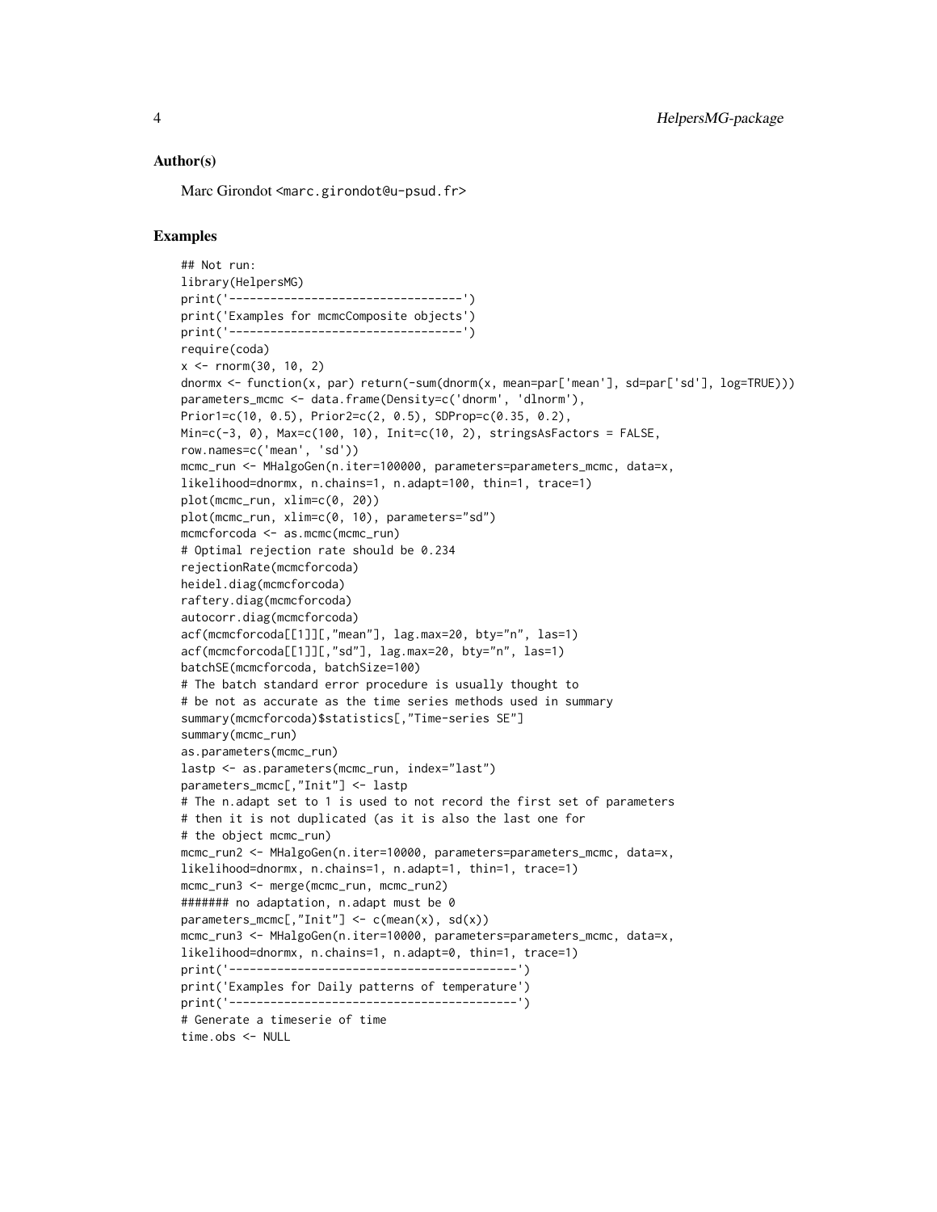## Author(s)

Marc Girondot <marc.girondot@u-psud.fr>

## Examples

```
## Not run:
library(HelpersMG)
print('----------------------------------')
print('Examples for mcmcComposite objects')
print('----------------------------------')
require(coda)
x <- rnorm(30, 10, 2)
dnormx <- function(x, par) return(-sum(dnorm(x, mean=par['mean'], sd=par['sd'], log=TRUE)))
parameters_mcmc <- data.frame(Density=c('dnorm', 'dlnorm'),
Prior1=c(10, 0.5), Prior2=c(2, 0.5), SDProp=c(0.35, 0.2),
Min=c(-3, 0), Max=c(100, 10), Init=c(10, 2), stringsAsFactors = FALSE,
row.names=c('mean', 'sd'))
mcmc_run <- MHalgoGen(n.iter=100000, parameters=parameters_mcmc, data=x,
likelihood=dnormx, n.chains=1, n.adapt=100, thin=1, trace=1)
plot(mcmc_run, xlim=c(0, 20))
plot(mcmc_run, xlim=c(0, 10), parameters="sd")
mcmcforcoda <- as.mcmc(mcmc_run)
# Optimal rejection rate should be 0.234
rejectionRate(mcmcforcoda)
heidel.diag(mcmcforcoda)
raftery.diag(mcmcforcoda)
autocorr.diag(mcmcforcoda)
acf(mcmcforcoda[[1]][,"mean"], lag.max=20, bty="n", las=1)
acf(mcmcforcoda[[1]][,"sd"], lag.max=20, bty="n", las=1)
batchSE(mcmcforcoda, batchSize=100)
# The batch standard error procedure is usually thought to
# be not as accurate as the time series methods used in summary
summary(mcmcforcoda)$statistics[,"Time-series SE"]
summary(mcmc_run)
as.parameters(mcmc_run)
lastp <- as.parameters(mcmc_run, index="last")
parameters_mcmc[,"Init"] <- lastp
# The n.adapt set to 1 is used to not record the first set of parameters
# then it is not duplicated (as it is also the last one for
# the object mcmc_run)
mcmc_run2 <- MHalgoGen(n.iter=10000, parameters=parameters_mcmc, data=x,
likelihood=dnormx, n.chains=1, n.adapt=1, thin=1, trace=1)
mcmc_run3 <- merge(mcmc_run, mcmc_run2)
####### no adaptation, n.adapt must be 0
parameters_mcmc[,"Init"] <- c(mean(x), sd(x))
mcmc_run3 <- MHalgoGen(n.iter=10000, parameters=parameters_mcmc, data=x,
likelihood=dnormx, n.chains=1, n.adapt=0, thin=1, trace=1)
print('-----------------------------------------')
print('Examples for Daily patterns of temperature')
print('-----------------------------------------')
# Generate a timeserie of time
time.obs <- NULL
```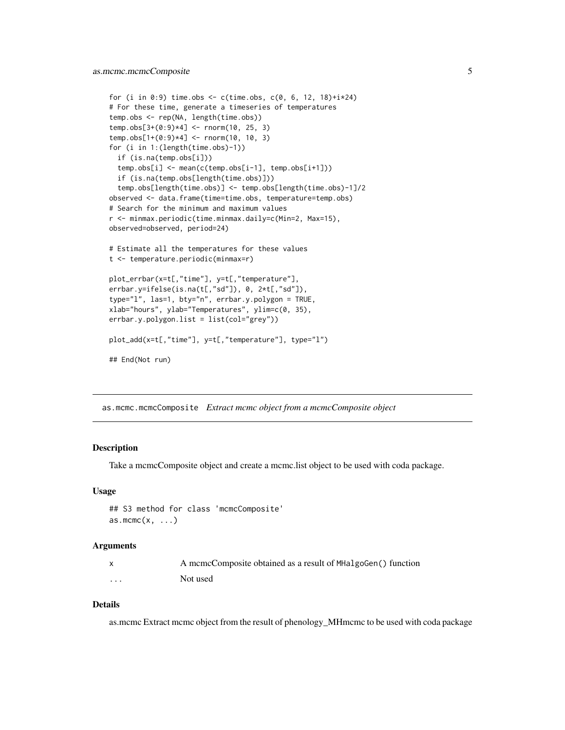```
for (i in 0:9) time.obs <- c(time.obs, c(0, 6, 12, 18)+i*24)
# For these time, generate a timeseries of temperatures
temp.obs <- rep(NA, length(time.obs))
temp.obs[3+(0:9)*4] <- rnorm(10, 25, 3)
temp.obs[1+(0:9)*4] <- rnorm(10, 10, 3)
for (i in 1:(length(time.obs)-1))
  if (is.na(temp.obs[i]))
  temp.obs[i] <- mean(c(temp.obs[i-1], temp.obs[i+1]))
  if (is.na(temp.obs[length(time.obs)]))
  temp.obs[length(time.obs)] <- temp.obs[length(time.obs)-1]/2
observed <- data.frame(time=time.obs, temperature=temp.obs)
# Search for the minimum and maximum values
r <- minmax.periodic(time.minmax.daily=c(Min=2, Max=15),
observed=observed, period=24)

# Estimate all the temperatures for these values
t <- temperature.periodic(minmax=r)

plot_errbar(x=t[,"time"], y=t[,"temperature"],
errbar.y=ifelse(is.na(t[,"sd"]), 0, 2*t[,"sd"]),
type="l", las=1, bty="n", errbar.y.polygon = TRUE,
xlab="hours", ylab="Temperatures", ylim=c(0, 35),
errbar.y.polygon.list = list(col="grey"))

plot_add(x=t[,"time"], y=t[,"temperature"], type="l")

## End(Not run)
```

---

## as.mcmc.mcmcComposite — *Extract mcmc object from a mcmcComposite object*

### Description

Take a mcmcComposite object and create a mcmc.list object to be used with coda package.

### Usage

```
## S3 method for class 'mcmcComposite'
as.mcmc(x, ...)
```

### Arguments

| | |
|---|---|
| x | A mcmcComposite obtained as a result of `MHalgoGen()` function |
| ... | Not used |

### Details

as.mcmc Extract mcmc object from the result of phenology_MHmcmc to be used with coda package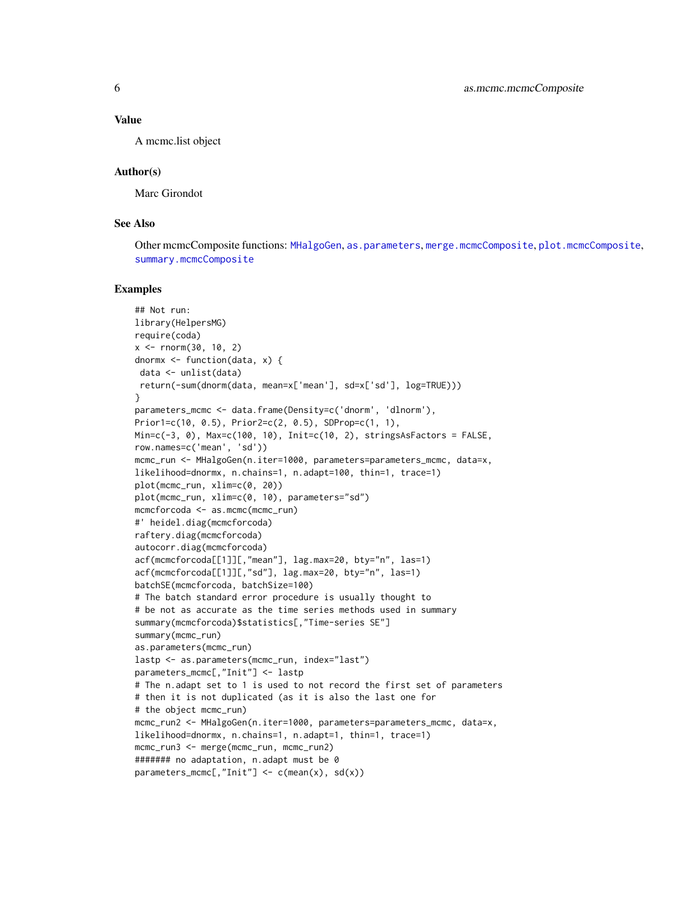## Value

A mcmc.list object

## Author(s)

Marc Girondot

## See Also

Other mcmcComposite functions: MHalgoGen, as.parameters, merge.mcmcComposite, plot.mcmcComposite, summary.mcmcComposite

## Examples

```
## Not run:
library(HelpersMG)
require(coda)
x <- rnorm(30, 10, 2)
dnormx <- function(data, x) {
 data <- unlist(data)
 return(-sum(dnorm(data, mean=x['mean'], sd=x['sd'], log=TRUE)))
}
parameters_mcmc <- data.frame(Density=c('dnorm', 'dlnorm'),
Prior1=c(10, 0.5), Prior2=c(2, 0.5), SDProp=c(1, 1),
Min=c(-3, 0), Max=c(100, 10), Init=c(10, 2), stringsAsFactors = FALSE,
row.names=c('mean', 'sd'))
mcmc_run <- MHalgoGen(n.iter=1000, parameters=parameters_mcmc, data=x,
likelihood=dnormx, n.chains=1, n.adapt=100, thin=1, trace=1)
plot(mcmc_run, xlim=c(0, 20))
plot(mcmc_run, xlim=c(0, 10), parameters="sd")
mcmcforcoda <- as.mcmc(mcmc_run)
#' heidel.diag(mcmcforcoda)
raftery.diag(mcmcforcoda)
autocorr.diag(mcmcforcoda)
acf(mcmcforcoda[[1]][,"mean"], lag.max=20, bty="n", las=1)
acf(mcmcforcoda[[1]][,"sd"], lag.max=20, bty="n", las=1)
batchSE(mcmcforcoda, batchSize=100)
# The batch standard error procedure is usually thought to
# be not as accurate as the time series methods used in summary
summary(mcmcforcoda)$statistics[,"Time-series SE"]
summary(mcmc_run)
as.parameters(mcmc_run)
lastp <- as.parameters(mcmc_run, index="last")
parameters_mcmc[,"Init"] <- lastp
# The n.adapt set to 1 is used to not record the first set of parameters
# then it is not duplicated (as it is also the last one for
# the object mcmc_run)
mcmc_run2 <- MHalgoGen(n.iter=1000, parameters=parameters_mcmc, data=x,
likelihood=dnormx, n.chains=1, n.adapt=1, thin=1, trace=1)
mcmc_run3 <- merge(mcmc_run, mcmc_run2)
####### no adaptation, n.adapt must be 0
parameters_mcmc[,"Init"] <- c(mean(x), sd(x))
```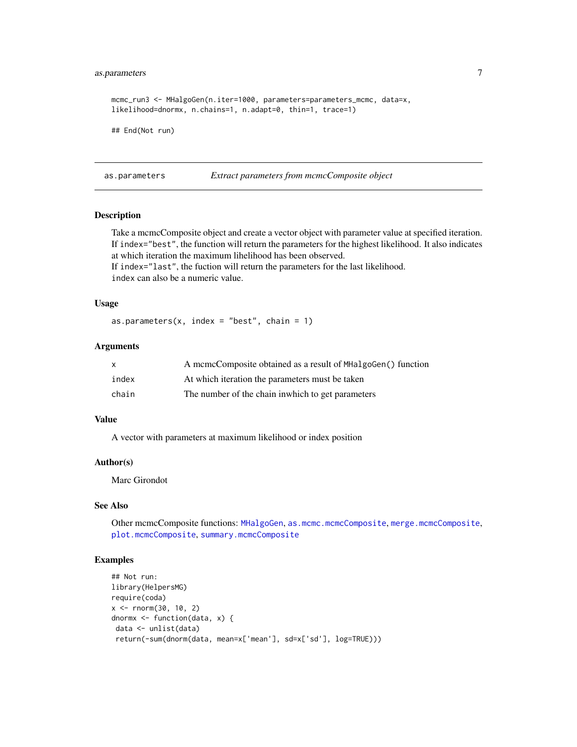```
mcmc_run3 <- MHalgoGen(n.iter=1000, parameters=parameters_mcmc, data=x,
likelihood=dnormx, n.chains=1, n.adapt=0, thin=1, trace=1)

## End(Not run)
```

## as.parameters — *Extract parameters from mcmcComposite object*

### Description

Take a mcmcComposite object and create a vector object with parameter value at specified iteration.
If `index="best"`, the function will return the parameters for the highest likelihood. It also indicates at which iteration the maximum lihelihood has been observed.
If `index="last"`, the fuction will return the parameters for the last likelihood.
`index` can also be a numeric value.

### Usage

```
as.parameters(x, index = "best", chain = 1)
```

### Arguments

| | |
|---|---|
| `x` | A mcmcComposite obtained as a result of `MHalgoGen()` function |
| `index` | At which iteration the parameters must be taken |
| `chain` | The number of the chain inwhich to get parameters |

### Value

A vector with parameters at maximum likelihood or index position

### Author(s)

Marc Girondot

### See Also

Other mcmcComposite functions: `MHalgoGen`, `as.mcmc.mcmcComposite`, `merge.mcmcComposite`, `plot.mcmcComposite`, `summary.mcmcComposite`

### Examples

```
## Not run:
library(HelpersMG)
require(coda)
x <- rnorm(30, 10, 2)
dnormx <- function(data, x) {
 data <- unlist(data)
 return(-sum(dnorm(data, mean=x['mean'], sd=x['sd'], log=TRUE)))
```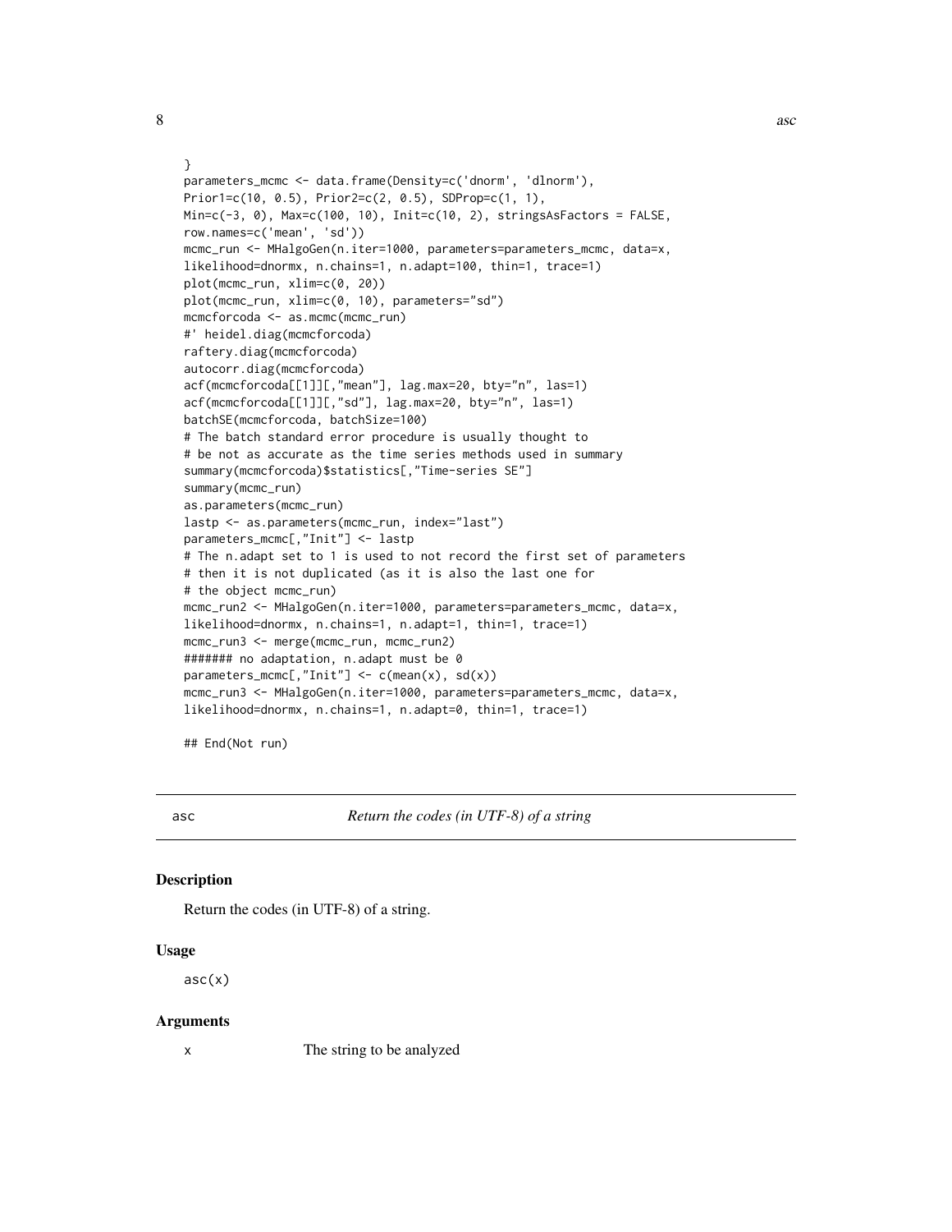```
}
parameters_mcmc <- data.frame(Density=c('dnorm', 'dlnorm'),
Prior1=c(10, 0.5), Prior2=c(2, 0.5), SDProp=c(1, 1),
Min=c(-3, 0), Max=c(100, 10), Init=c(10, 2), stringsAsFactors = FALSE,
row.names=c('mean', 'sd'))
mcmc_run <- MHalgoGen(n.iter=1000, parameters=parameters_mcmc, data=x,
likelihood=dnormx, n.chains=1, n.adapt=100, thin=1, trace=1)
plot(mcmc_run, xlim=c(0, 20))
plot(mcmc_run, xlim=c(0, 10), parameters="sd")
mcmcforcoda <- as.mcmc(mcmc_run)
#' heidel.diag(mcmcforcoda)
raftery.diag(mcmcforcoda)
autocorr.diag(mcmcforcoda)
acf(mcmcforcoda[[1]][,"mean"], lag.max=20, bty="n", las=1)
acf(mcmcforcoda[[1]][,"sd"], lag.max=20, bty="n", las=1)
batchSE(mcmcforcoda, batchSize=100)
# The batch standard error procedure is usually thought to
# be not as accurate as the time series methods used in summary
summary(mcmcforcoda)$statistics[,"Time-series SE"]
summary(mcmc_run)
as.parameters(mcmc_run)
lastp <- as.parameters(mcmc_run, index="last")
parameters_mcmc[,"Init"] <- lastp
# The n.adapt set to 1 is used to not record the first set of parameters
# then it is not duplicated (as it is also the last one for
# the object mcmc_run)
mcmc_run2 <- MHalgoGen(n.iter=1000, parameters=parameters_mcmc, data=x,
likelihood=dnormx, n.chains=1, n.adapt=1, thin=1, trace=1)
mcmc_run3 <- merge(mcmc_run, mcmc_run2)
####### no adaptation, n.adapt must be 0
parameters_mcmc[,"Init"] <- c(mean(x), sd(x))
mcmc_run3 <- MHalgoGen(n.iter=1000, parameters=parameters_mcmc, data=x,
likelihood=dnormx, n.chains=1, n.adapt=0, thin=1, trace=1)

## End(Not run)
```

---

`asc` *Return the codes (in UTF-8) of a string*

---

### Description

Return the codes (in UTF-8) of a string.

### Usage

```
asc(x)
```

### Arguments

| | |
|---|---|
| x | The string to be analyzed |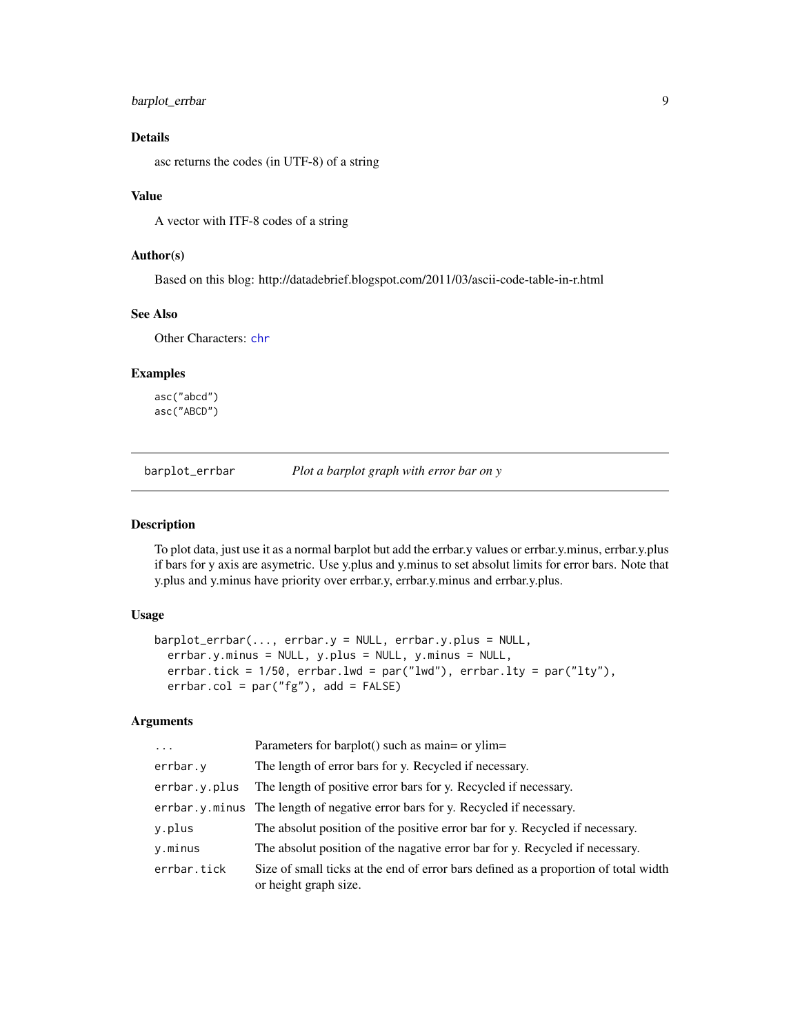### Details

asc returns the codes (in UTF-8) of a string

### Value

A vector with ITF-8 codes of a string

### Author(s)

Based on this blog: http://datadebrief.blogspot.com/2011/03/ascii-code-table-in-r.html

### See Also

Other Characters: chr

### Examples

```
asc("abcd")
asc("ABCD")
```

---

## barplot_errbar    *Plot a barplot graph with error bar on y*

---

### Description

To plot data, just use it as a normal barplot but add the errbar.y values or errbar.y.minus, errbar.y.plus if bars for y axis are asymetric. Use y.plus and y.minus to set absolut limits for error bars. Note that y.plus and y.minus have priority over errbar.y, errbar.y.minus and errbar.y.plus.

### Usage

```
barplot_errbar(..., errbar.y = NULL, errbar.y.plus = NULL,
  errbar.y.minus = NULL, y.plus = NULL, y.minus = NULL,
  errbar.tick = 1/50, errbar.lwd = par("lwd"), errbar.lty = par("lty"),
  errbar.col = par("fg"), add = FALSE)
```

### Arguments

| | |
|---|---|
| ... | Parameters for barplot() such as main= or ylim= |
| errbar.y | The length of error bars for y. Recycled if necessary. |
| errbar.y.plus | The length of positive error bars for y. Recycled if necessary. |
| errbar.y.minus | The length of negative error bars for y. Recycled if necessary. |
| y.plus | The absolut position of the positive error bar for y. Recycled if necessary. |
| y.minus | The absolut position of the nagative error bar for y. Recycled if necessary. |
| errbar.tick | Size of small ticks at the end of error bars defined as a proportion of total width or height graph size. |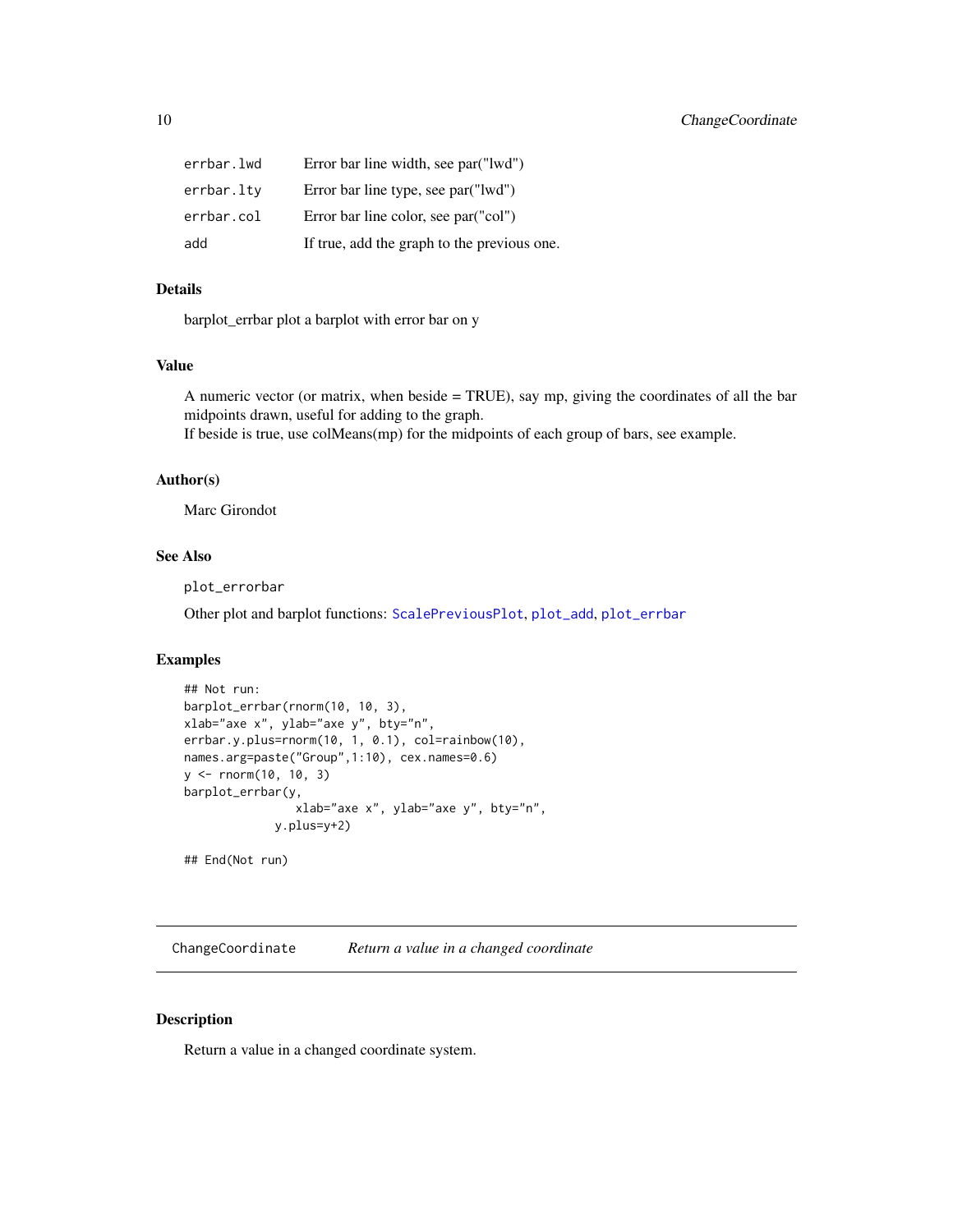| | |
|---|---|
| errbar.lwd | Error bar line width, see par("lwd") |
| errbar.lty | Error bar line type, see par("lwd") |
| errbar.col | Error bar line color, see par("col") |
| add | If true, add the graph to the previous one. |

### Details

barplot_errbar plot a barplot with error bar on y

### Value

A numeric vector (or matrix, when beside = TRUE), say mp, giving the coordinates of all the bar midpoints drawn, useful for adding to the graph.
If beside is true, use colMeans(mp) for the midpoints of each group of bars, see example.

### Author(s)

Marc Girondot

### See Also

plot_errorbar

Other plot and barplot functions: ScalePreviousPlot, plot_add, plot_errbar

### Examples

```
## Not run:
barplot_errbar(rnorm(10, 10, 3),
xlab="axe x", ylab="axe y", bty="n",
errbar.y.plus=rnorm(10, 1, 0.1), col=rainbow(10),
names.arg=paste("Group",1:10), cex.names=0.6)
y <- rnorm(10, 10, 3)
barplot_errbar(y,
                xlab="axe x", ylab="axe y", bty="n",
             y.plus=y+2)

## End(Not run)
```

## ChangeCoordinate *Return a value in a changed coordinate*

### Description

Return a value in a changed coordinate system.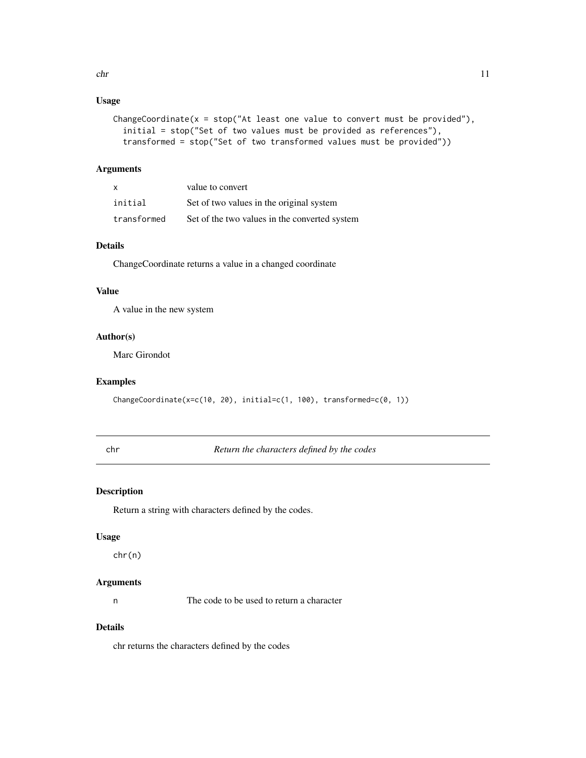### Usage

```
ChangeCoordinate(x = stop("At least one value to convert must be provided"),
  initial = stop("Set of two values must be provided as references"),
  transformed = stop("Set of two transformed values must be provided"))
```

### Arguments

| | |
|---|---|
| `x` | value to convert |
| `initial` | Set of two values in the original system |
| `transformed` | Set of the two values in the converted system |

### Details

ChangeCoordinate returns a value in a changed coordinate

### Value

A value in the new system

### Author(s)

Marc Girondot

### Examples

```
ChangeCoordinate(x=c(10, 20), initial=c(1, 100), transformed=c(0, 1))
```

---

## chr — *Return the characters defined by the codes*

---

### Description

Return a string with characters defined by the codes.

### Usage

```
chr(n)
```

### Arguments

| | |
|---|---|
| `n` | The code to be used to return a character |

### Details

chr returns the characters defined by the codes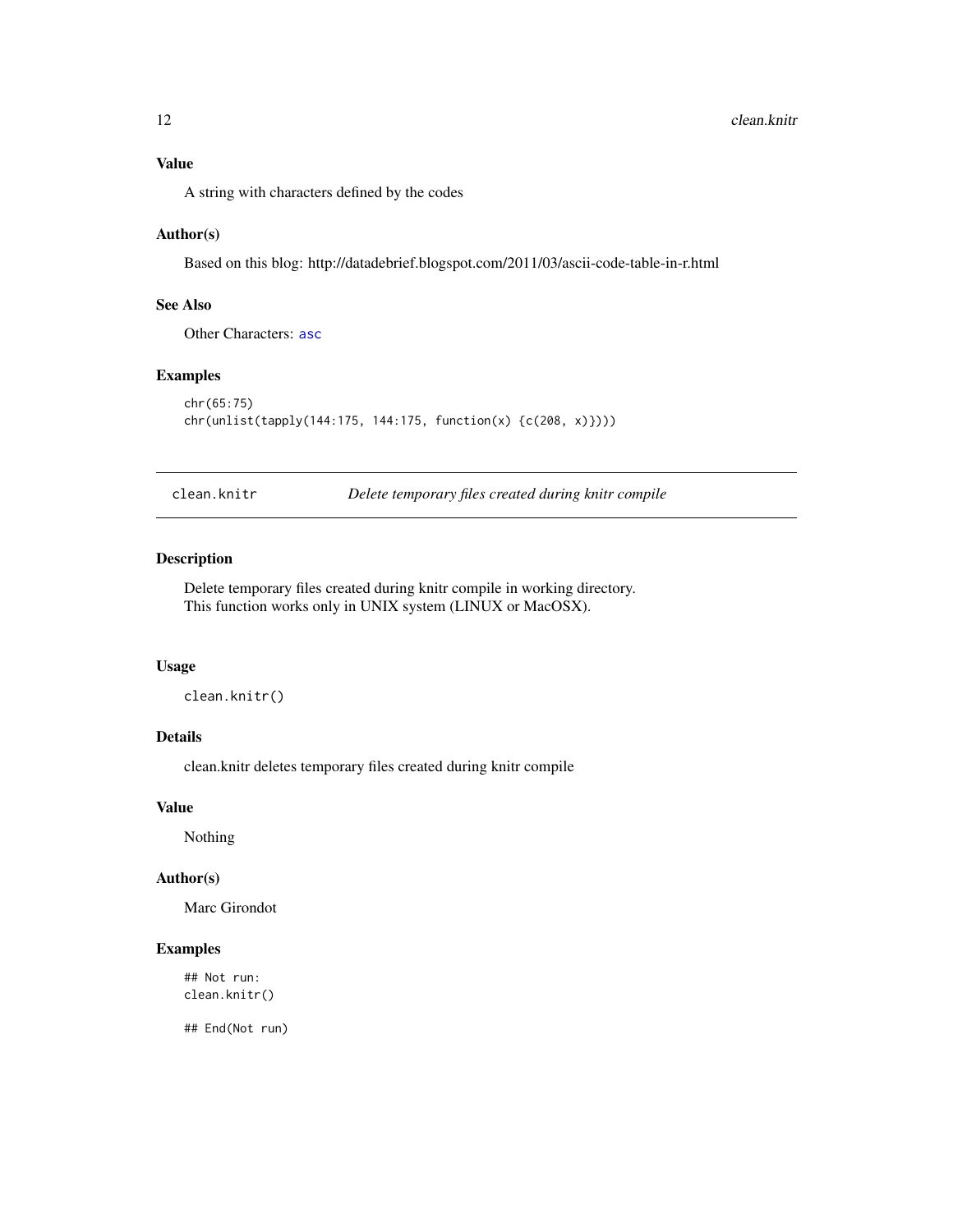### Value

A string with characters defined by the codes

### Author(s)

Based on this blog: http://datadebrief.blogspot.com/2011/03/ascii-code-table-in-r.html

### See Also

Other Characters: `asc`

### Examples

```
chr(65:75)
chr(unlist(tapply(144:175, 144:175, function(x) {c(208, x)})))
```

---

## clean.knitr — *Delete temporary files created during knitr compile*

---

### Description

Delete temporary files created during knitr compile in working directory.
This function works only in UNIX system (LINUX or MacOSX).

### Usage

```
clean.knitr()
```

### Details

clean.knitr deletes temporary files created during knitr compile

### Value

Nothing

### Author(s)

Marc Girondot

### Examples

```
## Not run:
clean.knitr()

## End(Not run)
```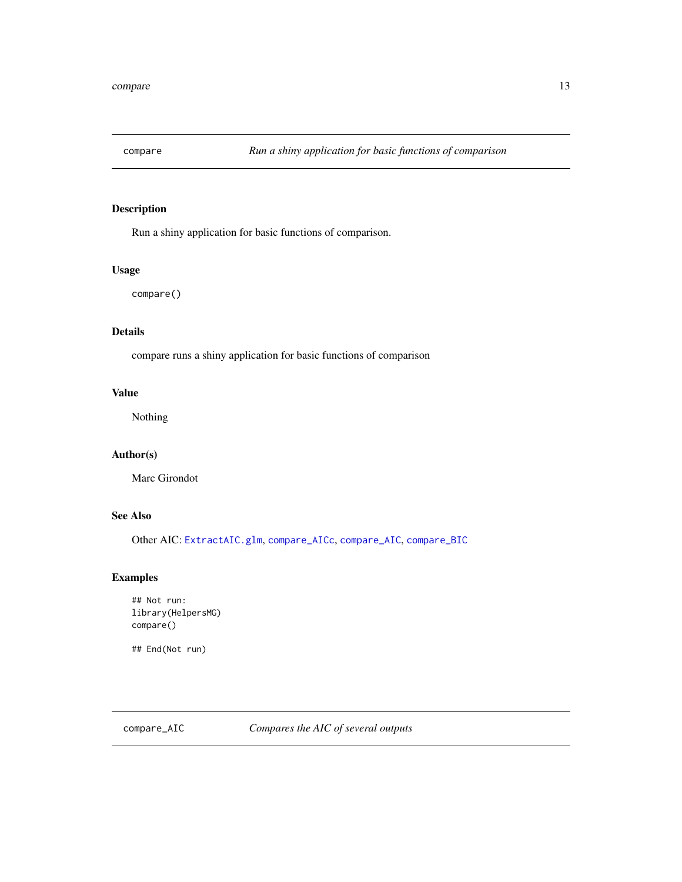## compare — *Run a shiny application for basic functions of comparison*

### Description

Run a shiny application for basic functions of comparison.

### Usage

```
compare()
```

### Details

compare runs a shiny application for basic functions of comparison

### Value

Nothing

### Author(s)

Marc Girondot

### See Also

Other AIC: `ExtractAIC.glm`, `compare_AICc`, `compare_AIC`, `compare_BIC`

### Examples

```
## Not run:
library(HelpersMG)
compare()

## End(Not run)
```

## compare_AIC — *Compares the AIC of several outputs*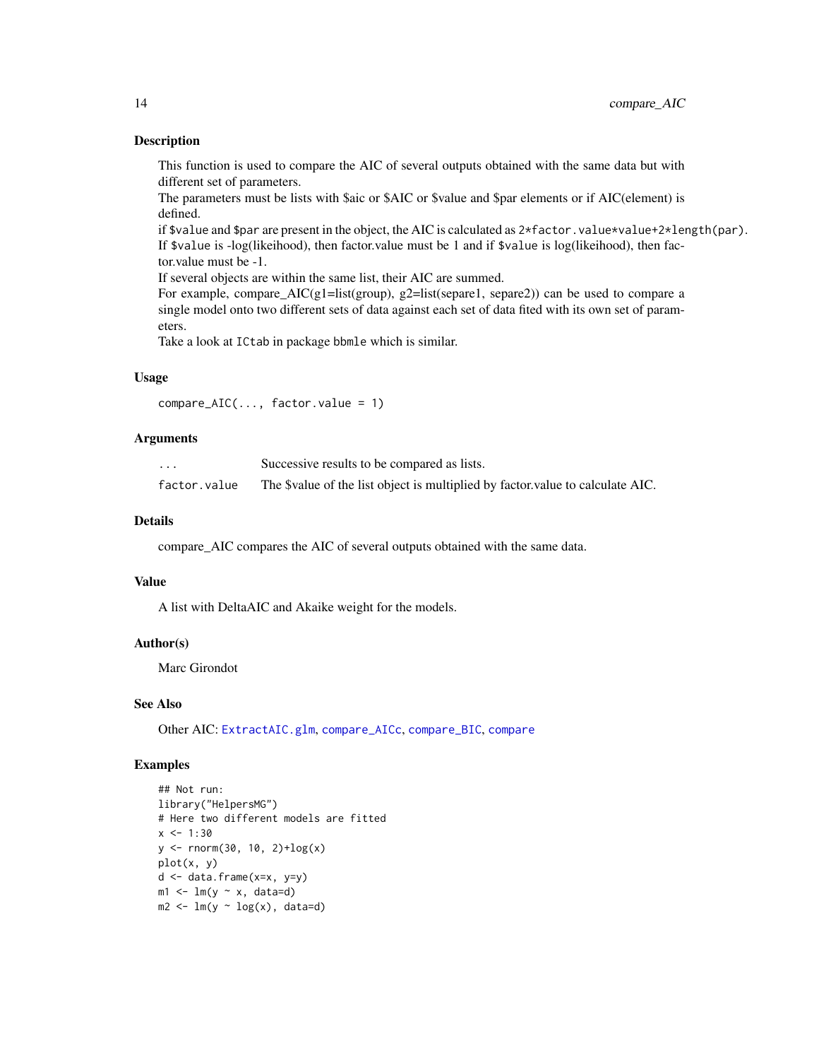## Description

This function is used to compare the AIC of several outputs obtained with the same data but with different set of parameters.
The parameters must be lists with $aic or $AIC or $value and $par elements or if AIC(element) is defined.
if `$value` and `$par` are present in the object, the AIC is calculated as `2*factor.value*value+2*length(par)`.
If `$value` is -log(likeihood), then factor.value must be 1 and if `$value` is log(likeihood), then factor.value must be -1.
If several objects are within the same list, their AIC are summed.
For example, compare_AIC(g1=list(group), g2=list(separe1, separe2)) can be used to compare a single model onto two different sets of data against each set of data fited with its own set of parameters.
Take a look at `ICtab` in package `bbmle` which is similar.

## Usage

```
compare_AIC(..., factor.value = 1)
```

## Arguments

| | |
|---|---|
| `...` | Successive results to be compared as lists. |
| `factor.value` | The $value of the list object is multiplied by factor.value to calculate AIC. |

## Details

compare_AIC compares the AIC of several outputs obtained with the same data.

## Value

A list with DeltaAIC and Akaike weight for the models.

## Author(s)

Marc Girondot

## See Also

Other AIC: `ExtractAIC.glm`, `compare_AICc`, `compare_BIC`, `compare`

## Examples

```
## Not run:
library("HelpersMG")
# Here two different models are fitted
x <- 1:30
y <- rnorm(30, 10, 2)+log(x)
plot(x, y)
d <- data.frame(x=x, y=y)
m1 <- lm(y ~ x, data=d)
m2 <- lm(y ~ log(x), data=d)
```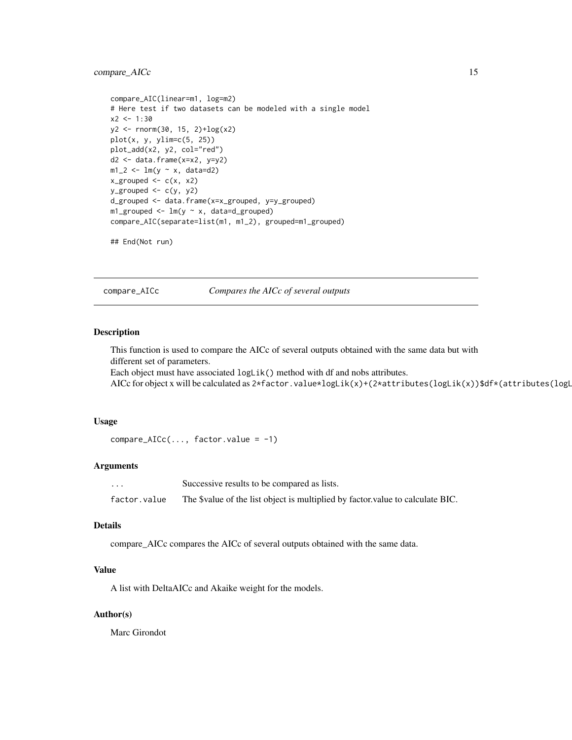```
compare_AIC(linear=m1, log=m2)
# Here test if two datasets can be modeled with a single model
x2 <- 1:30
y2 <- rnorm(30, 15, 2)+log(x2)
plot(x, y, ylim=c(5, 25))
plot_add(x2, y2, col="red")
d2 <- data.frame(x=x2, y=y2)
m1_2 <- lm(y ~ x, data=d2)
x_grouped <- c(x, x2)
y_grouped <- c(y, y2)
d_grouped <- data.frame(x=x_grouped, y=y_grouped)
m1_grouped <- lm(y ~ x, data=d_grouped)
compare_AIC(separate=list(m1, m1_2), grouped=m1_grouped)

## End(Not run)
```

## compare_AICc *Compares the AICc of several outputs*

### Description

This function is used to compare the AICc of several outputs obtained with the same data but with different set of parameters.
Each object must have associated `logLik()` method with df and nobs attributes.
AICc for object x will be calculated as `2*factor.value*logLik(x)+(2*attributes(logLik(x))$df*(attributes(logL`

### Usage

```
compare_AICc(..., factor.value = -1)
```

### Arguments

| | |
|---|---|
| `...` | Successive results to be compared as lists. |
| `factor.value` | The $value of the list object is multiplied by factor.value to calculate BIC. |

### Details

compare_AICc compares the AICc of several outputs obtained with the same data.

### Value

A list with DeltaAICc and Akaike weight for the models.

### Author(s)

Marc Girondot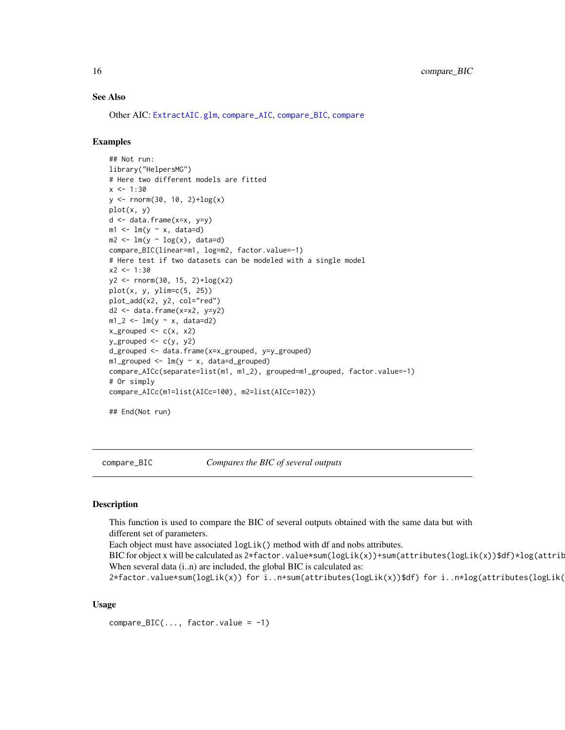### See Also

Other AIC: `ExtractAIC.glm`, `compare_AIC`, `compare_BIC`, `compare`

### Examples

```
## Not run:
library("HelpersMG")
# Here two different models are fitted
x <- 1:30
y <- rnorm(30, 10, 2)+log(x)
plot(x, y)
d <- data.frame(x=x, y=y)
m1 <- lm(y ~ x, data=d)
m2 <- lm(y ~ log(x), data=d)
compare_BIC(linear=m1, log=m2, factor.value=-1)
# Here test if two datasets can be modeled with a single model
x2 <- 1:30
y2 <- rnorm(30, 15, 2)+log(x2)
plot(x, y, ylim=c(5, 25))
plot_add(x2, y2, col="red")
d2 <- data.frame(x=x2, y=y2)
m1_2 <- lm(y ~ x, data=d2)
x_grouped <- c(x, x2)
y_grouped <- c(y, y2)
d_grouped <- data.frame(x=x_grouped, y=y_grouped)
m1_grouped <- lm(y ~ x, data=d_grouped)
compare_AICc(separate=list(m1, m1_2), grouped=m1_grouped, factor.value=-1)
# Or simply
compare_AICc(m1=list(AICc=100), m2=list(AICc=102))

## End(Not run)
```

---

## compare_BIC — *Compares the BIC of several outputs*

### Description

This function is used to compare the BIC of several outputs obtained with the same data but with different set of parameters.
Each object must have associated `logLik()` method with df and nobs attributes.
BIC for object x will be calculated as `2*factor.value*sum(logLik(x))+sum(attributes(logLik(x))$df)*log(attrib`
When several data (i..n) are included, the global BIC is calculated as:
`2*factor.value*sum(logLik(x)) for i..n+sum(attributes(logLik(x))$df) for i..n*log(attributes(logLik(`

### Usage

```
compare_BIC(..., factor.value = -1)
```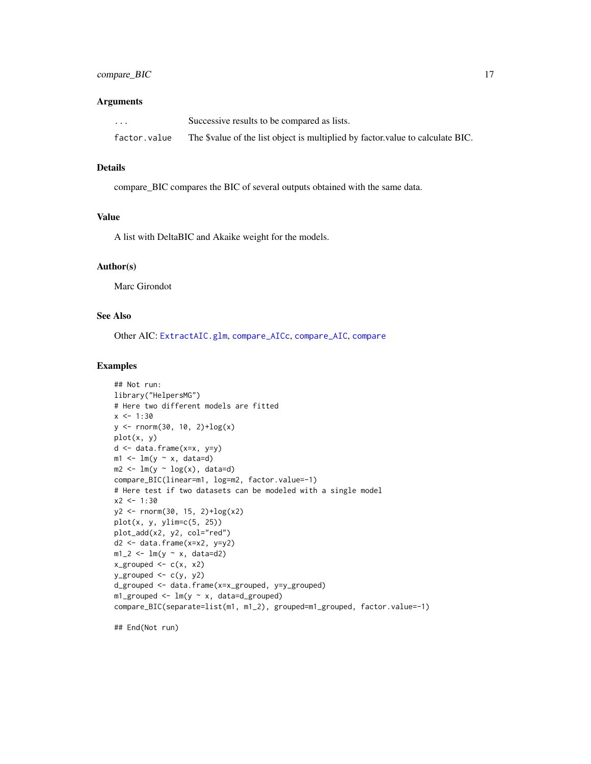### Arguments

| | |
|---|---|
| ... | Successive results to be compared as lists. |
| factor.value | The $value of the list object is multiplied by factor.value to calculate BIC. |

### Details

compare_BIC compares the BIC of several outputs obtained with the same data.

### Value

A list with DeltaBIC and Akaike weight for the models.

### Author(s)

Marc Girondot

### See Also

Other AIC: ExtractAIC.glm, compare_AICc, compare_AIC, compare

### Examples

```
## Not run:
library("HelpersMG")
# Here two different models are fitted
x <- 1:30
y <- rnorm(30, 10, 2)+log(x)
plot(x, y)
d <- data.frame(x=x, y=y)
m1 <- lm(y ~ x, data=d)
m2 <- lm(y ~ log(x), data=d)
compare_BIC(linear=m1, log=m2, factor.value=-1)
# Here test if two datasets can be modeled with a single model
x2 <- 1:30
y2 <- rnorm(30, 15, 2)+log(x2)
plot(x, y, ylim=c(5, 25))
plot_add(x2, y2, col="red")
d2 <- data.frame(x=x2, y=y2)
m1_2 <- lm(y ~ x, data=d2)
x_grouped <- c(x, x2)
y_grouped <- c(y, y2)
d_grouped <- data.frame(x=x_grouped, y=y_grouped)
m1_grouped <- lm(y ~ x, data=d_grouped)
compare_BIC(separate=list(m1, m1_2), grouped=m1_grouped, factor.value=-1)

## End(Not run)
```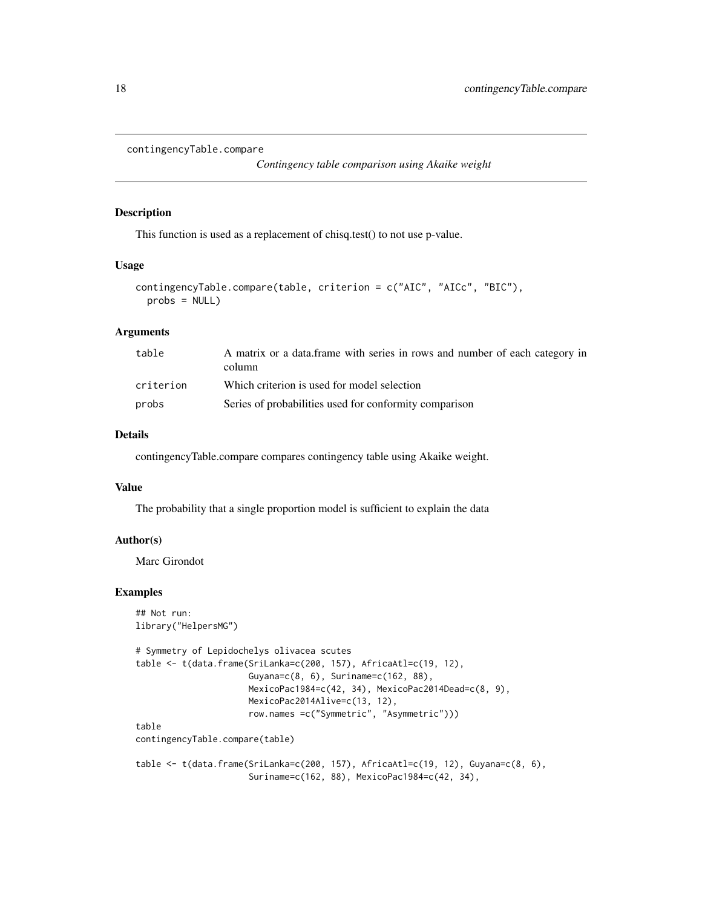# contingencyTable.compare

*Contingency table comparison using Akaike weight*

## Description

This function is used as a replacement of chisq.test() to not use p-value.

## Usage

```
contingencyTable.compare(table, criterion = c("AIC", "AICc", "BIC"),
  probs = NULL)
```

## Arguments

| | |
|---|---|
| table | A matrix or a data.frame with series in rows and number of each category in column |
| criterion | Which criterion is used for model selection |
| probs | Series of probabilities used for conformity comparison |

## Details

contingencyTable.compare compares contingency table using Akaike weight.

## Value

The probability that a single proportion model is sufficient to explain the data

## Author(s)

Marc Girondot

## Examples

```
## Not run:
library("HelpersMG")

# Symmetry of Lepidochelys olivacea scutes
table <- t(data.frame(SriLanka=c(200, 157), AfricaAtl=c(19, 12),
                      Guyana=c(8, 6), Suriname=c(162, 88),
                      MexicoPac1984=c(42, 34), MexicoPac2014Dead=c(8, 9),
                      MexicoPac2014Alive=c(13, 12),
                      row.names =c("Symmetric", "Asymmetric")))
table
contingencyTable.compare(table)

table <- t(data.frame(SriLanka=c(200, 157), AfricaAtl=c(19, 12), Guyana=c(8, 6),
                      Suriname=c(162, 88), MexicoPac1984=c(42, 34),
```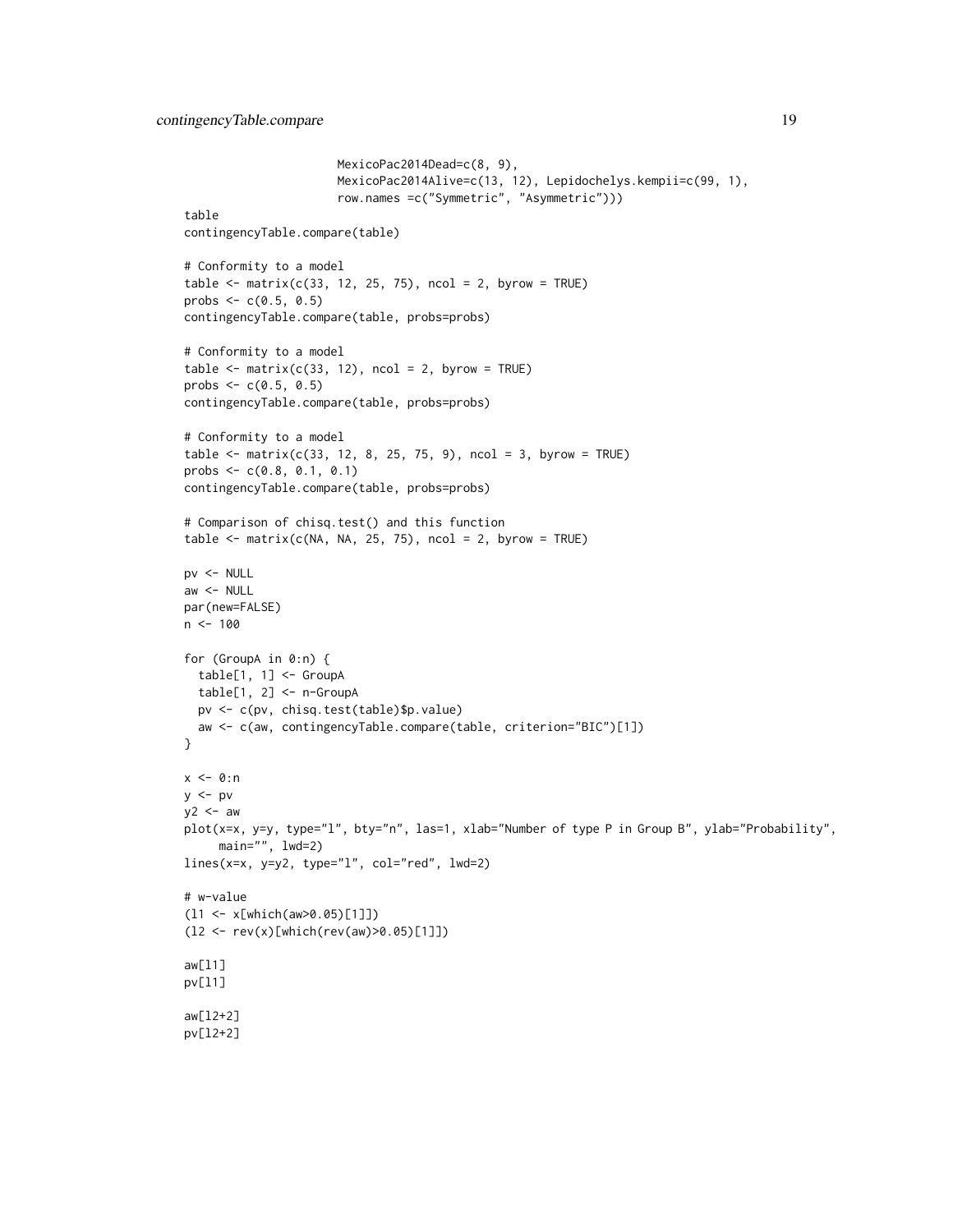```
                      MexicoPac2014Dead=c(8, 9),
                      MexicoPac2014Alive=c(13, 12), Lepidochelys.kempii=c(99, 1),
                      row.names =c("Symmetric", "Asymmetric")))
table
contingencyTable.compare(table)

# Conformity to a model
table <- matrix(c(33, 12, 25, 75), ncol = 2, byrow = TRUE)
probs <- c(0.5, 0.5)
contingencyTable.compare(table, probs=probs)

# Conformity to a model
table <- matrix(c(33, 12), ncol = 2, byrow = TRUE)
probs <- c(0.5, 0.5)
contingencyTable.compare(table, probs=probs)

# Conformity to a model
table <- matrix(c(33, 12, 8, 25, 75, 9), ncol = 3, byrow = TRUE)
probs <- c(0.8, 0.1, 0.1)
contingencyTable.compare(table, probs=probs)

# Comparison of chisq.test() and this function
table <- matrix(c(NA, NA, 25, 75), ncol = 2, byrow = TRUE)

pv <- NULL
aw <- NULL
par(new=FALSE)
n <- 100

for (GroupA in 0:n) {
  table[1, 1] <- GroupA
  table[1, 2] <- n-GroupA
  pv <- c(pv, chisq.test(table)$p.value)
  aw <- c(aw, contingencyTable.compare(table, criterion="BIC")[1])
}

x <- 0:n
y <- pv
y2 <- aw
plot(x=x, y=y, type="l", bty="n", las=1, xlab="Number of type P in Group B", ylab="Probability",
     main="", lwd=2)
lines(x=x, y=y2, type="l", col="red", lwd=2)

# w-value
(l1 <- x[which(aw>0.05)[1]])
(l2 <- rev(x)[which(rev(aw)>0.05)[1]])

aw[l1]
pv[l1]

aw[l2+2]
pv[l2+2]
```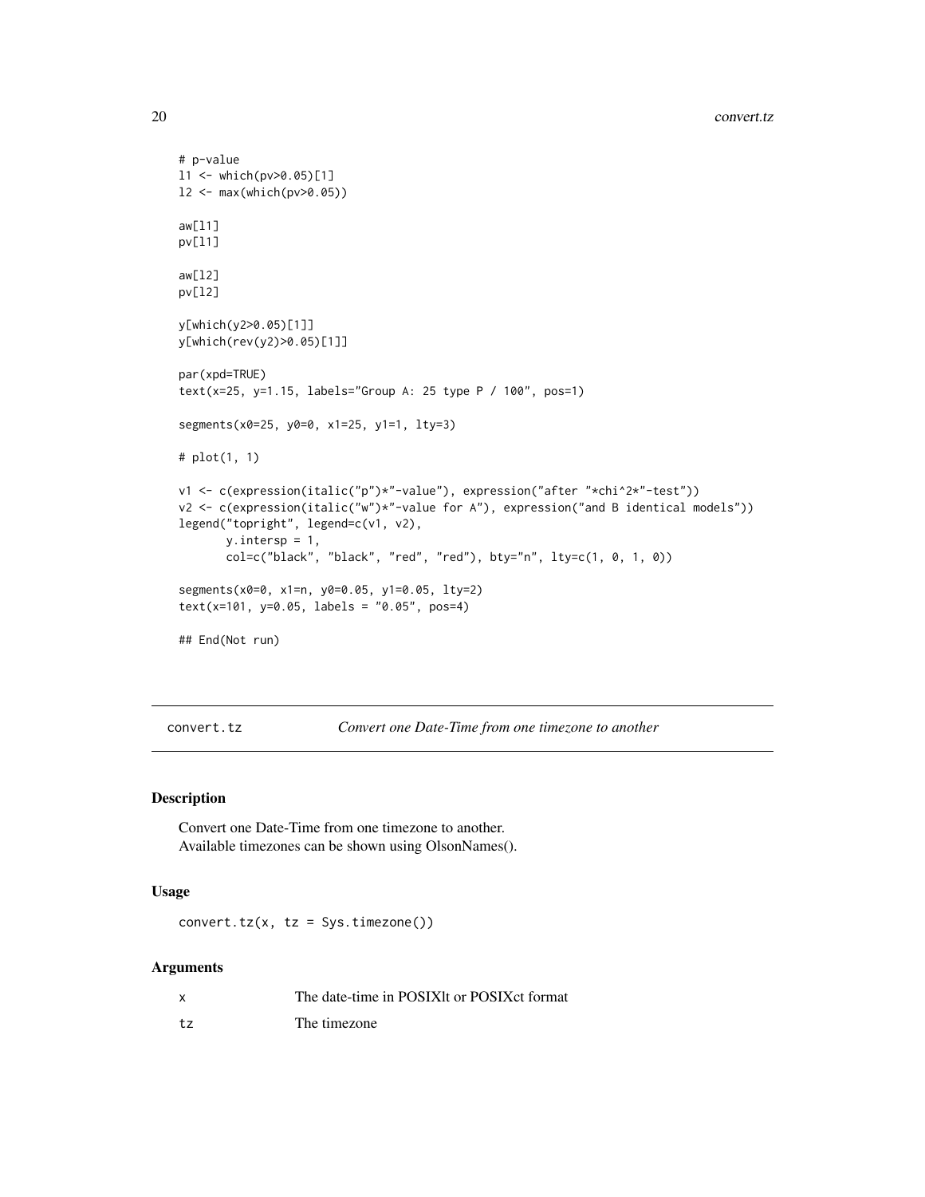```
# p-value
l1 <- which(pv>0.05)[1]
l2 <- max(which(pv>0.05))

aw[l1]
pv[l1]

aw[l2]
pv[l2]

y[which(y2>0.05)[1]]
y[which(rev(y2)>0.05)[1]]

par(xpd=TRUE)
text(x=25, y=1.15, labels="Group A: 25 type P / 100", pos=1)

segments(x0=25, y0=0, x1=25, y1=1, lty=3)

# plot(1, 1)

v1 <- c(expression(italic("p")*"-value"), expression("after "*chi^2*"-test"))
v2 <- c(expression(italic("w")*"-value for A"), expression("and B identical models"))
legend("topright", legend=c(v1, v2),
       y.intersp = 1,
       col=c("black", "black", "red", "red"), bty="n", lty=c(1, 0, 1, 0))

segments(x0=0, x1=n, y0=0.05, y1=0.05, lty=2)
text(x=101, y=0.05, labels = "0.05", pos=4)

## End(Not run)
```

---

`convert.tz` *Convert one Date-Time from one timezone to another*

---

### Description

Convert one Date-Time from one timezone to another.
Available timezones can be shown using OlsonNames().

### Usage

```
convert.tz(x, tz = Sys.timezone())
```

### Arguments

| | |
|---|---|
| x | The date-time in POSIXlt or POSIXct format |
| tz | The timezone |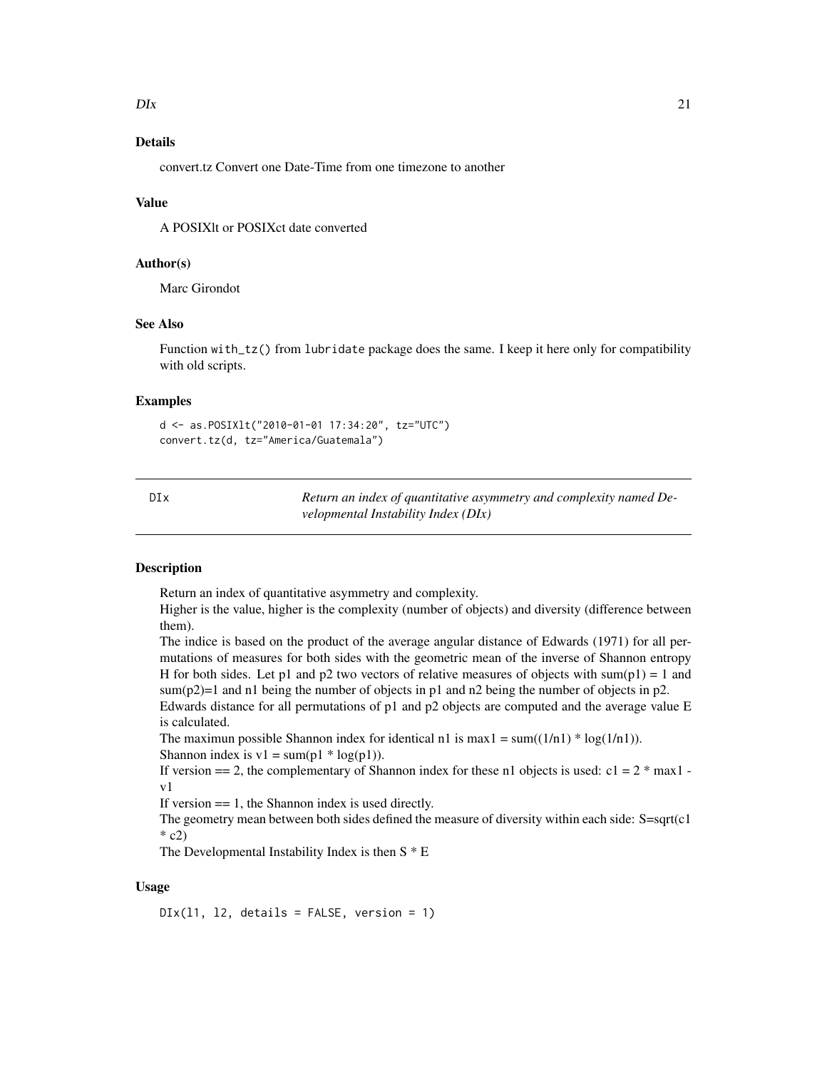### Details

convert.tz Convert one Date-Time from one timezone to another

### Value

A POSIXlt or POSIXct date converted

### Author(s)

Marc Girondot

### See Also

Function `with_tz()` from `lubridate` package does the same. I keep it here only for compatibility with old scripts.

### Examples

```
d <- as.POSIXlt("2010-01-01 17:34:20", tz="UTC")
convert.tz(d, tz="America/Guatemala")
```

---

## DIx — *Return an index of quantitative asymmetry and complexity named Developmental Instability Index (DIx)*

---

### Description

Return an index of quantitative asymmetry and complexity.
Higher is the value, higher is the complexity (number of objects) and diversity (difference between them).
The indice is based on the product of the average angular distance of Edwards (1971) for all permutations of measures for both sides with the geometric mean of the inverse of Shannon entropy H for both sides. Let p1 and p2 two vectors of relative measures of objects with sum(p1) = 1 and sum(p2)=1 and n1 being the number of objects in p1 and n2 being the number of objects in p2.
Edwards distance for all permutations of p1 and p2 objects are computed and the average value E is calculated.
The maximun possible Shannon index for identical n1 is max1 = sum((1/n1) * log(1/n1)).
Shannon index is v1 = sum(p1 * log(p1)).
If version == 2, the complementary of Shannon index for these n1 objects is used: c1 = 2 * max1 - v1
If version == 1, the Shannon index is used directly.
The geometry mean between both sides defined the measure of diversity within each side: S=sqrt(c1 * c2)
The Developmental Instability Index is then S * E

### Usage

```
DIx(l1, l2, details = FALSE, version = 1)
```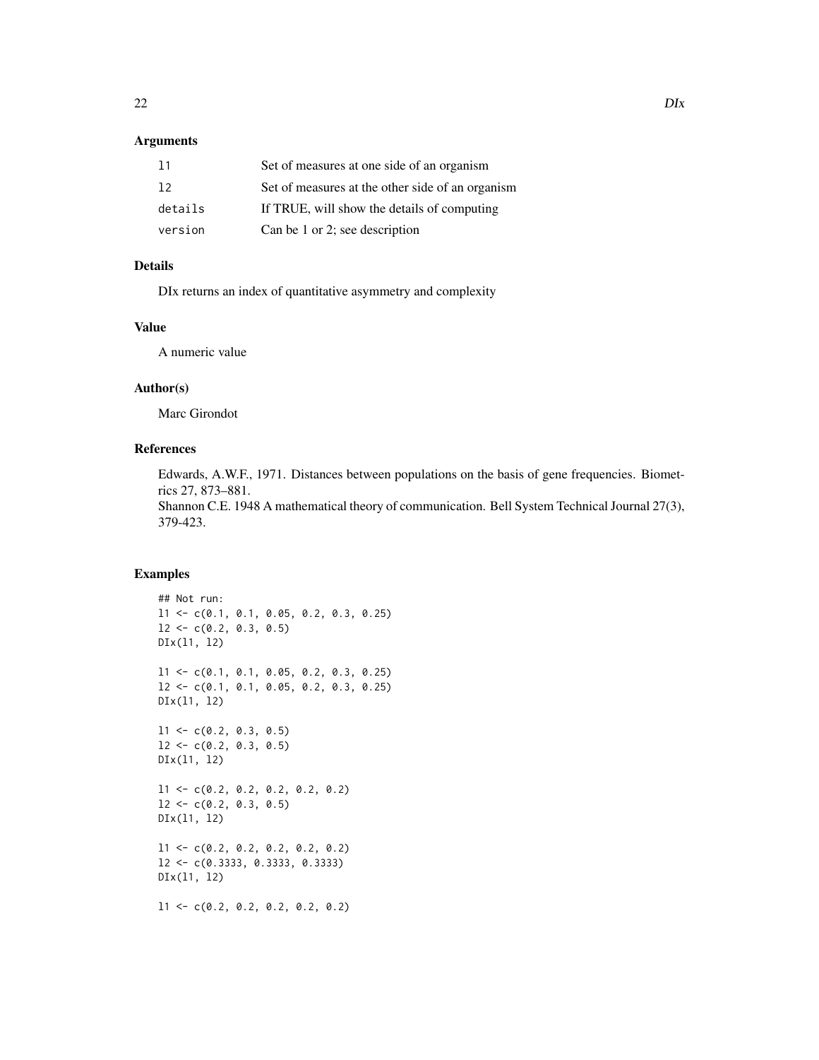## Arguments

| | |
|---|---|
| l1 | Set of measures at one side of an organism |
| l2 | Set of measures at the other side of an organism |
| details | If TRUE, will show the details of computing |
| version | Can be 1 or 2; see description |

## Details

DIx returns an index of quantitative asymmetry and complexity

## Value

A numeric value

## Author(s)

Marc Girondot

## References

Edwards, A.W.F., 1971. Distances between populations on the basis of gene frequencies. Biometrics 27, 873–881.
Shannon C.E. 1948 A mathematical theory of communication. Bell System Technical Journal 27(3), 379-423.

## Examples

```
## Not run:
l1 <- c(0.1, 0.1, 0.05, 0.2, 0.3, 0.25)
l2 <- c(0.2, 0.3, 0.5)
DIx(l1, l2)

l1 <- c(0.1, 0.1, 0.05, 0.2, 0.3, 0.25)
l2 <- c(0.1, 0.1, 0.05, 0.2, 0.3, 0.25)
DIx(l1, l2)

l1 <- c(0.2, 0.3, 0.5)
l2 <- c(0.2, 0.3, 0.5)
DIx(l1, l2)

l1 <- c(0.2, 0.2, 0.2, 0.2, 0.2)
l2 <- c(0.2, 0.3, 0.5)
DIx(l1, l2)

l1 <- c(0.2, 0.2, 0.2, 0.2, 0.2)
l2 <- c(0.3333, 0.3333, 0.3333)
DIx(l1, l2)

l1 <- c(0.2, 0.2, 0.2, 0.2, 0.2)
```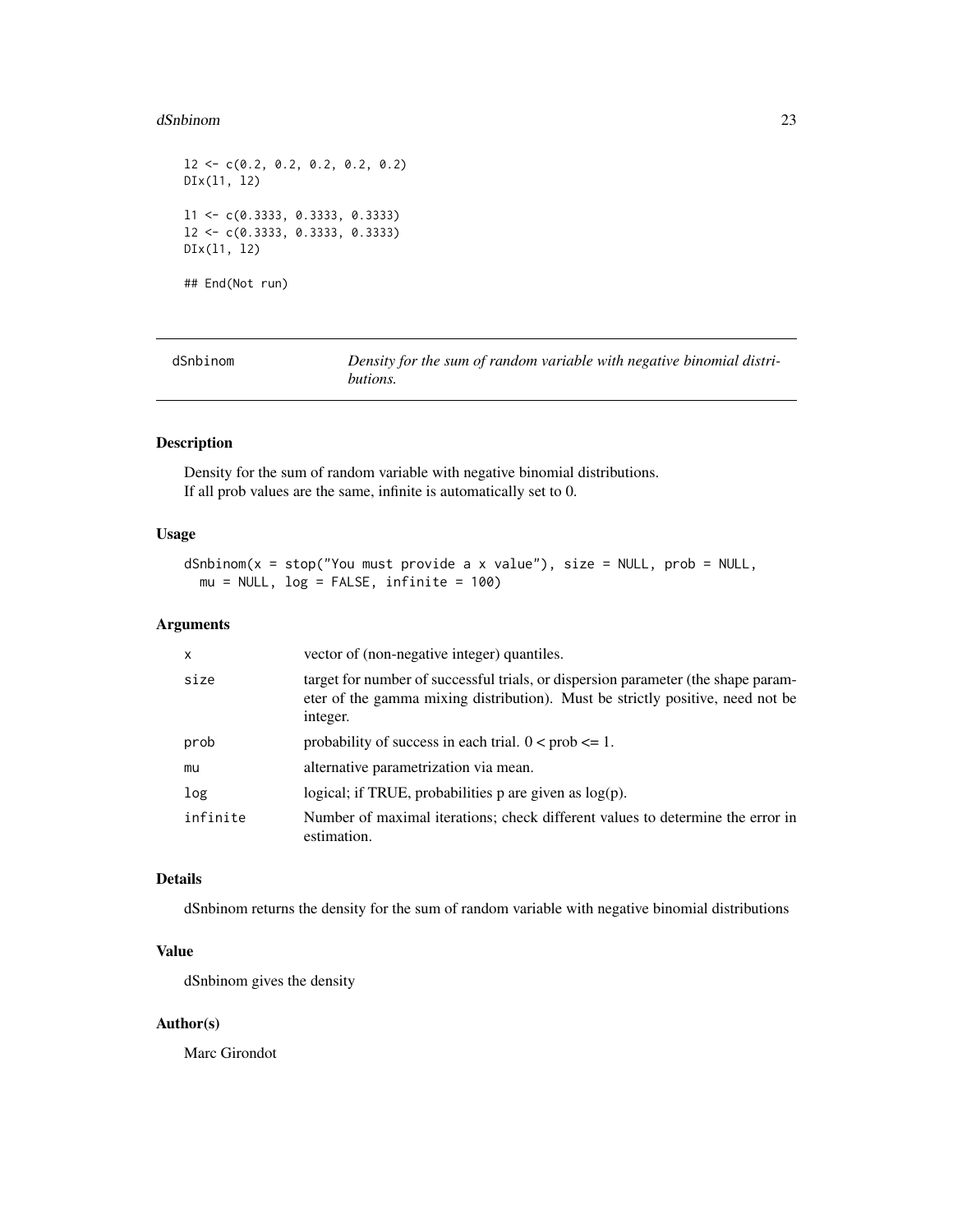```
l2 <- c(0.2, 0.2, 0.2, 0.2, 0.2)
DIx(l1, l2)

l1 <- c(0.3333, 0.3333, 0.3333)
l2 <- c(0.3333, 0.3333, 0.3333)
DIx(l1, l2)

## End(Not run)
```

## dSnbinom — *Density for the sum of random variable with negative binomial distributions.*

### Description

Density for the sum of random variable with negative binomial distributions.
If all prob values are the same, infinite is automatically set to 0.

### Usage

```
dSnbinom(x = stop("You must provide a x value"), size = NULL, prob = NULL,
  mu = NULL, log = FALSE, infinite = 100)
```

### Arguments

| | |
|---|---|
| x | vector of (non-negative integer) quantiles. |
| size | target for number of successful trials, or dispersion parameter (the shape parameter of the gamma mixing distribution). Must be strictly positive, need not be integer. |
| prob | probability of success in each trial. 0 < prob <= 1. |
| mu | alternative parametrization via mean. |
| log | logical; if TRUE, probabilities p are given as log(p). |
| infinite | Number of maximal iterations; check different values to determine the error in estimation. |

### Details

dSnbinom returns the density for the sum of random variable with negative binomial distributions

### Value

dSnbinom gives the density

### Author(s)

Marc Girondot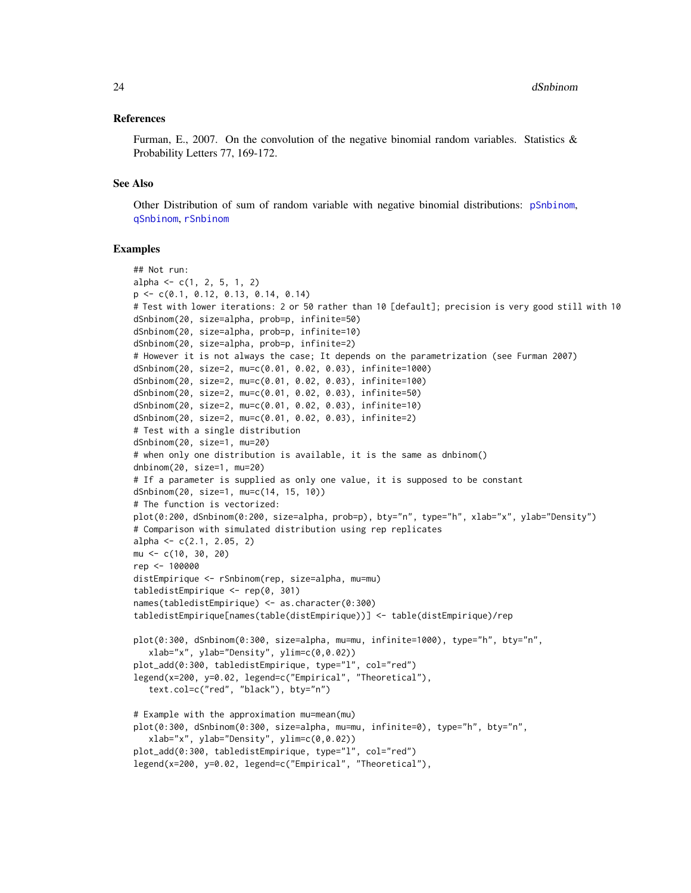## References

Furman, E., 2007. On the convolution of the negative binomial random variables. Statistics & Probability Letters 77, 169-172.

## See Also

Other Distribution of sum of random variable with negative binomial distributions: pSnbinom, qSnbinom, rSnbinom

## Examples

```
## Not run:
alpha <- c(1, 2, 5, 1, 2)
p <- c(0.1, 0.12, 0.13, 0.14, 0.14)
# Test with lower iterations: 2 or 50 rather than 10 [default]; precision is very good still with 10
dSnbinom(20, size=alpha, prob=p, infinite=50)
dSnbinom(20, size=alpha, prob=p, infinite=10)
dSnbinom(20, size=alpha, prob=p, infinite=2)
# However it is not always the case; It depends on the parametrization (see Furman 2007)
dSnbinom(20, size=2, mu=c(0.01, 0.02, 0.03), infinite=1000)
dSnbinom(20, size=2, mu=c(0.01, 0.02, 0.03), infinite=100)
dSnbinom(20, size=2, mu=c(0.01, 0.02, 0.03), infinite=50)
dSnbinom(20, size=2, mu=c(0.01, 0.02, 0.03), infinite=10)
dSnbinom(20, size=2, mu=c(0.01, 0.02, 0.03), infinite=2)
# Test with a single distribution
dSnbinom(20, size=1, mu=20)
# when only one distribution is available, it is the same as dnbinom()
dnbinom(20, size=1, mu=20)
# If a parameter is supplied as only one value, it is supposed to be constant
dSnbinom(20, size=1, mu=c(14, 15, 10))
# The function is vectorized:
plot(0:200, dSnbinom(0:200, size=alpha, prob=p), bty="n", type="h", xlab="x", ylab="Density")
# Comparison with simulated distribution using rep replicates
alpha <- c(2.1, 2.05, 2)
mu <- c(10, 30, 20)
rep <- 100000
distEmpirique <- rSnbinom(rep, size=alpha, mu=mu)
tabledistEmpirique <- rep(0, 301)
names(tabledistEmpirique) <- as.character(0:300)
tabledistEmpirique[names(table(distEmpirique))] <- table(distEmpirique)/rep

plot(0:300, dSnbinom(0:300, size=alpha, mu=mu, infinite=1000), type="h", bty="n",
   xlab="x", ylab="Density", ylim=c(0,0.02))
plot_add(0:300, tabledistEmpirique, type="l", col="red")
legend(x=200, y=0.02, legend=c("Empirical", "Theoretical"),
   text.col=c("red", "black"), bty="n")

# Example with the approximation mu=mean(mu)
plot(0:300, dSnbinom(0:300, size=alpha, mu=mu, infinite=0), type="h", bty="n",
   xlab="x", ylab="Density", ylim=c(0,0.02))
plot_add(0:300, tabledistEmpirique, type="l", col="red")
legend(x=200, y=0.02, legend=c("Empirical", "Theoretical"),
```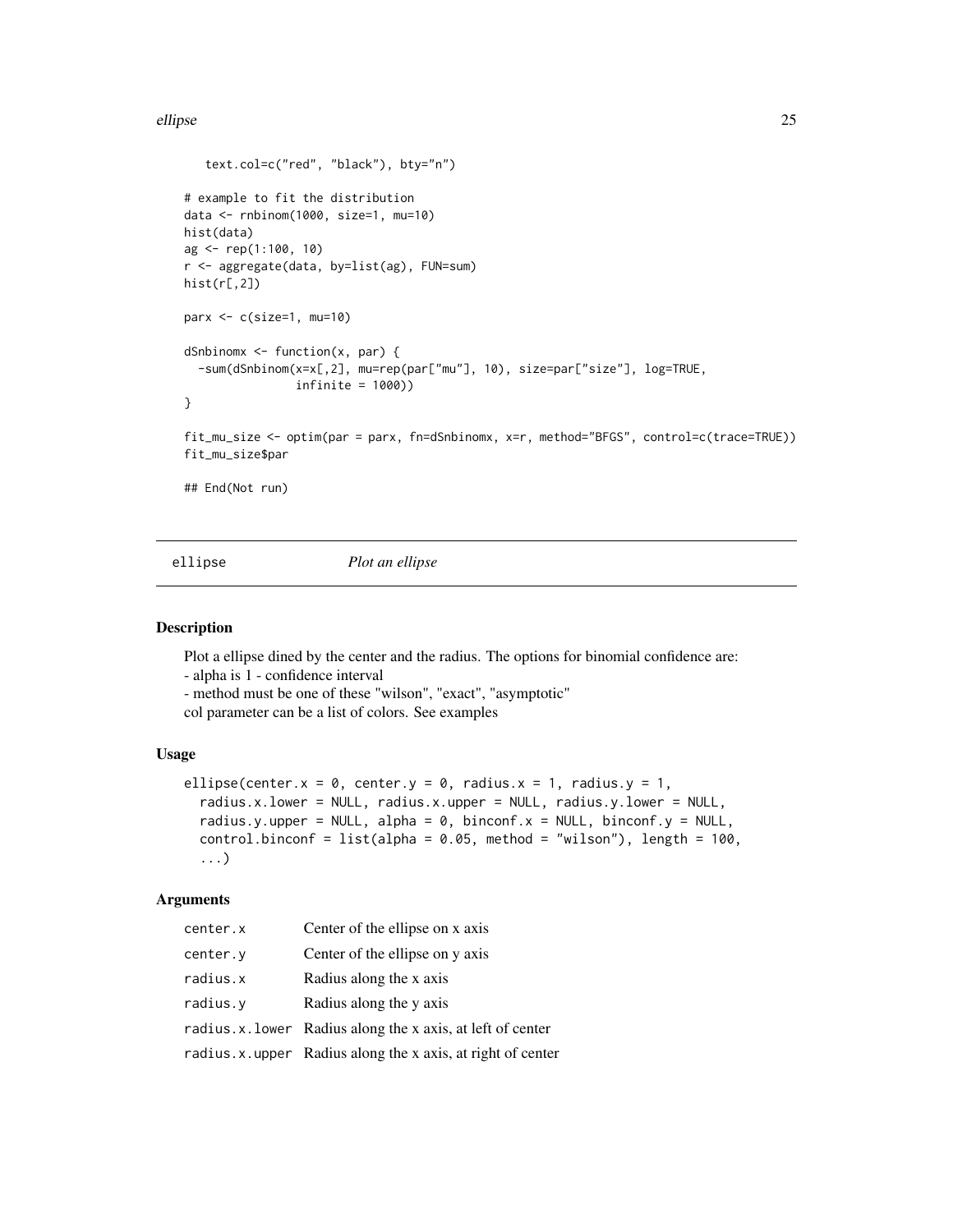```
    text.col=c("red", "black"), bty="n")

# example to fit the distribution
data <- rnbinom(1000, size=1, mu=10)
hist(data)
ag <- rep(1:100, 10)
r <- aggregate(data, by=list(ag), FUN=sum)
hist(r[,2])

parx <- c(size=1, mu=10)

dSnbinomx <- function(x, par) {
  -sum(dSnbinom(x=x[,2], mu=rep(par["mu"], 10), size=par["size"], log=TRUE,
               infinite = 1000))
}

fit_mu_size <- optim(par = parx, fn=dSnbinomx, x=r, method="BFGS", control=c(trace=TRUE))
fit_mu_size$par

## End(Not run)
```

## ellipse — *Plot an ellipse*

### Description

Plot a ellipse dined by the center and the radius. The options for binomial confidence are:
- alpha is 1 - confidence interval
- method must be one of these "wilson", "exact", "asymptotic"
col parameter can be a list of colors. See examples

### Usage

```
ellipse(center.x = 0, center.y = 0, radius.x = 1, radius.y = 1,
  radius.x.lower = NULL, radius.x.upper = NULL, radius.y.lower = NULL,
  radius.y.upper = NULL, alpha = 0, binconf.x = NULL, binconf.y = NULL,
  control.binconf = list(alpha = 0.05, method = "wilson"), length = 100,
  ...)
```

### Arguments

| | |
|---|---|
| `center.x` | Center of the ellipse on x axis |
| `center.y` | Center of the ellipse on y axis |
| `radius.x` | Radius along the x axis |
| `radius.y` | Radius along the y axis |
| `radius.x.lower` | Radius along the x axis, at left of center |
| `radius.x.upper` | Radius along the x axis, at right of center |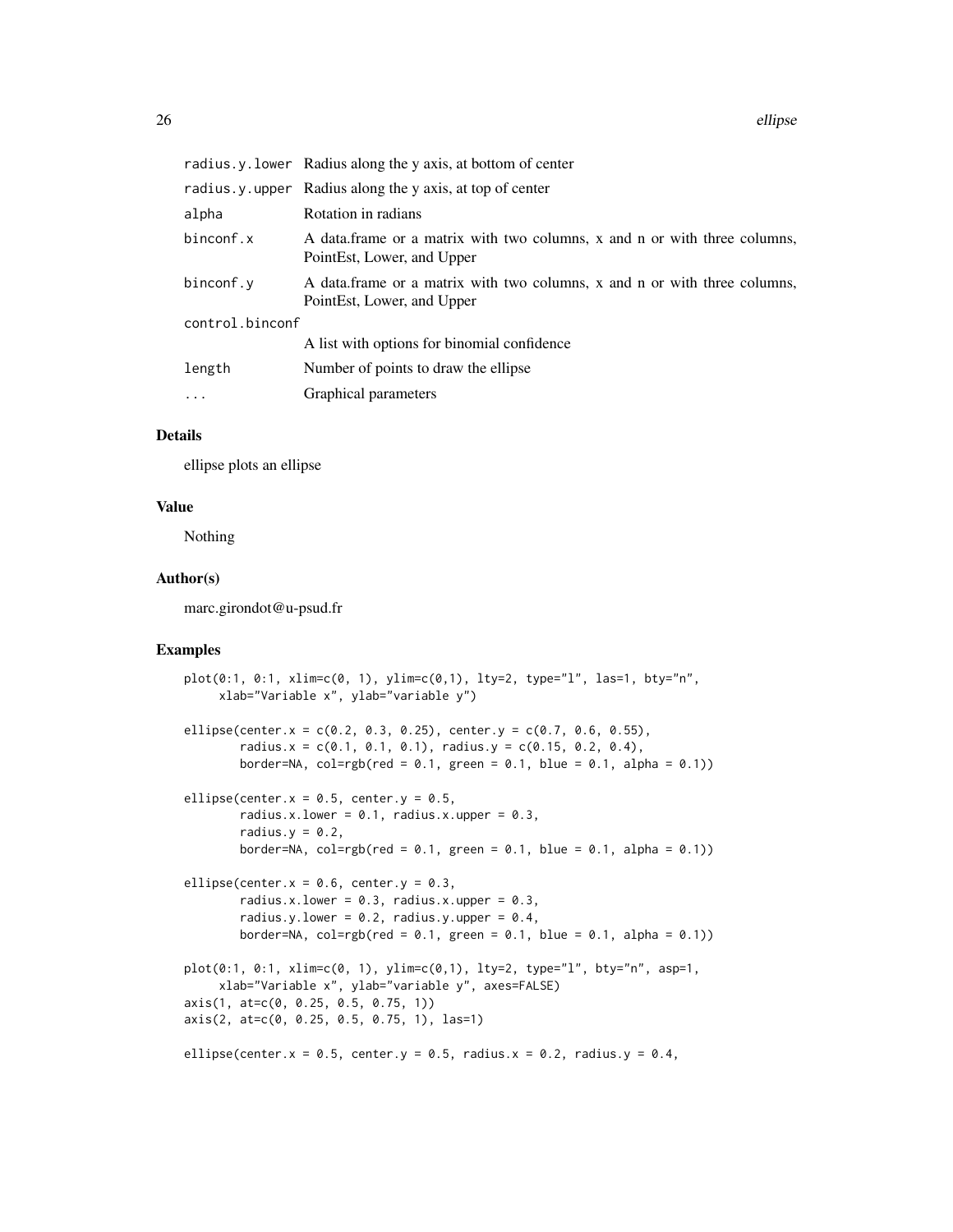| | |
|---|---|
| radius.y.lower | Radius along the y axis, at bottom of center |
| radius.y.upper | Radius along the y axis, at top of center |
| alpha | Rotation in radians |
| binconf.x | A data.frame or a matrix with two columns, x and n or with three columns, PointEst, Lower, and Upper |
| binconf.y | A data.frame or a matrix with two columns, x and n or with three columns, PointEst, Lower, and Upper |
| control.binconf | A list with options for binomial confidence |
| length | Number of points to draw the ellipse |
| ... | Graphical parameters |

### Details

ellipse plots an ellipse

### Value

Nothing

### Author(s)

marc.girondot@u-psud.fr

### Examples

```
plot(0:1, 0:1, xlim=c(0, 1), ylim=c(0,1), lty=2, type="l", las=1, bty="n",
     xlab="Variable x", ylab="variable y")

ellipse(center.x = c(0.2, 0.3, 0.25), center.y = c(0.7, 0.6, 0.55),
        radius.x = c(0.1, 0.1, 0.1), radius.y = c(0.15, 0.2, 0.4),
        border=NA, col=rgb(red = 0.1, green = 0.1, blue = 0.1, alpha = 0.1))

ellipse(center.x = 0.5, center.y = 0.5,
        radius.x.lower = 0.1, radius.x.upper = 0.3,
        radius.y = 0.2,
        border=NA, col=rgb(red = 0.1, green = 0.1, blue = 0.1, alpha = 0.1))

ellipse(center.x = 0.6, center.y = 0.3,
        radius.x.lower = 0.3, radius.x.upper = 0.3,
        radius.y.lower = 0.2, radius.y.upper = 0.4,
        border=NA, col=rgb(red = 0.1, green = 0.1, blue = 0.1, alpha = 0.1))

plot(0:1, 0:1, xlim=c(0, 1), ylim=c(0,1), lty=2, type="l", bty="n", asp=1,
     xlab="Variable x", ylab="variable y", axes=FALSE)
axis(1, at=c(0, 0.25, 0.5, 0.75, 1))
axis(2, at=c(0, 0.25, 0.5, 0.75, 1), las=1)

ellipse(center.x = 0.5, center.y = 0.5, radius.x = 0.2, radius.y = 0.4,
```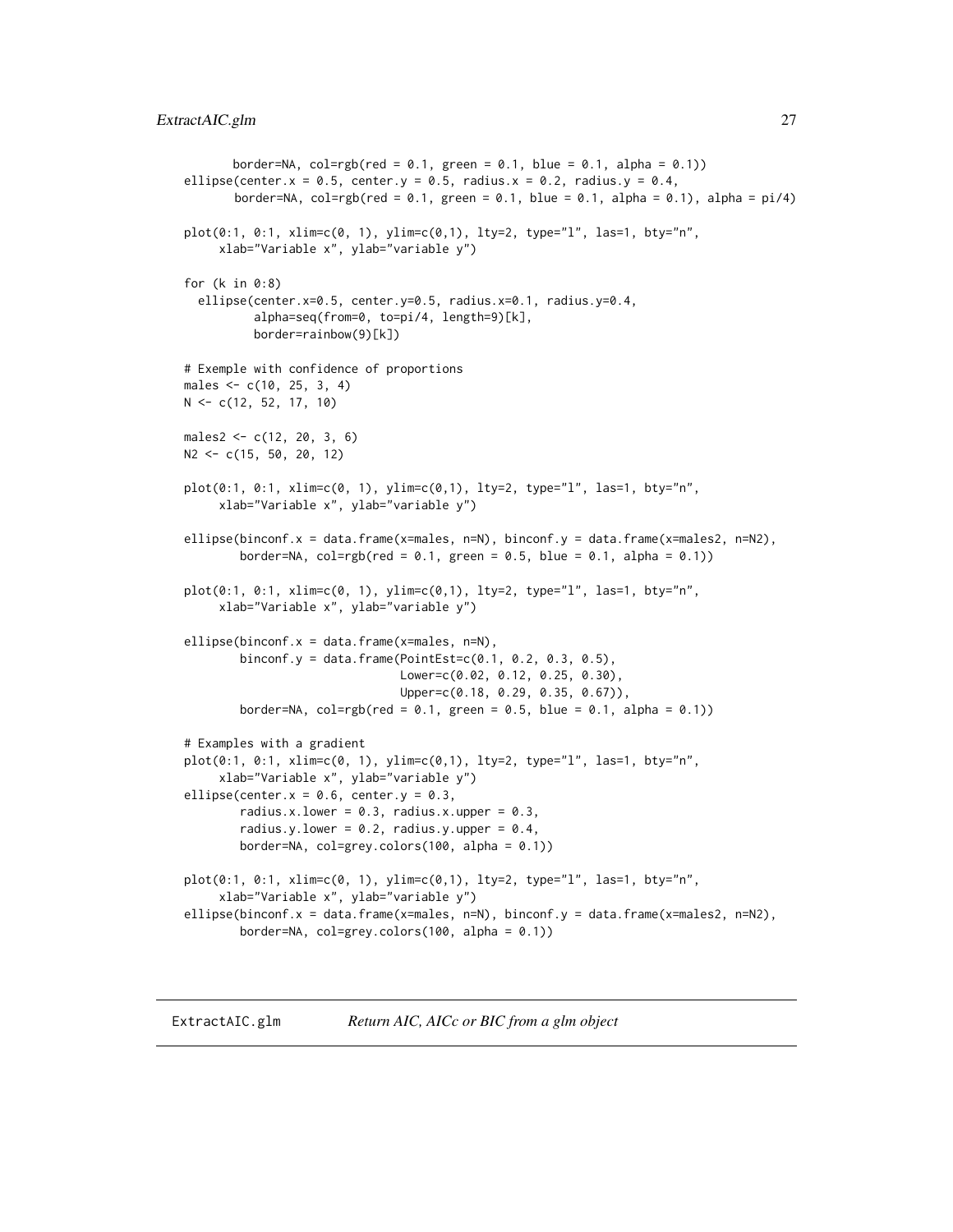```
        border=NA, col=rgb(red = 0.1, green = 0.1, blue = 0.1, alpha = 0.1))
ellipse(center.x = 0.5, center.y = 0.5, radius.x = 0.2, radius.y = 0.4,
        border=NA, col=rgb(red = 0.1, green = 0.1, blue = 0.1, alpha = 0.1), alpha = pi/4)

plot(0:1, 0:1, xlim=c(0, 1), ylim=c(0,1), lty=2, type="l", las=1, bty="n",
     xlab="Variable x", ylab="variable y")

for (k in 0:8)
  ellipse(center.x=0.5, center.y=0.5, radius.x=0.1, radius.y=0.4,
          alpha=seq(from=0, to=pi/4, length=9)[k],
          border=rainbow(9)[k])

# Exemple with confidence of proportions
males <- c(10, 25, 3, 4)
N <- c(12, 52, 17, 10)

males2 <- c(12, 20, 3, 6)
N2 <- c(15, 50, 20, 12)

plot(0:1, 0:1, xlim=c(0, 1), ylim=c(0,1), lty=2, type="l", las=1, bty="n",
     xlab="Variable x", ylab="variable y")

ellipse(binconf.x = data.frame(x=males, n=N), binconf.y = data.frame(x=males2, n=N2),
        border=NA, col=rgb(red = 0.1, green = 0.5, blue = 0.1, alpha = 0.1))

plot(0:1, 0:1, xlim=c(0, 1), ylim=c(0,1), lty=2, type="l", las=1, bty="n",
     xlab="Variable x", ylab="variable y")

ellipse(binconf.x = data.frame(x=males, n=N),
        binconf.y = data.frame(PointEst=c(0.1, 0.2, 0.3, 0.5),
                              Lower=c(0.02, 0.12, 0.25, 0.30),
                              Upper=c(0.18, 0.29, 0.35, 0.67)),
        border=NA, col=rgb(red = 0.1, green = 0.5, blue = 0.1, alpha = 0.1))

# Examples with a gradient
plot(0:1, 0:1, xlim=c(0, 1), ylim=c(0,1), lty=2, type="l", las=1, bty="n",
     xlab="Variable x", ylab="variable y")
ellipse(center.x = 0.6, center.y = 0.3,
        radius.x.lower = 0.3, radius.x.upper = 0.3,
        radius.y.lower = 0.2, radius.y.upper = 0.4,
        border=NA, col=grey.colors(100, alpha = 0.1))

plot(0:1, 0:1, xlim=c(0, 1), ylim=c(0,1), lty=2, type="l", las=1, bty="n",
     xlab="Variable x", ylab="variable y")
ellipse(binconf.x = data.frame(x=males, n=N), binconf.y = data.frame(x=males2, n=N2),
        border=NA, col=grey.colors(100, alpha = 0.1))
```

---

## ExtractAIC.glm    *Return AIC, AICc or BIC from a glm object*

---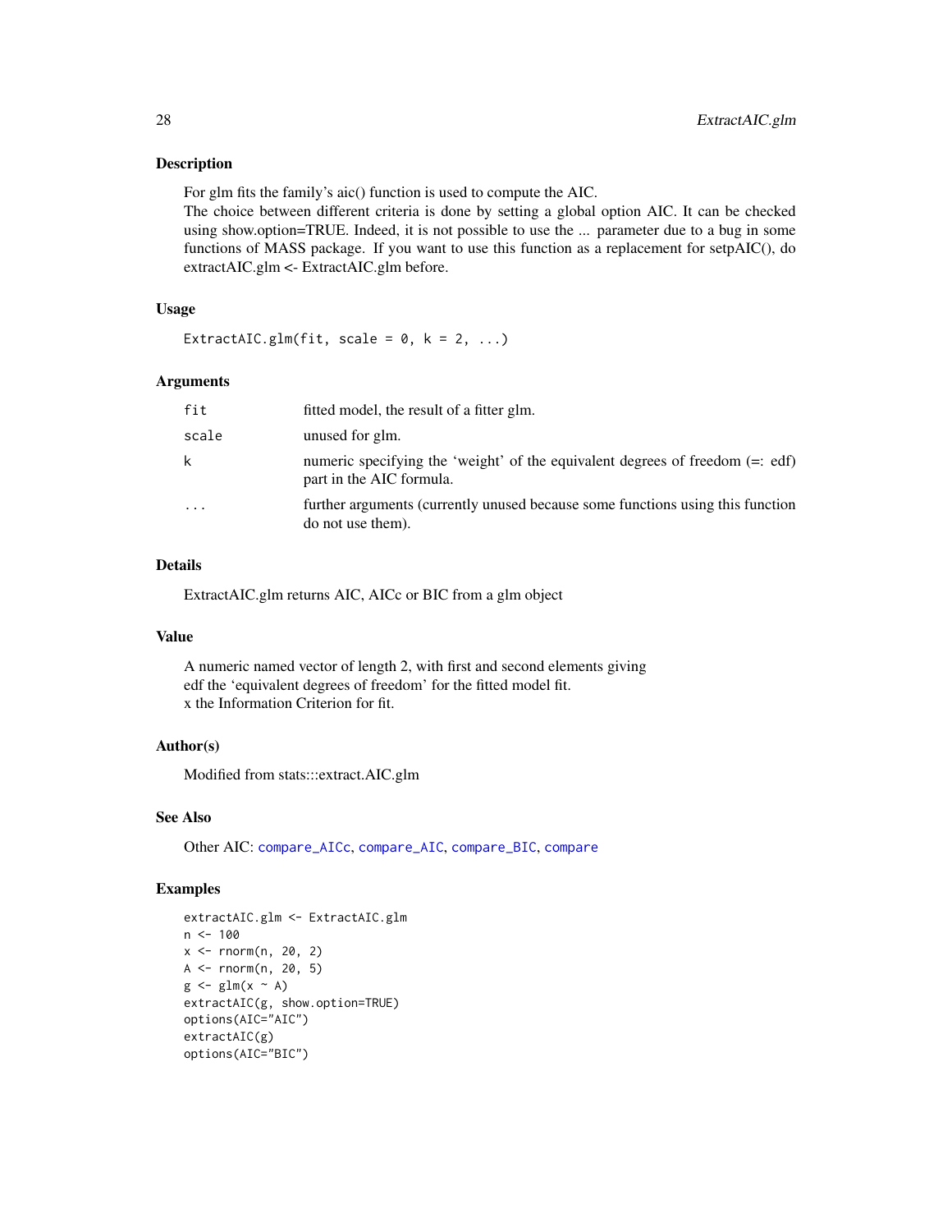## Description

For glm fits the family's aic() function is used to compute the AIC.
The choice between different criteria is done by setting a global option AIC. It can be checked using show.option=TRUE. Indeed, it is not possible to use the ... parameter due to a bug in some functions of MASS package. If you want to use this function as a replacement for setpAIC(), do extractAIC.glm <- ExtractAIC.glm before.

## Usage

```
ExtractAIC.glm(fit, scale = 0, k = 2, ...)
```

## Arguments

| | |
|---|---|
| fit | fitted model, the result of a fitter glm. |
| scale | unused for glm. |
| k | numeric specifying the 'weight' of the equivalent degrees of freedom (=: edf) part in the AIC formula. |
| ... | further arguments (currently unused because some functions using this function do not use them). |

## Details

ExtractAIC.glm returns AIC, AICc or BIC from a glm object

## Value

A numeric named vector of length 2, with first and second elements giving
edf the 'equivalent degrees of freedom' for the fitted model fit.
x the Information Criterion for fit.

## Author(s)

Modified from stats:::extract.AIC.glm

## See Also

Other AIC: compare_AICc, compare_AIC, compare_BIC, compare

## Examples

```
extractAIC.glm <- ExtractAIC.glm
n <- 100
x <- rnorm(n, 20, 2)
A <- rnorm(n, 20, 5)
g <- glm(x ~ A)
extractAIC(g, show.option=TRUE)
options(AIC="AIC")
extractAIC(g)
options(AIC="BIC")
```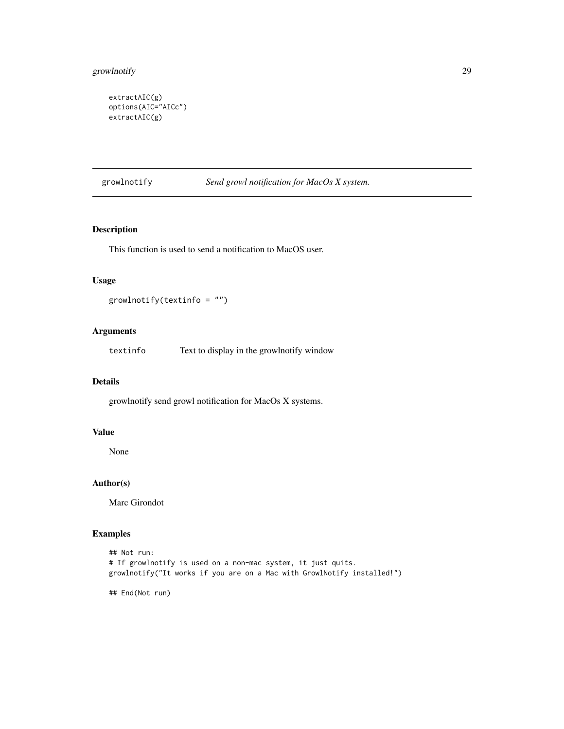```
extractAIC(g)
options(AIC="AICc")
extractAIC(g)
```

---

## growlnotify — *Send growl notification for MacOs X system.*

### Description

This function is used to send a notification to MacOS user.

### Usage

```
growlnotify(textinfo = "")
```

### Arguments

| | |
|---|---|
| `textinfo` | Text to display in the growlnotify window |

### Details

growlnotify send growl notification for MacOs X systems.

### Value

None

### Author(s)

Marc Girondot

### Examples

```
## Not run:
# If growlnotify is used on a non-mac system, it just quits.
growlnotify("It works if you are on a Mac with GrowlNotify installed!")

## End(Not run)
```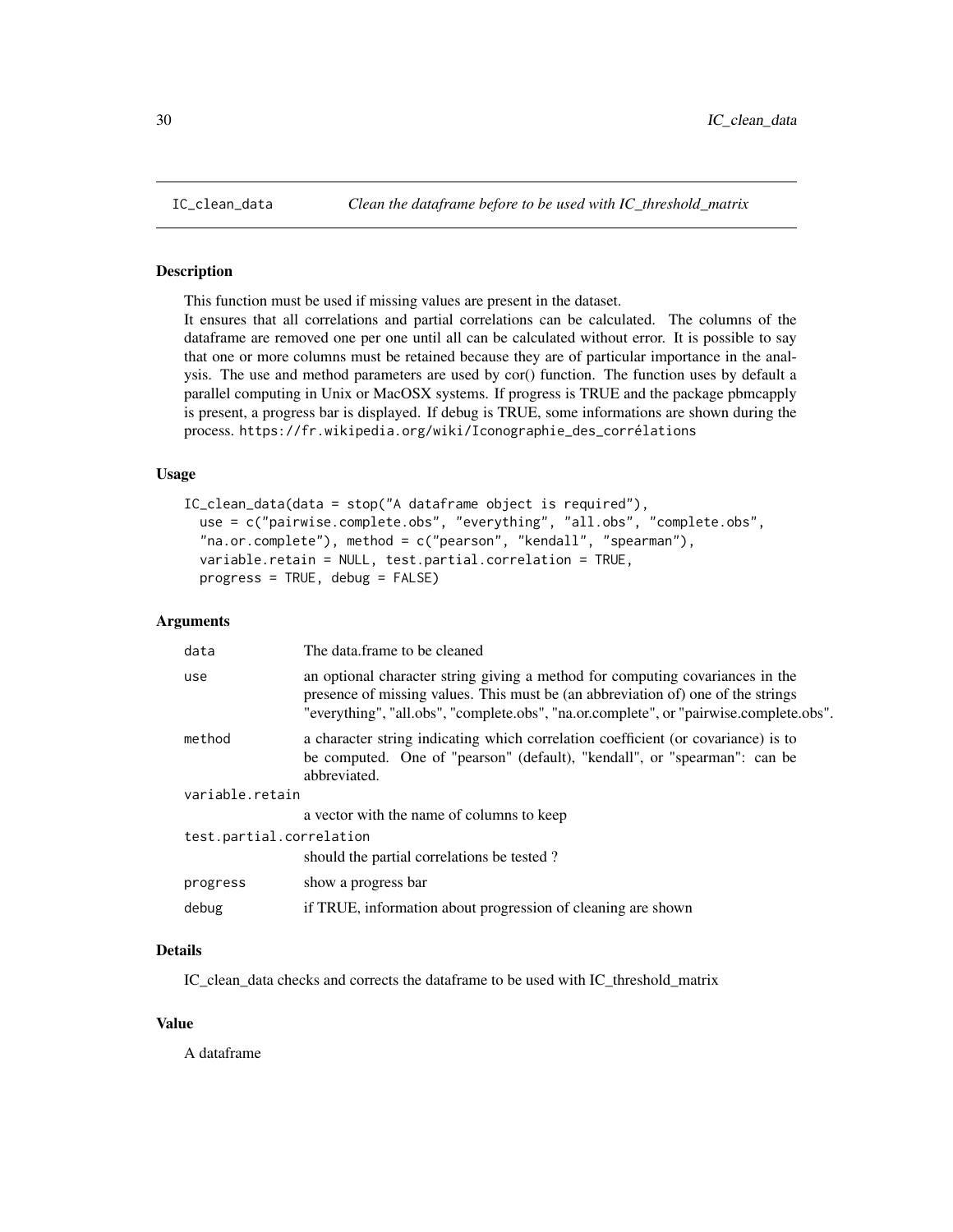# IC_clean_data *Clean the dataframe before to be used with IC_threshold_matrix*

## Description

This function must be used if missing values are present in the dataset.
It ensures that all correlations and partial correlations can be calculated. The columns of the dataframe are removed one per one until all can be calculated without error. It is possible to say that one or more columns must be retained because they are of particular importance in the analysis. The use and method parameters are used by cor() function. The function uses by default a parallel computing in Unix or MacOSX systems. If progress is TRUE and the package pbmcapply is present, a progress bar is displayed. If debug is TRUE, some informations are shown during the process. https://fr.wikipedia.org/wiki/Iconographie_des_corrélations

## Usage

```
IC_clean_data(data = stop("A dataframe object is required"),
  use = c("pairwise.complete.obs", "everything", "all.obs", "complete.obs",
  "na.or.complete"), method = c("pearson", "kendall", "spearman"),
  variable.retain = NULL, test.partial.correlation = TRUE,
  progress = TRUE, debug = FALSE)
```

## Arguments

| | |
|---|---|
| data | The data.frame to be cleaned |
| use | an optional character string giving a method for computing covariances in the presence of missing values. This must be (an abbreviation of) one of the strings "everything", "all.obs", "complete.obs", "na.or.complete", or "pairwise.complete.obs". |
| method | a character string indicating which correlation coefficient (or covariance) is to be computed. One of "pearson" (default), "kendall", or "spearman": can be abbreviated. |
| variable.retain | a vector with the name of columns to keep |
| test.partial.correlation | should the partial correlations be tested ? |
| progress | show a progress bar |
| debug | if TRUE, information about progression of cleaning are shown |

## Details

IC_clean_data checks and corrects the dataframe to be used with IC_threshold_matrix

## Value

A dataframe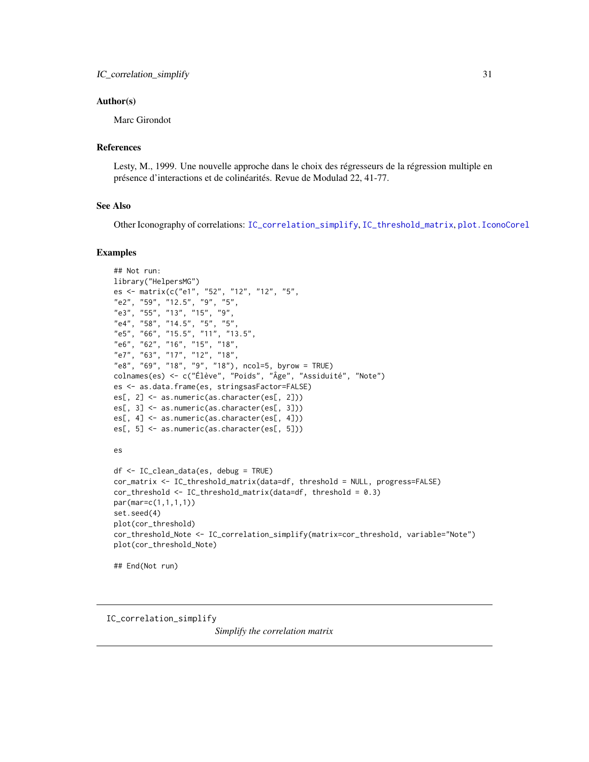### Author(s)

Marc Girondot

### References

Lesty, M., 1999. Une nouvelle approche dans le choix des régresseurs de la régression multiple en présence d'interactions et de colinéarités. Revue de Modulad 22, 41-77.

### See Also

Other Iconography of correlations: IC_correlation_simplify, IC_threshold_matrix, plot.IconoCorel

### Examples

```
## Not run:
library("HelpersMG")
es <- matrix(c("e1", "52", "12", "12", "5",
"e2", "59", "12.5", "9", "5",
"e3", "55", "13", "15", "9",
"e4", "58", "14.5", "5", "5",
"e5", "66", "15.5", "11", "13.5",
"e6", "62", "16", "15", "18",
"e7", "63", "17", "12", "18",
"e8", "69", "18", "9", "18"), ncol=5, byrow = TRUE)
colnames(es) <- c("Élève", "Poids", "Âge", "Assiduité", "Note")
es <- as.data.frame(es, stringsasFactor=FALSE)
es[, 2] <- as.numeric(as.character(es[, 2]))
es[, 3] <- as.numeric(as.character(es[, 3]))
es[, 4] <- as.numeric(as.character(es[, 4]))
es[, 5] <- as.numeric(as.character(es[, 5]))

es

df <- IC_clean_data(es, debug = TRUE)
cor_matrix <- IC_threshold_matrix(data=df, threshold = NULL, progress=FALSE)
cor_threshold <- IC_threshold_matrix(data=df, threshold = 0.3)
par(mar=c(1,1,1,1))
set.seed(4)
plot(cor_threshold)
cor_threshold_Note <- IC_correlation_simplify(matrix=cor_threshold, variable="Note")
plot(cor_threshold_Note)

## End(Not run)
```

---

IC_correlation_simplify &nbsp;&nbsp;&nbsp;&nbsp; *Simplify the correlation matrix*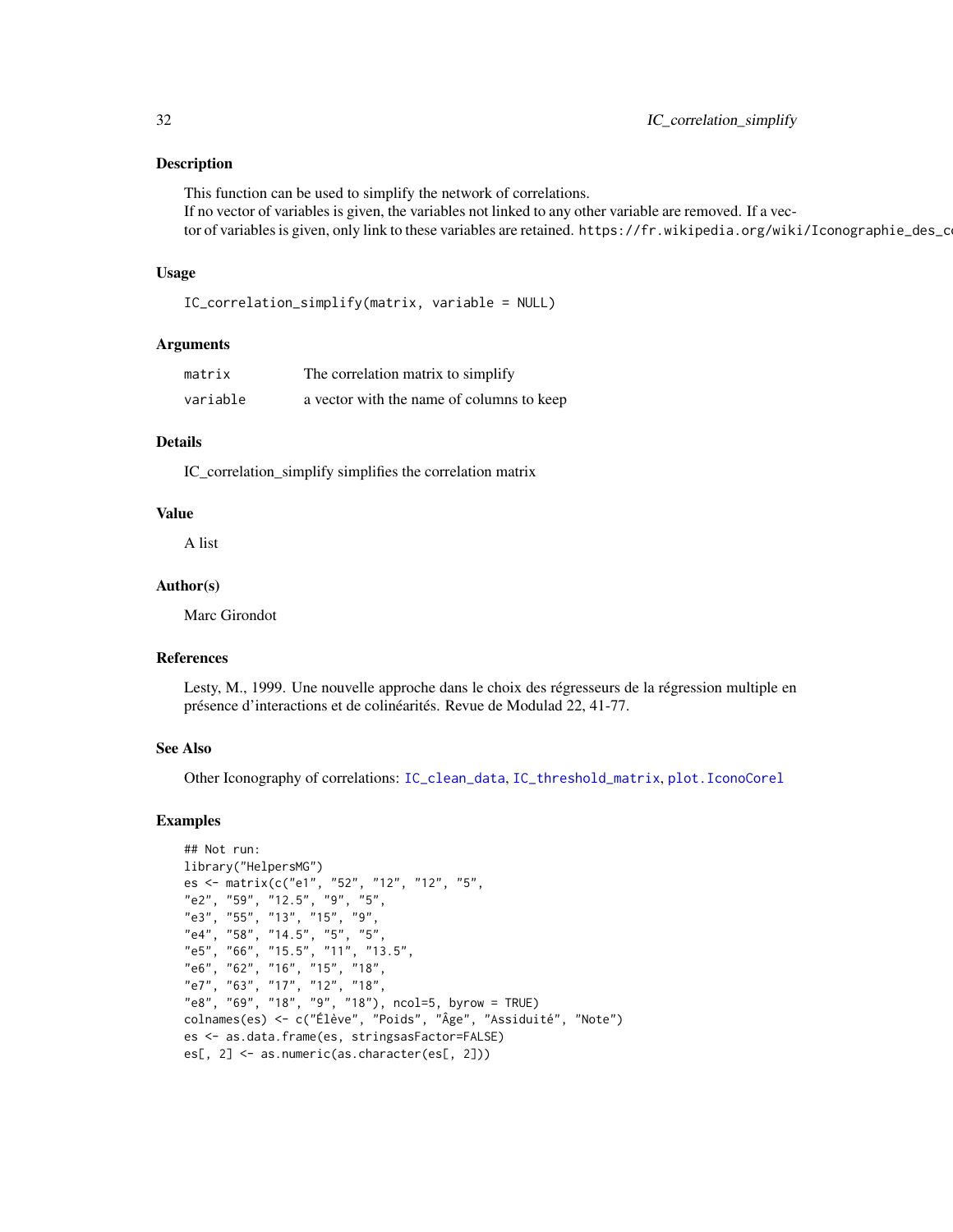## Description

This function can be used to simplify the network of correlations.
If no vector of variables is given, the variables not linked to any other variable are removed. If a vector of variables is given, only link to these variables are retained. https://fr.wikipedia.org/wiki/Iconographie_des_co

## Usage

```
IC_correlation_simplify(matrix, variable = NULL)
```

## Arguments

| | |
|---|---|
| `matrix` | The correlation matrix to simplify |
| `variable` | a vector with the name of columns to keep |

## Details

IC_correlation_simplify simplifies the correlation matrix

## Value

A list

## Author(s)

Marc Girondot

## References

Lesty, M., 1999. Une nouvelle approche dans le choix des régresseurs de la régression multiple en présence d'interactions et de colinéarités. Revue de Modulad 22, 41-77.

## See Also

Other Iconography of correlations: `IC_clean_data`, `IC_threshold_matrix`, `plot.IconoCorel`

## Examples

```
## Not run:
library("HelpersMG")
es <- matrix(c("e1", "52", "12", "12", "5",
"e2", "59", "12.5", "9", "5",
"e3", "55", "13", "15", "9",
"e4", "58", "14.5", "5", "5",
"e5", "66", "15.5", "11", "13.5",
"e6", "62", "16", "15", "18",
"e7", "63", "17", "12", "18",
"e8", "69", "18", "9", "18"), ncol=5, byrow = TRUE)
colnames(es) <- c("Élève", "Poids", "Âge", "Assiduité", "Note")
es <- as.data.frame(es, stringsasFactor=FALSE)
es[, 2] <- as.numeric(as.character(es[, 2]))
```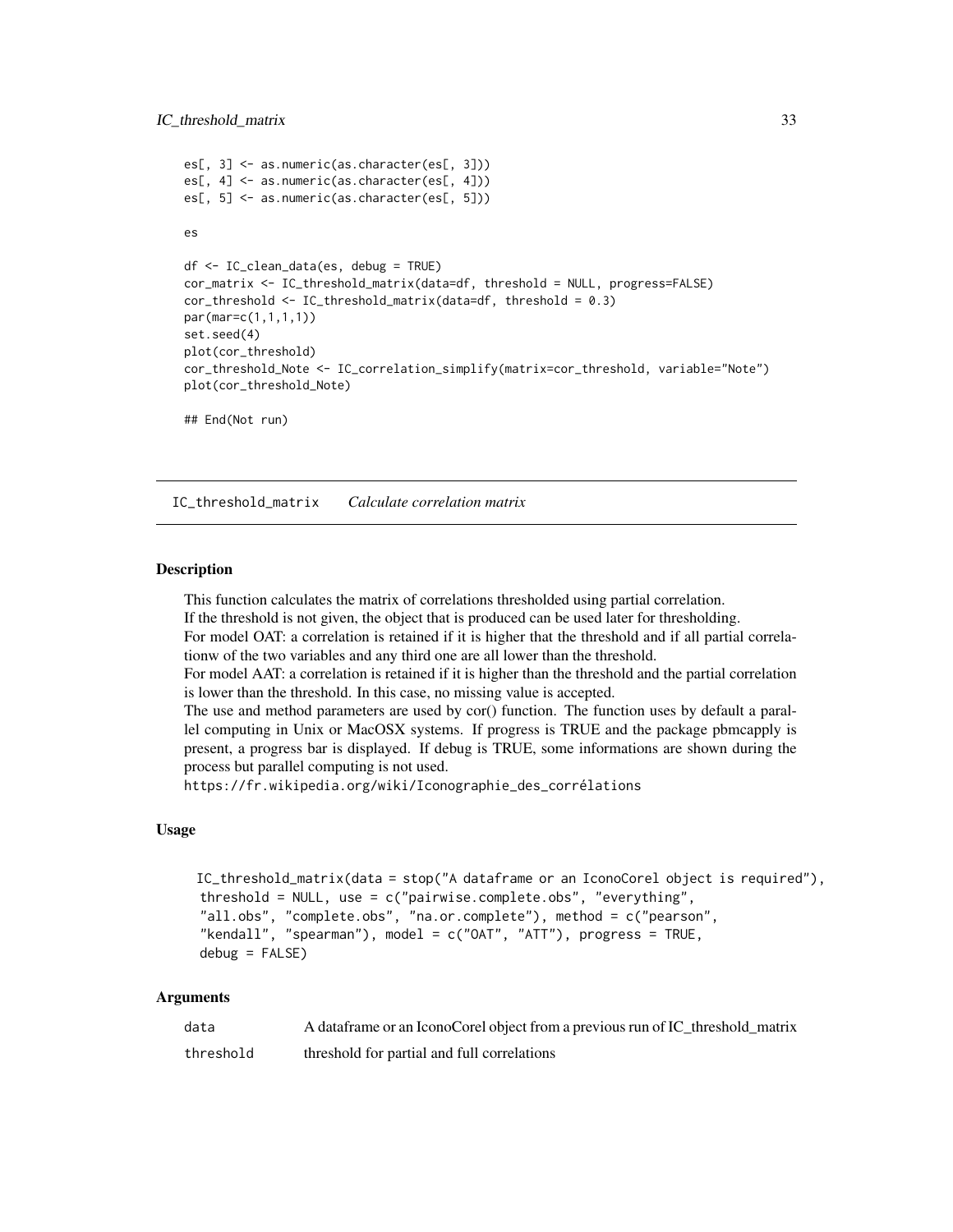```
es[, 3] <- as.numeric(as.character(es[, 3]))
es[, 4] <- as.numeric(as.character(es[, 4]))
es[, 5] <- as.numeric(as.character(es[, 5]))

es

df <- IC_clean_data(es, debug = TRUE)
cor_matrix <- IC_threshold_matrix(data=df, threshold = NULL, progress=FALSE)
cor_threshold <- IC_threshold_matrix(data=df, threshold = 0.3)
par(mar=c(1,1,1,1))
set.seed(4)
plot(cor_threshold)
cor_threshold_Note <- IC_correlation_simplify(matrix=cor_threshold, variable="Note")
plot(cor_threshold_Note)

## End(Not run)
```

---

## IC_threshold_matrix *Calculate correlation matrix*

---

### Description

This function calculates the matrix of correlations thresholded using partial correlation.
If the threshold is not given, the object that is produced can be used later for thresholding.
For model OAT: a correlation is retained if it is higher that the threshold and if all partial correlationw of the two variables and any third one are all lower than the threshold.
For model AAT: a correlation is retained if it is higher than the threshold and the partial correlation is lower than the threshold. In this case, no missing value is accepted.
The use and method parameters are used by cor() function. The function uses by default a parallel computing in Unix or MacOSX systems. If progress is TRUE and the package pbmcapply is present, a progress bar is displayed. If debug is TRUE, some informations are shown during the process but parallel computing is not used.
`https://fr.wikipedia.org/wiki/Iconographie_des_corrélations`

### Usage

```
IC_threshold_matrix(data = stop("A dataframe or an IconoCorel object is required"),
 threshold = NULL, use = c("pairwise.complete.obs", "everything",
 "all.obs", "complete.obs", "na.or.complete"), method = c("pearson",
 "kendall", "spearman"), model = c("OAT", "ATT"), progress = TRUE,
 debug = FALSE)
```

### Arguments

| | |
|---|---|
| data | A dataframe or an IconoCorel object from a previous run of IC_threshold_matrix |
| threshold | threshold for partial and full correlations |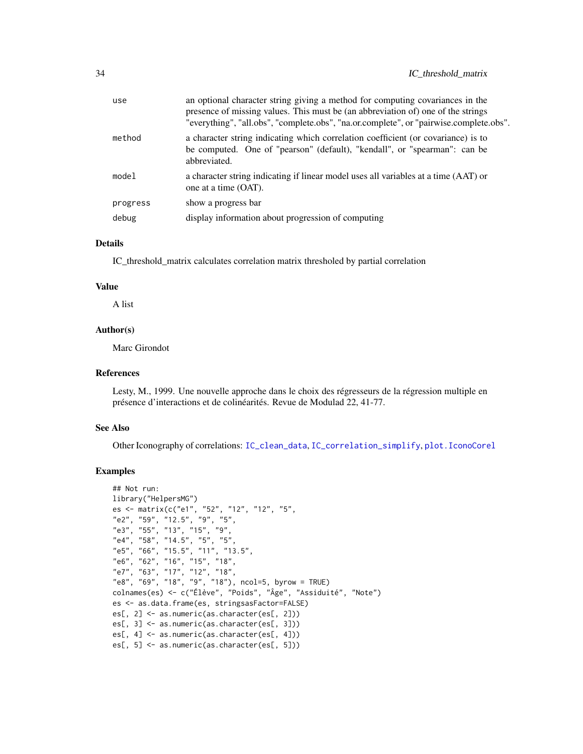| | |
|---|---|
| use | an optional character string giving a method for computing covariances in the presence of missing values. This must be (an abbreviation of) one of the strings "everything", "all.obs", "complete.obs", "na.or.complete", or "pairwise.complete.obs". |
| method | a character string indicating which correlation coefficient (or covariance) is to be computed. One of "pearson" (default), "kendall", or "spearman": can be abbreviated. |
| model | a character string indicating if linear model uses all variables at a time (AAT) or one at a time (OAT). |
| progress | show a progress bar |
| debug | display information about progression of computing |

### Details

IC_threshold_matrix calculates correlation matrix thresholed by partial correlation

### Value

A list

### Author(s)

Marc Girondot

### References

Lesty, M., 1999. Une nouvelle approche dans le choix des régresseurs de la régression multiple en présence d'interactions et de colinéarités. Revue de Modulad 22, 41-77.

### See Also

Other Iconography of correlations: IC_clean_data, IC_correlation_simplify, plot.IconoCorel

### Examples

```
## Not run:
library("HelpersMG")
es <- matrix(c("e1", "52", "12", "12", "5",
"e2", "59", "12.5", "9", "5",
"e3", "55", "13", "15", "9",
"e4", "58", "14.5", "5", "5",
"e5", "66", "15.5", "11", "13.5",
"e6", "62", "16", "15", "18",
"e7", "63", "17", "12", "18",
"e8", "69", "18", "9", "18"), ncol=5, byrow = TRUE)
colnames(es) <- c("Élève", "Poids", "Âge", "Assiduité", "Note")
es <- as.data.frame(es, stringsasFactor=FALSE)
es[, 2] <- as.numeric(as.character(es[, 2]))
es[, 3] <- as.numeric(as.character(es[, 3]))
es[, 4] <- as.numeric(as.character(es[, 4]))
es[, 5] <- as.numeric(as.character(es[, 5]))
```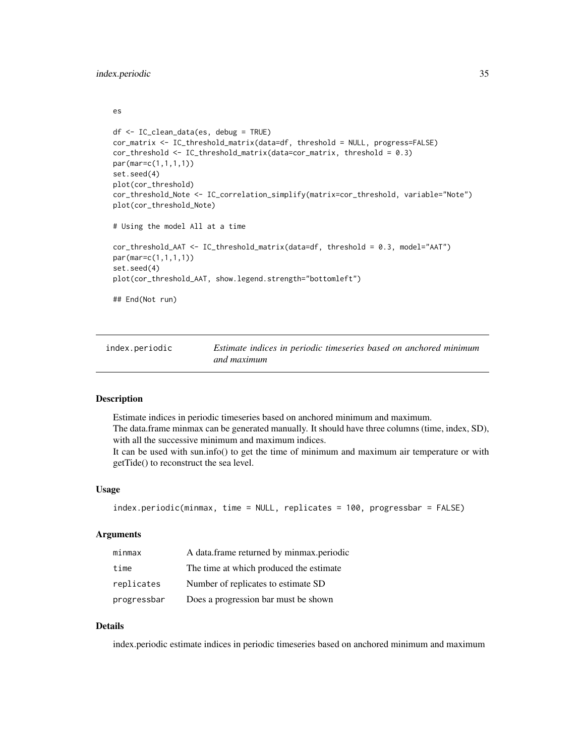```
es

df <- IC_clean_data(es, debug = TRUE)
cor_matrix <- IC_threshold_matrix(data=df, threshold = NULL, progress=FALSE)
cor_threshold <- IC_threshold_matrix(data=cor_matrix, threshold = 0.3)
par(mar=c(1,1,1,1))
set.seed(4)
plot(cor_threshold)
cor_threshold_Note <- IC_correlation_simplify(matrix=cor_threshold, variable="Note")
plot(cor_threshold_Note)

# Using the model All at a time

cor_threshold_AAT <- IC_threshold_matrix(data=df, threshold = 0.3, model="AAT")
par(mar=c(1,1,1,1))
set.seed(4)
plot(cor_threshold_AAT, show.legend.strength="bottomleft")

## End(Not run)
```

## index.periodic — *Estimate indices in periodic timeseries based on anchored minimum and maximum*

### Description

Estimate indices in periodic timeseries based on anchored minimum and maximum.
The data.frame minmax can be generated manually. It should have three columns (time, index, SD), with all the successive minimum and maximum indices.
It can be used with sun.info() to get the time of minimum and maximum air temperature or with getTide() to reconstruct the sea level.

### Usage

```
index.periodic(minmax, time = NULL, replicates = 100, progressbar = FALSE)
```

### Arguments

| | |
|---|---|
| `minmax` | A data.frame returned by minmax.periodic |
| `time` | The time at which produced the estimate |
| `replicates` | Number of replicates to estimate SD |
| `progressbar` | Does a progression bar must be shown |

### Details

index.periodic estimate indices in periodic timeseries based on anchored minimum and maximum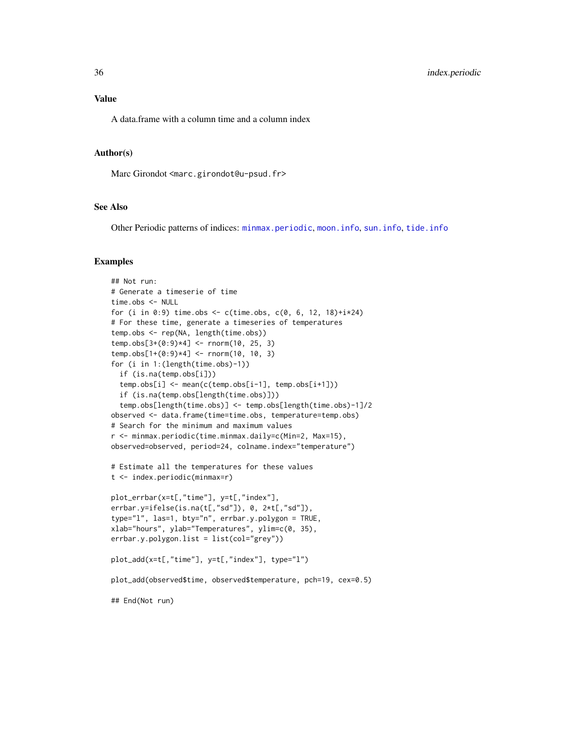## Value

A data.frame with a column time and a column index

## Author(s)

Marc Girondot <marc.girondot@u-psud.fr>

## See Also

Other Periodic patterns of indices: minmax.periodic, moon.info, sun.info, tide.info

## Examples

```
## Not run:
# Generate a timeserie of time
time.obs <- NULL
for (i in 0:9) time.obs <- c(time.obs, c(0, 6, 12, 18)+i*24)
# For these time, generate a timeseries of temperatures
temp.obs <- rep(NA, length(time.obs))
temp.obs[3+(0:9)*4] <- rnorm(10, 25, 3)
temp.obs[1+(0:9)*4] <- rnorm(10, 10, 3)
for (i in 1:(length(time.obs)-1))
  if (is.na(temp.obs[i]))
  temp.obs[i] <- mean(c(temp.obs[i-1], temp.obs[i+1]))
  if (is.na(temp.obs[length(time.obs)]))
  temp.obs[length(time.obs)] <- temp.obs[length(time.obs)-1]/2
observed <- data.frame(time=time.obs, temperature=temp.obs)
# Search for the minimum and maximum values
r <- minmax.periodic(time.minmax.daily=c(Min=2, Max=15),
observed=observed, period=24, colname.index="temperature")

# Estimate all the temperatures for these values
t <- index.periodic(minmax=r)

plot_errbar(x=t[,"time"], y=t[,"index"],
errbar.y=ifelse(is.na(t[,"sd"]), 0, 2*t[,"sd"]),
type="l", las=1, bty="n", errbar.y.polygon = TRUE,
xlab="hours", ylab="Temperatures", ylim=c(0, 35),
errbar.y.polygon.list = list(col="grey"))

plot_add(x=t[,"time"], y=t[,"index"], type="l")

plot_add(observed$time, observed$temperature, pch=19, cex=0.5)

## End(Not run)
```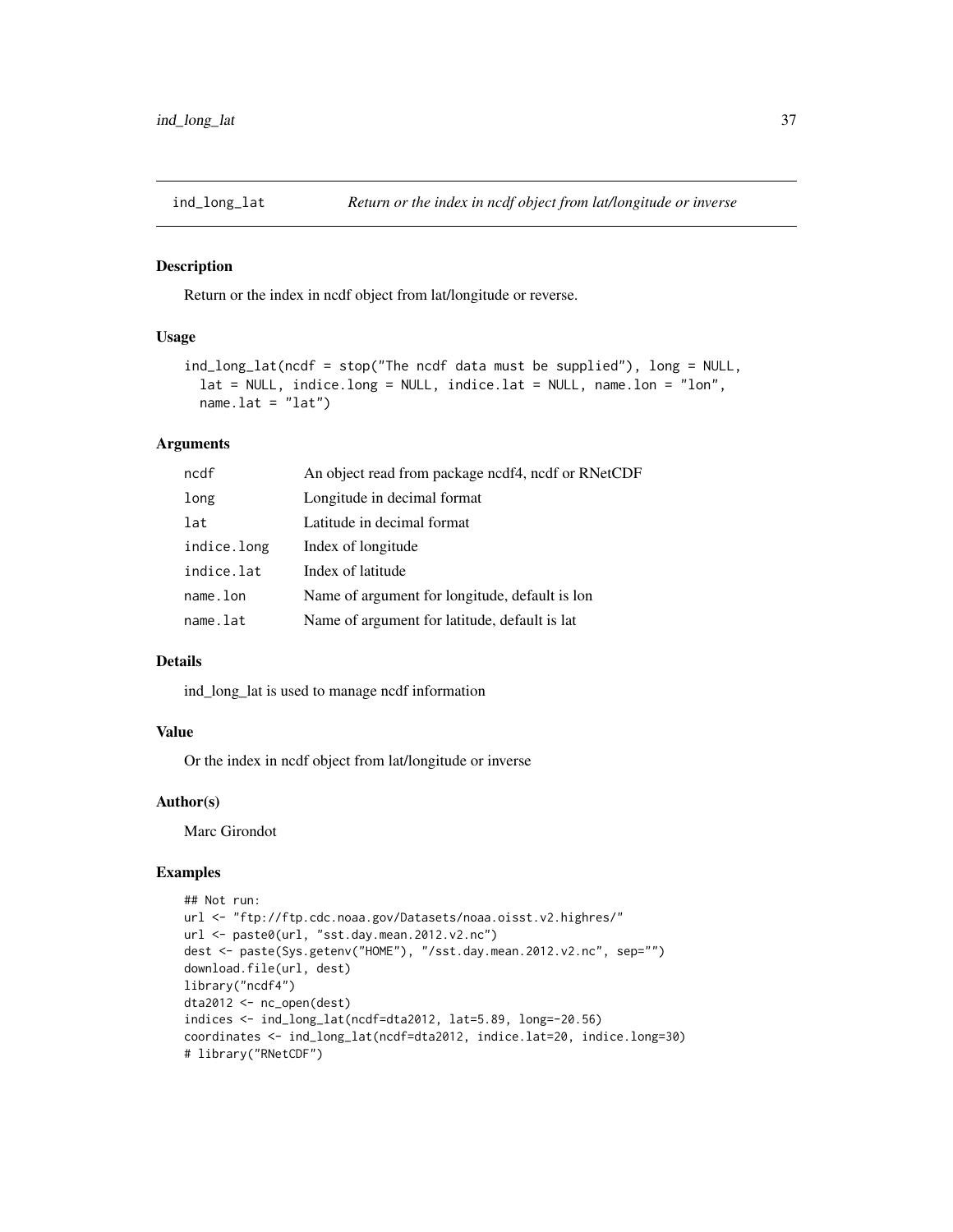ind_long_lat *Return or the index in ncdf object from lat/longitude or inverse*

## Description

Return or the index in ncdf object from lat/longitude or reverse.

## Usage

```
ind_long_lat(ncdf = stop("The ncdf data must be supplied"), long = NULL,
  lat = NULL, indice.long = NULL, indice.lat = NULL, name.lon = "lon",
  name.lat = "lat")
```

## Arguments

| | |
|---|---|
| ncdf | An object read from package ncdf4, ncdf or RNetCDF |
| long | Longitude in decimal format |
| lat | Latitude in decimal format |
| indice.long | Index of longitude |
| indice.lat | Index of latitude |
| name.lon | Name of argument for longitude, default is lon |
| name.lat | Name of argument for latitude, default is lat |

## Details

ind_long_lat is used to manage ncdf information

## Value

Or the index in ncdf object from lat/longitude or inverse

## Author(s)

Marc Girondot

## Examples

```
## Not run:
url <- "ftp://ftp.cdc.noaa.gov/Datasets/noaa.oisst.v2.highres/"
url <- paste0(url, "sst.day.mean.2012.v2.nc")
dest <- paste(Sys.getenv("HOME"), "/sst.day.mean.2012.v2.nc", sep="")
download.file(url, dest)
library("ncdf4")
dta2012 <- nc_open(dest)
indices <- ind_long_lat(ncdf=dta2012, lat=5.89, long=-20.56)
coordinates <- ind_long_lat(ncdf=dta2012, indice.lat=20, indice.long=30)
# library("RNetCDF")
```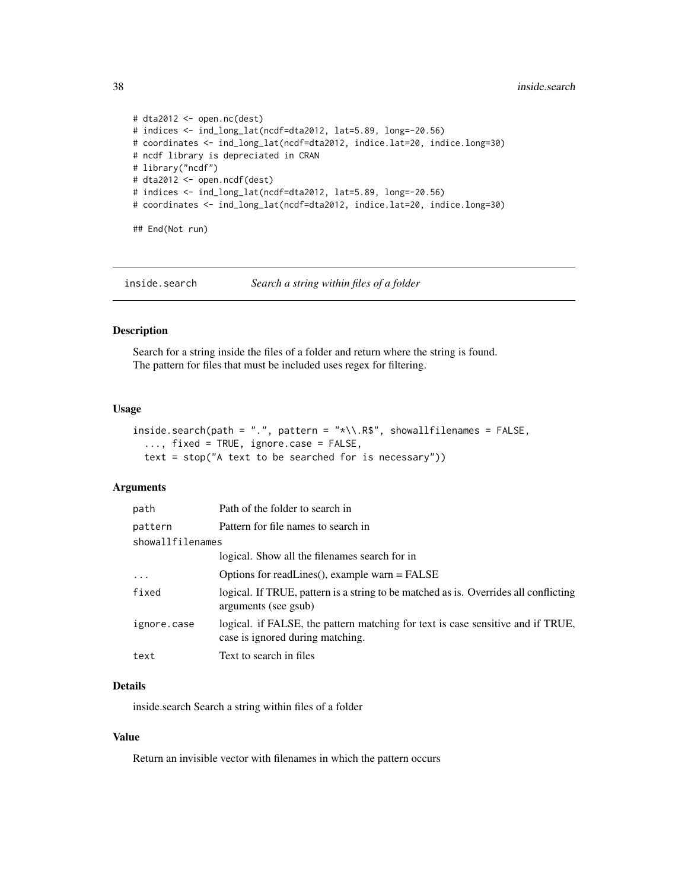```
# dta2012 <- open.nc(dest)
# indices <- ind_long_lat(ncdf=dta2012, lat=5.89, long=-20.56)
# coordinates <- ind_long_lat(ncdf=dta2012, indice.lat=20, indice.long=30)
# ncdf library is depreciated in CRAN
# library("ncdf")
# dta2012 <- open.ncdf(dest)
# indices <- ind_long_lat(ncdf=dta2012, lat=5.89, long=-20.56)
# coordinates <- ind_long_lat(ncdf=dta2012, indice.lat=20, indice.long=30)

## End(Not run)
```

---

## inside.search — *Search a string within files of a folder*

---

### Description

Search for a string inside the files of a folder and return where the string is found.
The pattern for files that must be included uses regex for filtering.

### Usage

```
inside.search(path = ".", pattern = "*\\.R$", showallfilenames = FALSE,
  ..., fixed = TRUE, ignore.case = FALSE,
  text = stop("A text to be searched for is necessary"))
```

### Arguments

| | |
|---|---|
| `path` | Path of the folder to search in |
| `pattern` | Pattern for file names to search in |
| `showallfilenames` | logical. Show all the filenames search for in |
| `...` | Options for readLines(), example warn = FALSE |
| `fixed` | logical. If TRUE, pattern is a string to be matched as is. Overrides all conflicting arguments (see gsub) |
| `ignore.case` | logical. if FALSE, the pattern matching for text is case sensitive and if TRUE, case is ignored during matching. |
| `text` | Text to search in files |

### Details

inside.search Search a string within files of a folder

### Value

Return an invisible vector with filenames in which the pattern occurs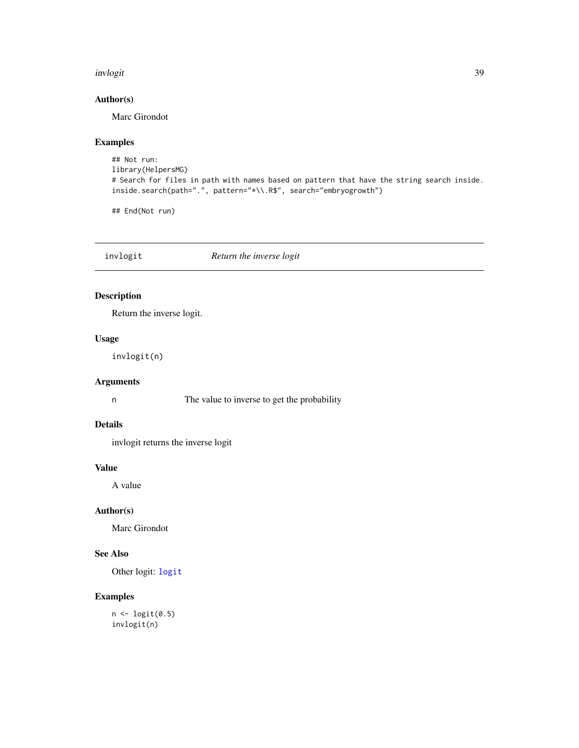### Author(s)

Marc Girondot

### Examples

```
## Not run:
library(HelpersMG)
# Search for files in path with names based on pattern that have the string search inside.
inside.search(path=".", pattern="*\\.R$", search="embryogrowth")

## End(Not run)
```

---

## invlogit *Return the inverse logit*

---

### Description

Return the inverse logit.

### Usage

```
invlogit(n)
```

### Arguments

| | |
|---|---|
| n | The value to inverse to get the probability |

### Details

invlogit returns the inverse logit

### Value

A value

### Author(s)

Marc Girondot

### See Also

Other logit: `logit`

### Examples

```
n <- logit(0.5)
invlogit(n)
```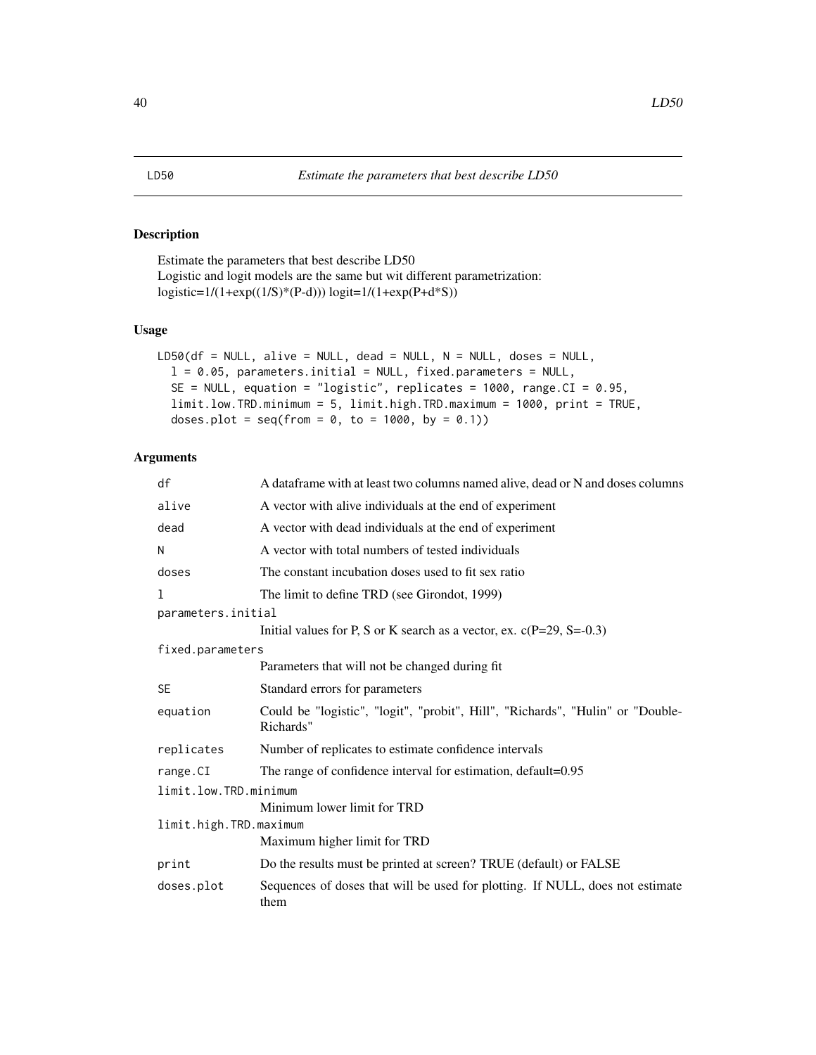# LD50 — *Estimate the parameters that best describe LD50*

## Description

Estimate the parameters that best describe LD50
Logistic and logit models are the same but wit different parametrization:
logistic=1/(1+exp((1/S)*(P-d))) logit=1/(1+exp(P+d*S))

## Usage

```
LD50(df = NULL, alive = NULL, dead = NULL, N = NULL, doses = NULL,
  l = 0.05, parameters.initial = NULL, fixed.parameters = NULL,
  SE = NULL, equation = "logistic", replicates = 1000, range.CI = 0.95,
  limit.low.TRD.minimum = 5, limit.high.TRD.maximum = 1000, print = TRUE,
  doses.plot = seq(from = 0, to = 1000, by = 0.1))
```

## Arguments

| Argument | Description |
|---|---|
| `df` | A dataframe with at least two columns named alive, dead or N and doses columns |
| `alive` | A vector with alive individuals at the end of experiment |
| `dead` | A vector with dead individuals at the end of experiment |
| `N` | A vector with total numbers of tested individuals |
| `doses` | The constant incubation doses used to fit sex ratio |
| `l` | The limit to define TRD (see Girondot, 1999) |
| `parameters.initial` | Initial values for P, S or K search as a vector, ex. c(P=29, S=-0.3) |
| `fixed.parameters` | Parameters that will not be changed during fit |
| `SE` | Standard errors for parameters |
| `equation` | Could be "logistic", "logit", "probit", Hill", "Richards", "Hulin" or "Double-Richards" |
| `replicates` | Number of replicates to estimate confidence intervals |
| `range.CI` | The range of confidence interval for estimation, default=0.95 |
| `limit.low.TRD.minimum` | Minimum lower limit for TRD |
| `limit.high.TRD.maximum` | Maximum higher limit for TRD |
| `print` | Do the results must be printed at screen? TRUE (default) or FALSE |
| `doses.plot` | Sequences of doses that will be used for plotting. If NULL, does not estimate them |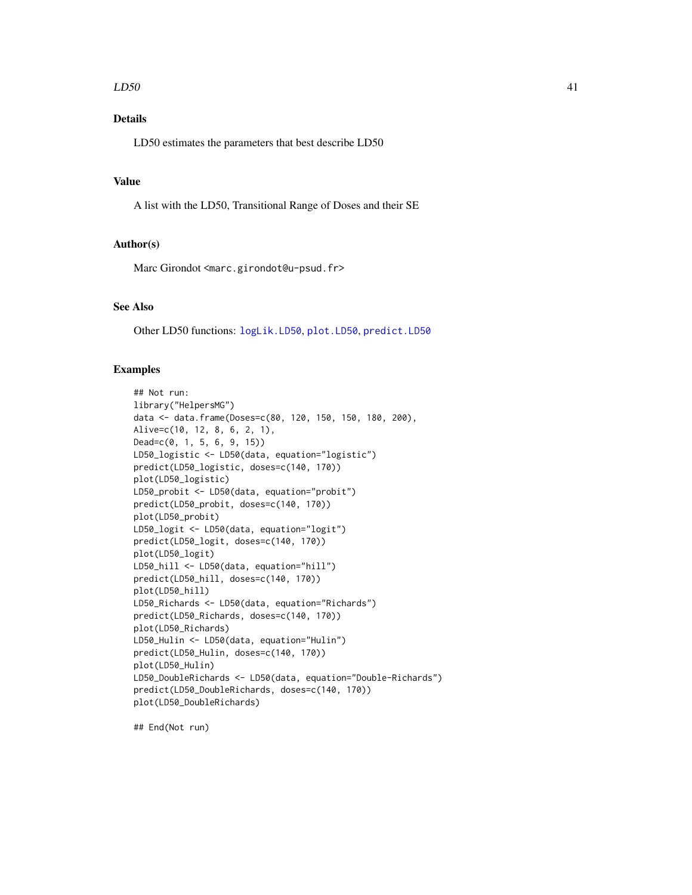## Details

LD50 estimates the parameters that best describe LD50

## Value

A list with the LD50, Transitional Range of Doses and their SE

## Author(s)

Marc Girondot <marc.girondot@u-psud.fr>

## See Also

Other LD50 functions: logLik.LD50, plot.LD50, predict.LD50

## Examples

```
## Not run:
library("HelpersMG")
data <- data.frame(Doses=c(80, 120, 150, 150, 180, 200),
Alive=c(10, 12, 8, 6, 2, 1),
Dead=c(0, 1, 5, 6, 9, 15))
LD50_logistic <- LD50(data, equation="logistic")
predict(LD50_logistic, doses=c(140, 170))
plot(LD50_logistic)
LD50_probit <- LD50(data, equation="probit")
predict(LD50_probit, doses=c(140, 170))
plot(LD50_probit)
LD50_logit <- LD50(data, equation="logit")
predict(LD50_logit, doses=c(140, 170))
plot(LD50_logit)
LD50_hill <- LD50(data, equation="hill")
predict(LD50_hill, doses=c(140, 170))
plot(LD50_hill)
LD50_Richards <- LD50(data, equation="Richards")
predict(LD50_Richards, doses=c(140, 170))
plot(LD50_Richards)
LD50_Hulin <- LD50(data, equation="Hulin")
predict(LD50_Hulin, doses=c(140, 170))
plot(LD50_Hulin)
LD50_DoubleRichards <- LD50(data, equation="Double-Richards")
predict(LD50_DoubleRichards, doses=c(140, 170))
plot(LD50_DoubleRichards)

## End(Not run)
```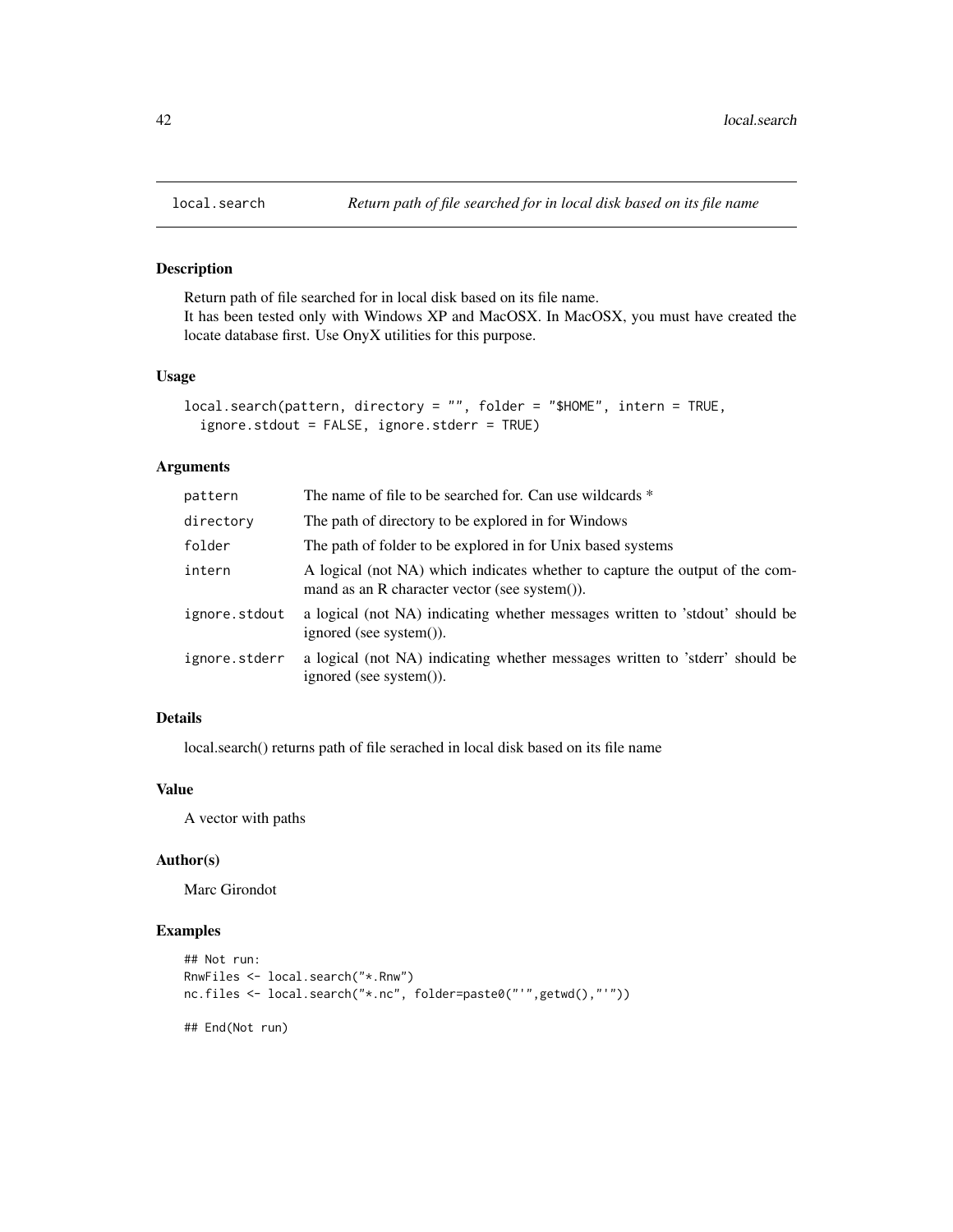# local.search *Return path of file searched for in local disk based on its file name*

## Description

Return path of file searched for in local disk based on its file name.
It has been tested only with Windows XP and MacOSX. In MacOSX, you must have created the locate database first. Use OnyX utilities for this purpose.

## Usage

```
local.search(pattern, directory = "", folder = "$HOME", intern = TRUE,
  ignore.stdout = FALSE, ignore.stderr = TRUE)
```

## Arguments

| | |
|---|---|
| pattern | The name of file to be searched for. Can use wildcards * |
| directory | The path of directory to be explored in for Windows |
| folder | The path of folder to be explored in for Unix based systems |
| intern | A logical (not NA) which indicates whether to capture the output of the command as an R character vector (see system()). |
| ignore.stdout | a logical (not NA) indicating whether messages written to 'stdout' should be ignored (see system()). |
| ignore.stderr | a logical (not NA) indicating whether messages written to 'stderr' should be ignored (see system()). |

## Details

local.search() returns path of file seracher in local disk based on its file name

## Value

A vector with paths

## Author(s)

Marc Girondot

## Examples

```
## Not run:
RnwFiles <- local.search("*.Rnw")
nc.files <- local.search("*.nc", folder=paste0("'",getwd(),"'"))

## End(Not run)
```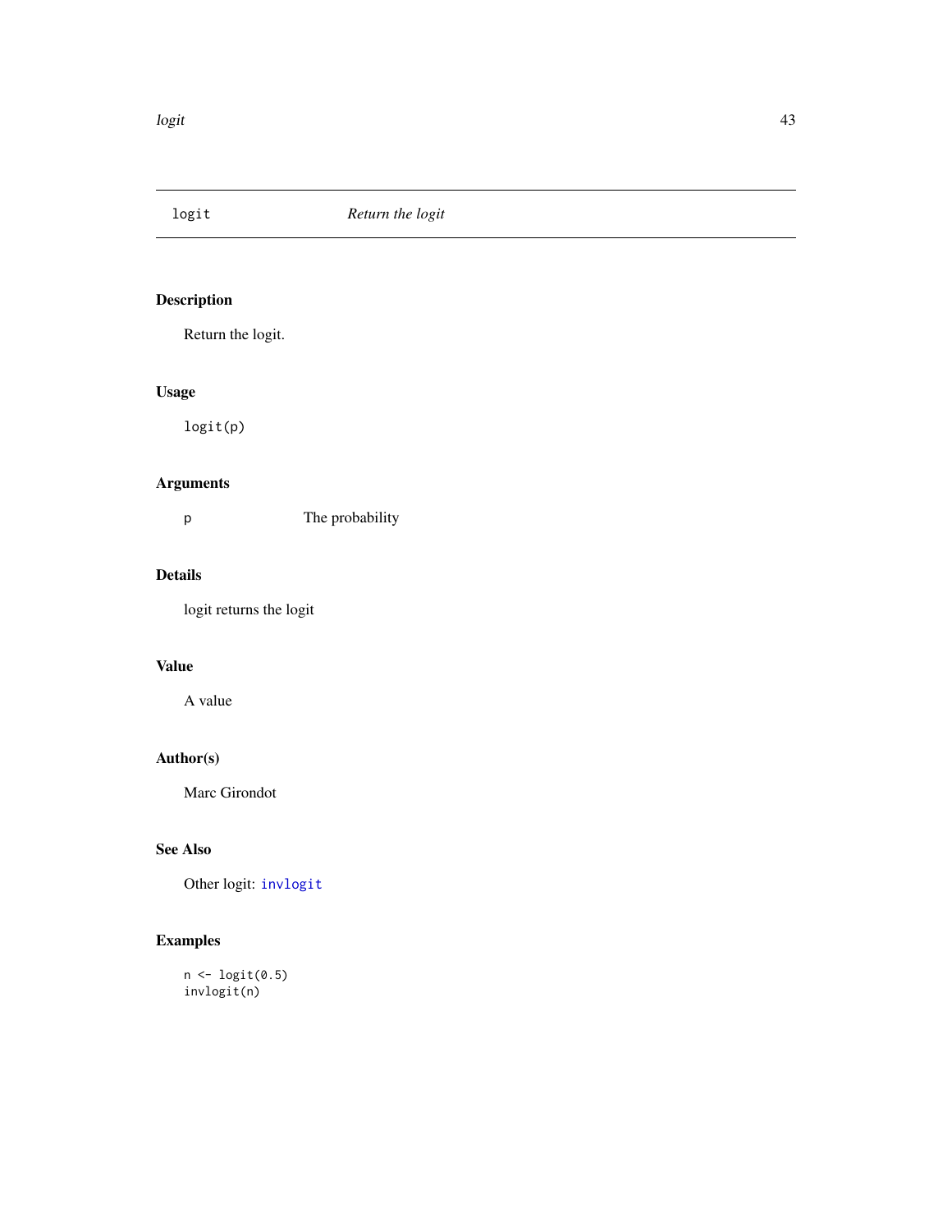# logit — *Return the logit*

## Description

Return the logit.

## Usage

```
logit(p)
```

## Arguments

| | |
|---|---|
| p | The probability |

## Details

logit returns the logit

## Value

A value

## Author(s)

Marc Girondot

## See Also

Other logit: `invlogit`

## Examples

```
n <- logit(0.5)
invlogit(n)
```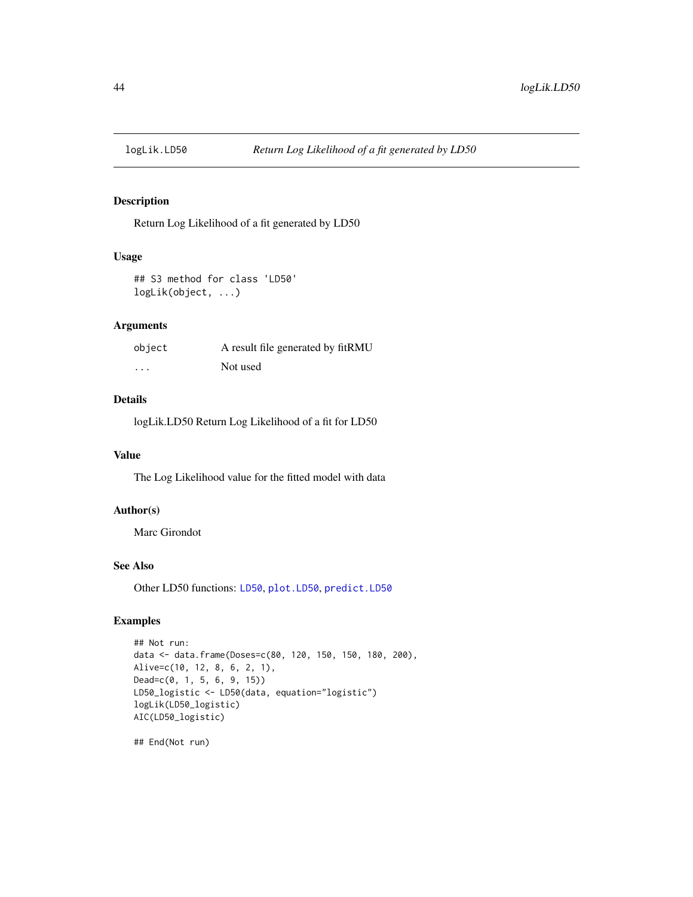# logLik.LD50 — *Return Log Likelihood of a fit generated by LD50*

## Description

Return Log Likelihood of a fit generated by LD50

## Usage

```
## S3 method for class 'LD50'
logLik(object, ...)
```

## Arguments

| | |
|---|---|
| `object` | A result file generated by fitRMU |
| `...` | Not used |

## Details

logLik.LD50 Return Log Likelihood of a fit for LD50

## Value

The Log Likelihood value for the fitted model with data

## Author(s)

Marc Girondot

## See Also

Other LD50 functions: `LD50`, `plot.LD50`, `predict.LD50`

## Examples

```
## Not run:
data <- data.frame(Doses=c(80, 120, 150, 150, 180, 200),
Alive=c(10, 12, 8, 6, 2, 1),
Dead=c(0, 1, 5, 6, 9, 15))
LD50_logistic <- LD50(data, equation="logistic")
logLik(LD50_logistic)
AIC(LD50_logistic)

## End(Not run)
```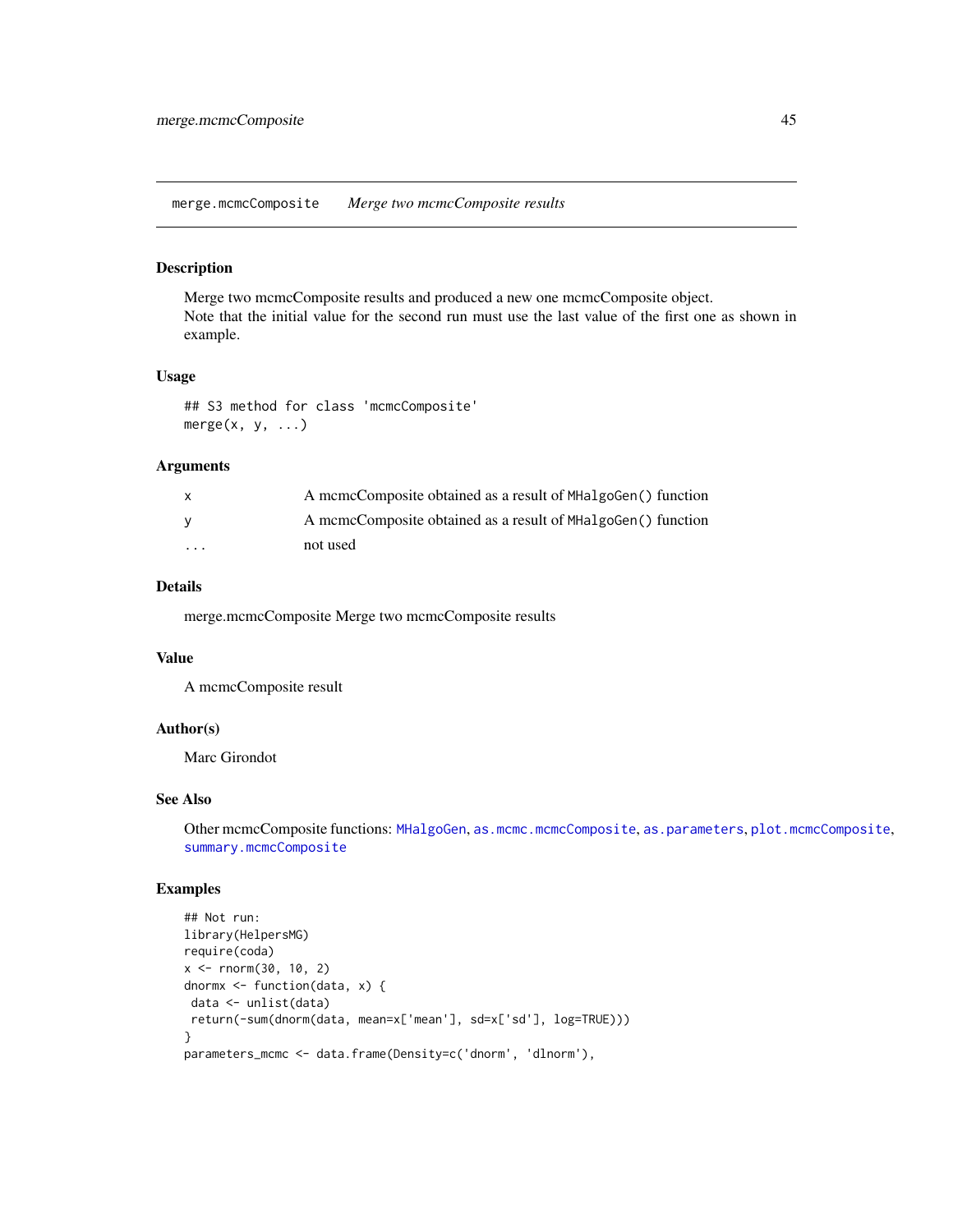## merge.mcmcComposite *Merge two mcmcComposite results*

### Description

Merge two mcmcComposite results and produced a new one mcmcComposite object.
Note that the initial value for the second run must use the last value of the first one as shown in example.

### Usage

```
## S3 method for class 'mcmcComposite'
merge(x, y, ...)
```

### Arguments

| | |
|---|---|
| x | A mcmcComposite obtained as a result of `MHalgoGen()` function |
| y | A mcmcComposite obtained as a result of `MHalgoGen()` function |
| ... | not used |

### Details

merge.mcmcComposite Merge two mcmcComposite results

### Value

A mcmcComposite result

### Author(s)

Marc Girondot

### See Also

Other mcmcComposite functions: `MHalgoGen`, `as.mcmc.mcmcComposite`, `as.parameters`, `plot.mcmcComposite`, `summary.mcmcComposite`

### Examples

```
## Not run:
library(HelpersMG)
require(coda)
x <- rnorm(30, 10, 2)
dnormx <- function(data, x) {
 data <- unlist(data)
 return(-sum(dnorm(data, mean=x['mean'], sd=x['sd'], log=TRUE)))
}
parameters_mcmc <- data.frame(Density=c('dnorm', 'dlnorm'),
```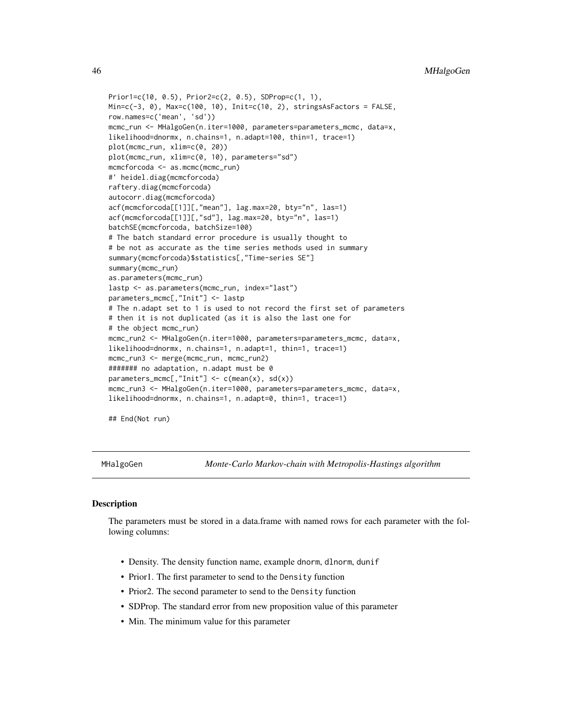```
Prior1=c(10, 0.5), Prior2=c(2, 0.5), SDProp=c(1, 1),
Min=c(-3, 0), Max=c(100, 10), Init=c(10, 2), stringsAsFactors = FALSE,
row.names=c('mean', 'sd'))
mcmc_run <- MHalgoGen(n.iter=1000, parameters=parameters_mcmc, data=x,
likelihood=dnormx, n.chains=1, n.adapt=100, thin=1, trace=1)
plot(mcmc_run, xlim=c(0, 20))
plot(mcmc_run, xlim=c(0, 10), parameters="sd")
mcmcforcoda <- as.mcmc(mcmc_run)
#' heidel.diag(mcmcforcoda)
raftery.diag(mcmcforcoda)
autocorr.diag(mcmcforcoda)
acf(mcmcforcoda[[1]][,"mean"], lag.max=20, bty="n", las=1)
acf(mcmcforcoda[[1]][,"sd"], lag.max=20, bty="n", las=1)
batchSE(mcmcforcoda, batchSize=100)
# The batch standard error procedure is usually thought to
# be not as accurate as the time series methods used in summary
summary(mcmcforcoda)$statistics[,"Time-series SE"]
summary(mcmc_run)
as.parameters(mcmc_run)
lastp <- as.parameters(mcmc_run, index="last")
parameters_mcmc[,"Init"] <- lastp
# The n.adapt set to 1 is used to not record the first set of parameters
# then it is not duplicated (as it is also the last one for
# the object mcmc_run)
mcmc_run2 <- MHalgoGen(n.iter=1000, parameters=parameters_mcmc, data=x,
likelihood=dnormx, n.chains=1, n.adapt=1, thin=1, trace=1)
mcmc_run3 <- merge(mcmc_run, mcmc_run2)
####### no adaptation, n.adapt must be 0
parameters_mcmc[,"Init"] <- c(mean(x), sd(x))
mcmc_run3 <- MHalgoGen(n.iter=1000, parameters=parameters_mcmc, data=x,
likelihood=dnormx, n.chains=1, n.adapt=0, thin=1, trace=1)

## End(Not run)
```

---

`MHalgoGen` *Monte-Carlo Markov-chain with Metropolis-Hastings algorithm*

---

### Description

The parameters must be stored in a data.frame with named rows for each parameter with the following columns:

- Density. The density function name, example `dnorm`, `dlnorm`, `dunif`
- Prior1. The first parameter to send to the `Density` function
- Prior2. The second parameter to send to the `Density` function
- SDProp. The standard error from new proposition value of this parameter
- Min. The minimum value for this parameter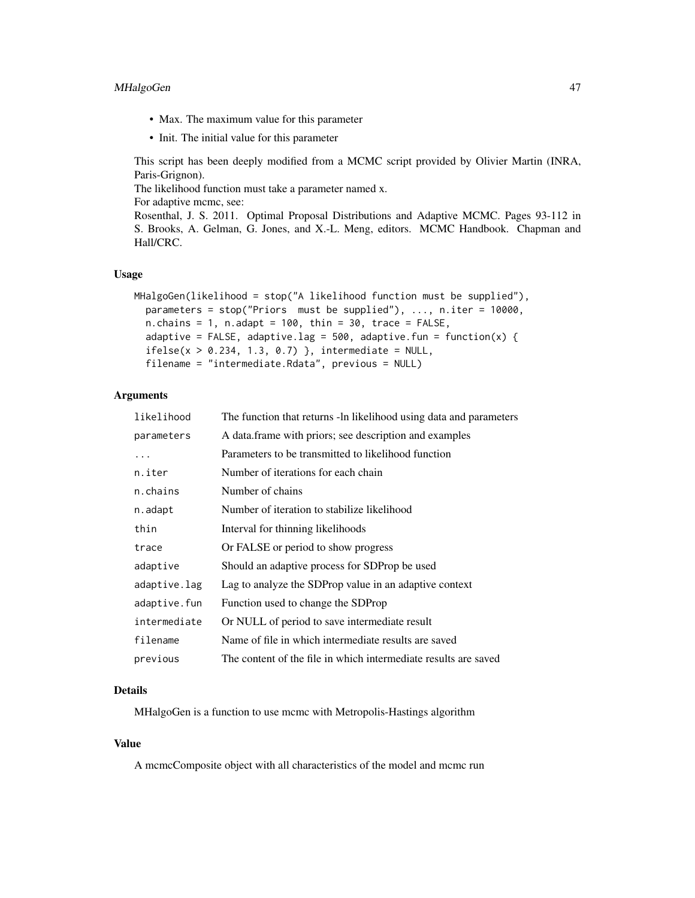- Max. The maximum value for this parameter
- Init. The initial value for this parameter

This script has been deeply modified from a MCMC script provided by Olivier Martin (INRA, Paris-Grignon).
The likelihood function must take a parameter named x.
For adaptive mcmc, see:
Rosenthal, J. S. 2011. Optimal Proposal Distributions and Adaptive MCMC. Pages 93-112 in S. Brooks, A. Gelman, G. Jones, and X.-L. Meng, editors. MCMC Handbook. Chapman and Hall/CRC.

### Usage

```
MHalgoGen(likelihood = stop("A likelihood function must be supplied"),
  parameters = stop("Priors  must be supplied"), ..., n.iter = 10000,
  n.chains = 1, n.adapt = 100, thin = 30, trace = FALSE,
  adaptive = FALSE, adaptive.lag = 500, adaptive.fun = function(x) {
  ifelse(x > 0.234, 1.3, 0.7) }, intermediate = NULL,
  filename = "intermediate.Rdata", previous = NULL)
```

### Arguments

| | |
|---|---|
| `likelihood` | The function that returns -ln likelihood using data and parameters |
| `parameters` | A data.frame with priors; see description and examples |
| `...` | Parameters to be transmitted to likelihood function |
| `n.iter` | Number of iterations for each chain |
| `n.chains` | Number of chains |
| `n.adapt` | Number of iteration to stabilize likelihood |
| `thin` | Interval for thinning likelihoods |
| `trace` | Or FALSE or period to show progress |
| `adaptive` | Should an adaptive process for SDProp be used |
| `adaptive.lag` | Lag to analyze the SDProp value in an adaptive context |
| `adaptive.fun` | Function used to change the SDProp |
| `intermediate` | Or NULL of period to save intermediate result |
| `filename` | Name of file in which intermediate results are saved |
| `previous` | The content of the file in which intermediate results are saved |

### Details

MHalgoGen is a function to use mcmc with Metropolis-Hastings algorithm

### Value

A mcmcComposite object with all characteristics of the model and mcmc run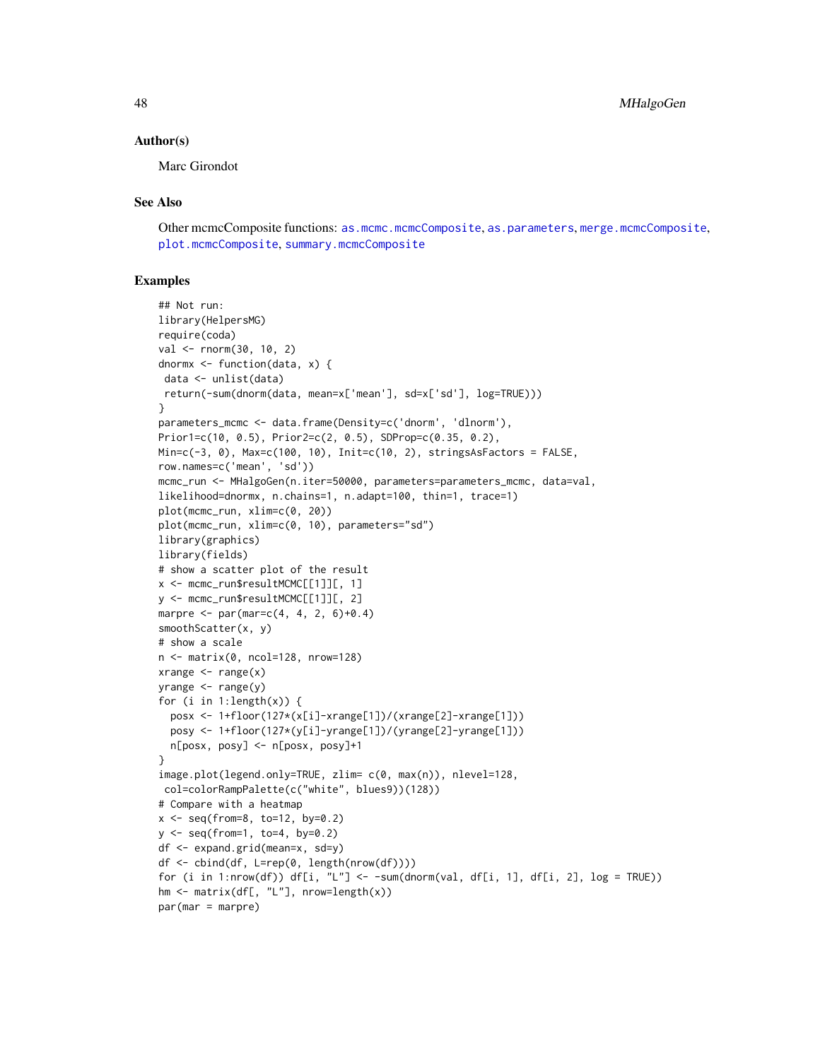### Author(s)

Marc Girondot

### See Also

Other mcmcComposite functions: as.mcmc.mcmcComposite, as.parameters, merge.mcmcComposite, plot.mcmcComposite, summary.mcmcComposite

### Examples

```
## Not run:
library(HelpersMG)
require(coda)
val <- rnorm(30, 10, 2)
dnormx <- function(data, x) {
 data <- unlist(data)
 return(-sum(dnorm(data, mean=x['mean'], sd=x['sd'], log=TRUE)))
}
parameters_mcmc <- data.frame(Density=c('dnorm', 'dlnorm'),
Prior1=c(10, 0.5), Prior2=c(2, 0.5), SDProp=c(0.35, 0.2),
Min=c(-3, 0), Max=c(100, 10), Init=c(10, 2), stringsAsFactors = FALSE,
row.names=c('mean', 'sd'))
mcmc_run <- MHalgoGen(n.iter=50000, parameters=parameters_mcmc, data=val,
likelihood=dnormx, n.chains=1, n.adapt=100, thin=1, trace=1)
plot(mcmc_run, xlim=c(0, 20))
plot(mcmc_run, xlim=c(0, 10), parameters="sd")
library(graphics)
library(fields)
# show a scatter plot of the result
x <- mcmc_run$resultMCMC[[1]][, 1]
y <- mcmc_run$resultMCMC[[1]][, 2]
marpre <- par(mar=c(4, 4, 2, 6)+0.4)
smoothScatter(x, y)
# show a scale
n <- matrix(0, ncol=128, nrow=128)
xrange <- range(x)
yrange <- range(y)
for (i in 1:length(x)) {
  posx <- 1+floor(127*(x[i]-xrange[1])/(xrange[2]-xrange[1]))
  posy <- 1+floor(127*(y[i]-yrange[1])/(yrange[2]-yrange[1]))
  n[posx, posy] <- n[posx, posy]+1
}
image.plot(legend.only=TRUE, zlim= c(0, max(n)), nlevel=128,
 col=colorRampPalette(c("white", blues9))(128))
# Compare with a heatmap
x <- seq(from=8, to=12, by=0.2)
y <- seq(from=1, to=4, by=0.2)
df <- expand.grid(mean=x, sd=y)
df <- cbind(df, L=rep(0, length(nrow(df))))
for (i in 1:nrow(df)) df[i, "L"] <- -sum(dnorm(val, df[i, 1], df[i, 2], log = TRUE))
hm <- matrix(df[, "L"], nrow=length(x))
par(mar = marpre)
```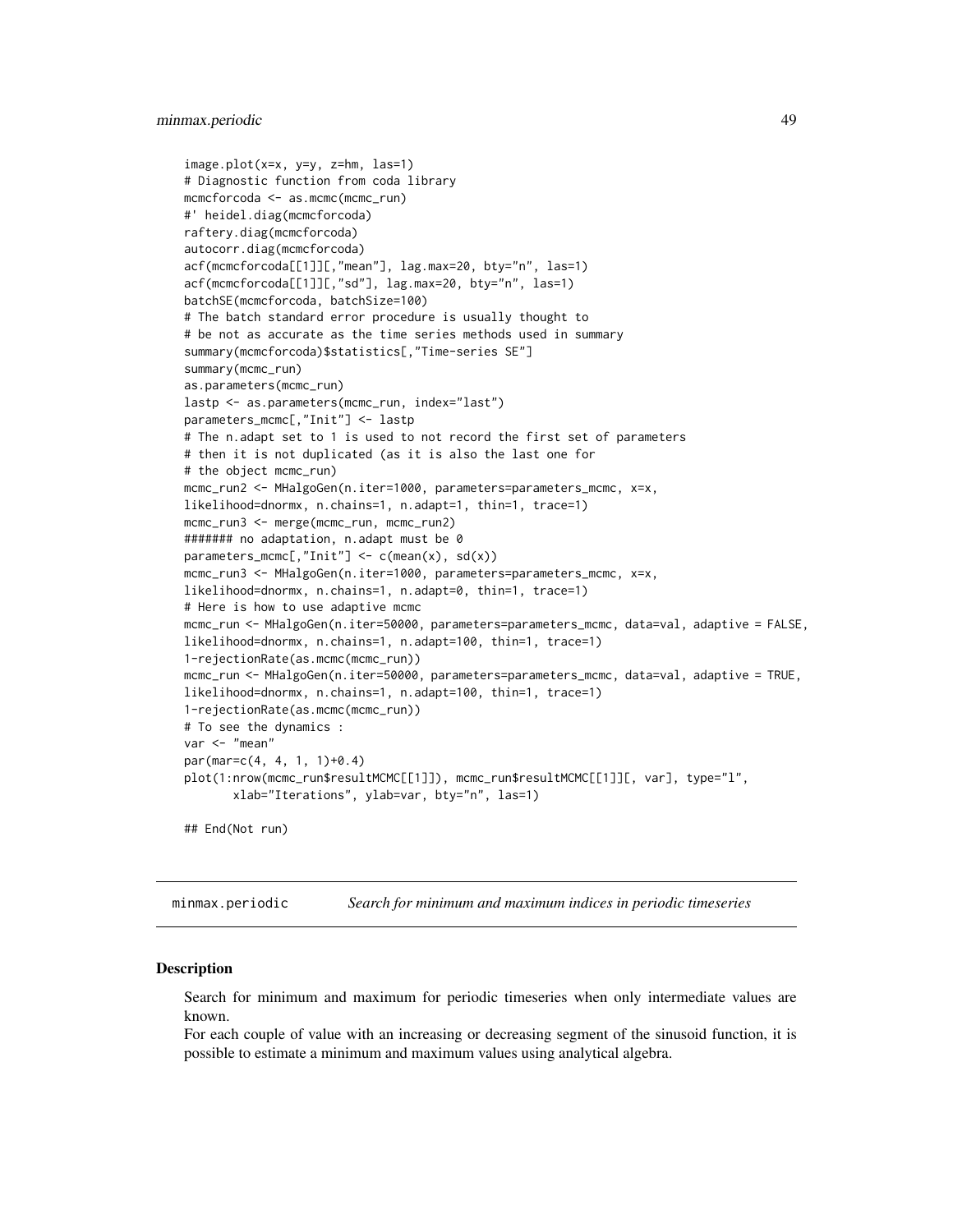```
image.plot(x=x, y=y, z=hm, las=1)
# Diagnostic function from coda library
mcmcforcoda <- as.mcmc(mcmc_run)
#' heidel.diag(mcmcforcoda)
raftery.diag(mcmcforcoda)
autocorr.diag(mcmcforcoda)
acf(mcmcforcoda[[1]][,"mean"], lag.max=20, bty="n", las=1)
acf(mcmcforcoda[[1]][,"sd"], lag.max=20, bty="n", las=1)
batchSE(mcmcforcoda, batchSize=100)
# The batch standard error procedure is usually thought to
# be not as accurate as the time series methods used in summary
summary(mcmcforcoda)$statistics[,"Time-series SE"]
summary(mcmc_run)
as.parameters(mcmc_run)
lastp <- as.parameters(mcmc_run, index="last")
parameters_mcmc[,"Init"] <- lastp
# The n.adapt set to 1 is used to not record the first set of parameters
# then it is not duplicated (as it is also the last one for
# the object mcmc_run)
mcmc_run2 <- MHalgoGen(n.iter=1000, parameters=parameters_mcmc, x=x,
likelihood=dnormx, n.chains=1, n.adapt=1, thin=1, trace=1)
mcmc_run3 <- merge(mcmc_run, mcmc_run2)
####### no adaptation, n.adapt must be 0
parameters_mcmc[,"Init"] <- c(mean(x), sd(x))
mcmc_run3 <- MHalgoGen(n.iter=1000, parameters=parameters_mcmc, x=x,
likelihood=dnormx, n.chains=1, n.adapt=0, thin=1, trace=1)
# Here is how to use adaptive mcmc
mcmc_run <- MHalgoGen(n.iter=50000, parameters=parameters_mcmc, data=val, adaptive = FALSE,
likelihood=dnormx, n.chains=1, n.adapt=100, thin=1, trace=1)
1-rejectionRate(as.mcmc(mcmc_run))
mcmc_run <- MHalgoGen(n.iter=50000, parameters=parameters_mcmc, data=val, adaptive = TRUE,
likelihood=dnormx, n.chains=1, n.adapt=100, thin=1, trace=1)
1-rejectionRate(as.mcmc(mcmc_run))
# To see the dynamics :
var <- "mean"
par(mar=c(4, 4, 1, 1)+0.4)
plot(1:nrow(mcmc_run$resultMCMC[[1]]), mcmc_run$resultMCMC[[1]][, var], type="l",
       xlab="Iterations", ylab=var, bty="n", las=1)

## End(Not run)
```

## minmax.periodic *Search for minimum and maximum indices in periodic timeseries*

### Description

Search for minimum and maximum for periodic timeseries when only intermediate values are known.
For each couple of value with an increasing or decreasing segment of the sinusoid function, it is possible to estimate a minimum and maximum values using analytical algebra.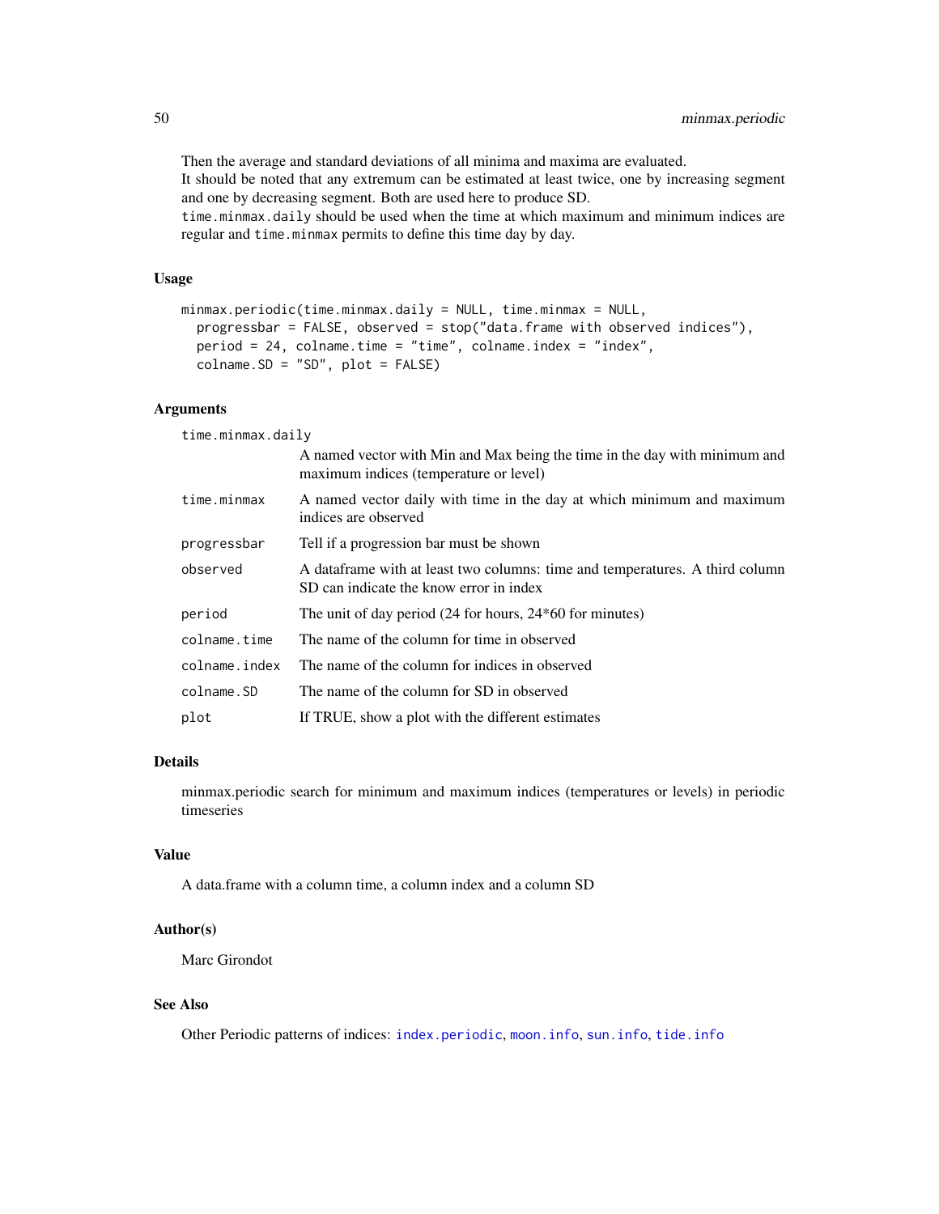Then the average and standard deviations of all minima and maxima are evaluated.
It should be noted that any extremum can be estimated at least twice, one by increasing segment and one by decreasing segment. Both are used here to produce SD.
time.minmax.daily should be used when the time at which maximum and minimum indices are regular and time.minmax permits to define this time day by day.

### Usage

```
minmax.periodic(time.minmax.daily = NULL, time.minmax = NULL,
  progressbar = FALSE, observed = stop("data.frame with observed indices"),
  period = 24, colname.time = "time", colname.index = "index",
  colname.SD = "SD", plot = FALSE)
```

### Arguments

| | |
|---|---|
| time.minmax.daily | A named vector with Min and Max being the time in the day with minimum and maximum indices (temperature or level) |
| time.minmax | A named vector daily with time in the day at which minimum and maximum indices are observed |
| progressbar | Tell if a progression bar must be shown |
| observed | A dataframe with at least two columns: time and temperatures. A third column SD can indicate the know error in index |
| period | The unit of day period (24 for hours, 24*60 for minutes) |
| colname.time | The name of the column for time in observed |
| colname.index | The name of the column for indices in observed |
| colname.SD | The name of the column for SD in observed |
| plot | If TRUE, show a plot with the different estimates |

### Details

minmax.periodic search for minimum and maximum indices (temperatures or levels) in periodic timeseries

### Value

A data.frame with a column time, a column index and a column SD

### Author(s)

Marc Girondot

### See Also

Other Periodic patterns of indices: index.periodic, moon.info, sun.info, tide.info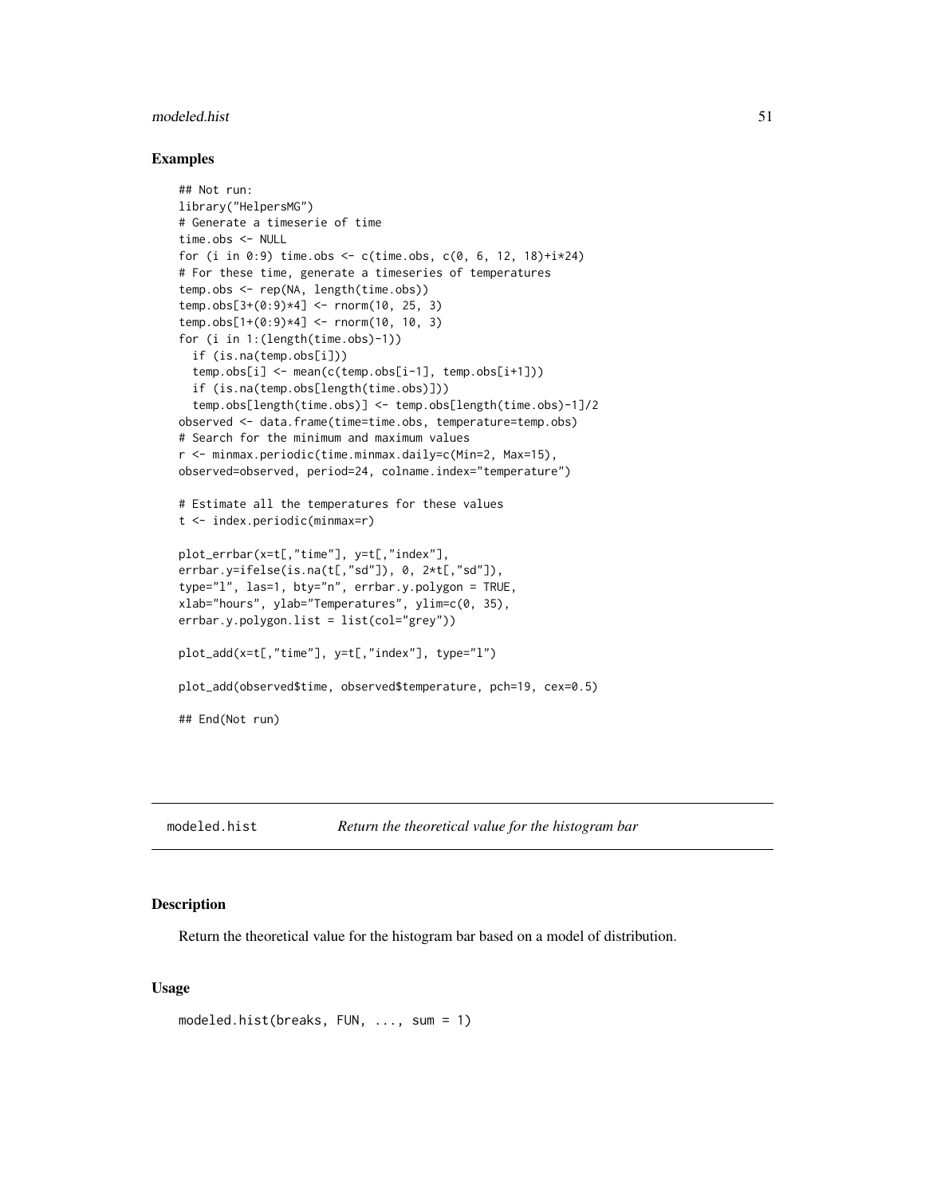### Examples

```
## Not run:
library("HelpersMG")
# Generate a timeserie of time
time.obs <- NULL
for (i in 0:9) time.obs <- c(time.obs, c(0, 6, 12, 18)+i*24)
# For these time, generate a timeseries of temperatures
temp.obs <- rep(NA, length(time.obs))
temp.obs[3+(0:9)*4] <- rnorm(10, 25, 3)
temp.obs[1+(0:9)*4] <- rnorm(10, 10, 3)
for (i in 1:(length(time.obs)-1))
  if (is.na(temp.obs[i]))
  temp.obs[i] <- mean(c(temp.obs[i-1], temp.obs[i+1]))
  if (is.na(temp.obs[length(time.obs)]))
  temp.obs[length(time.obs)] <- temp.obs[length(time.obs)-1]/2
observed <- data.frame(time=time.obs, temperature=temp.obs)
# Search for the minimum and maximum values
r <- minmax.periodic(time.minmax.daily=c(Min=2, Max=15),
observed=observed, period=24, colname.index="temperature")

# Estimate all the temperatures for these values
t <- index.periodic(minmax=r)

plot_errbar(x=t[,"time"], y=t[,"index"],
errbar.y=ifelse(is.na(t[,"sd"]), 0, 2*t[,"sd"]),
type="l", las=1, bty="n", errbar.y.polygon = TRUE,
xlab="hours", ylab="Temperatures", ylim=c(0, 35),
errbar.y.polygon.list = list(col="grey"))

plot_add(x=t[,"time"], y=t[,"index"], type="l")

plot_add(observed$time, observed$temperature, pch=19, cex=0.5)

## End(Not run)
```

---

## modeled.hist — *Return the theoretical value for the histogram bar*

### Description

Return the theoretical value for the histogram bar based on a model of distribution.

### Usage

```
modeled.hist(breaks, FUN, ..., sum = 1)
```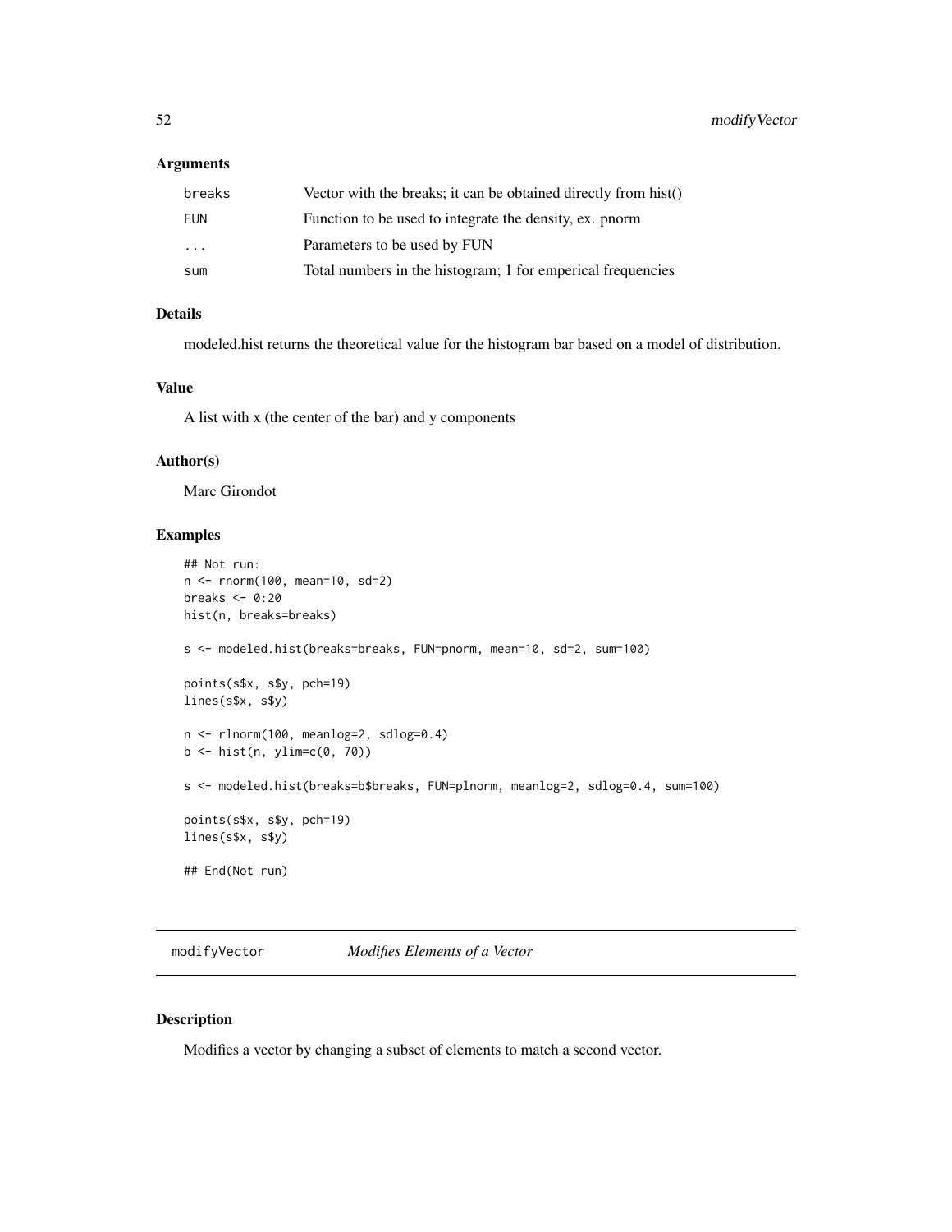### Arguments

| | |
|---|---|
| breaks | Vector with the breaks; it can be obtained directly from hist() |
| FUN | Function to be used to integrate the density, ex. pnorm |
| ... | Parameters to be used by FUN |
| sum | Total numbers in the histogram; 1 for emperical frequencies |

### Details

modeled.hist returns the theoretical value for the histogram bar based on a model of distribution.

### Value

A list with x (the center of the bar) and y components

### Author(s)

Marc Girondot

### Examples

```
## Not run:
n <- rnorm(100, mean=10, sd=2)
breaks <- 0:20
hist(n, breaks=breaks)

s <- modeled.hist(breaks=breaks, FUN=pnorm, mean=10, sd=2, sum=100)

points(s$x, s$y, pch=19)
lines(s$x, s$y)

n <- rlnorm(100, meanlog=2, sdlog=0.4)
b <- hist(n, ylim=c(0, 70))

s <- modeled.hist(breaks=b$breaks, FUN=plnorm, meanlog=2, sdlog=0.4, sum=100)

points(s$x, s$y, pch=19)
lines(s$x, s$y)

## End(Not run)
```

## modifyVector *Modifies Elements of a Vector*

### Description

Modifies a vector by changing a subset of elements to match a second vector.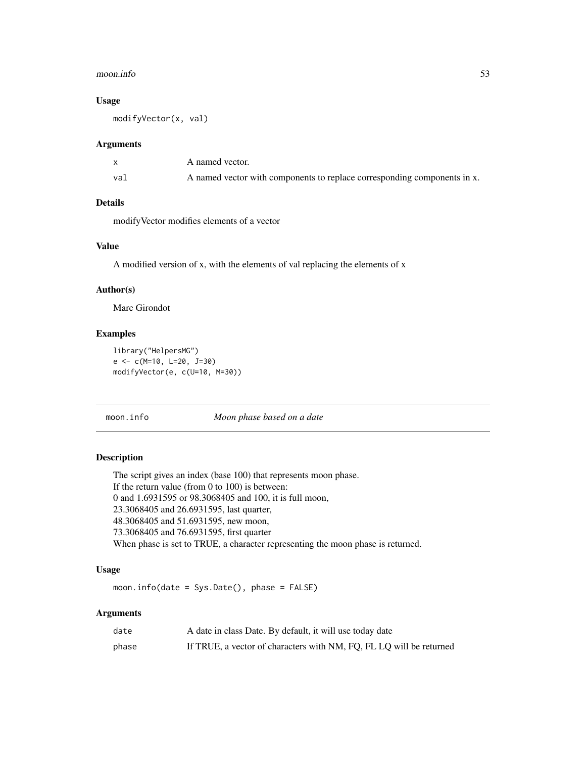### Usage

```
modifyVector(x, val)
```

### Arguments

| | |
|---|---|
| x | A named vector. |
| val | A named vector with components to replace corresponding components in x. |

### Details

modifyVector modifies elements of a vector

### Value

A modified version of x, with the elements of val replacing the elements of x

### Author(s)

Marc Girondot

### Examples

```
library("HelpersMG")
e <- c(M=10, L=20, J=30)
modifyVector(e, c(U=10, M=30))
```

---

## moon.info *Moon phase based on a date*

---

### Description

The script gives an index (base 100) that represents moon phase.
If the return value (from 0 to 100) is between:
0 and 1.6931595 or 98.3068405 and 100, it is full moon,
23.3068405 and 26.6931595, last quarter,
48.3068405 and 51.6931595, new moon,
73.3068405 and 76.6931595, first quarter
When phase is set to TRUE, a character representing the moon phase is returned.

### Usage

```
moon.info(date = Sys.Date(), phase = FALSE)
```

### Arguments

| | |
|---|---|
| date | A date in class Date. By default, it will use today date |
| phase | If TRUE, a vector of characters with NM, FQ, FL LQ will be returned |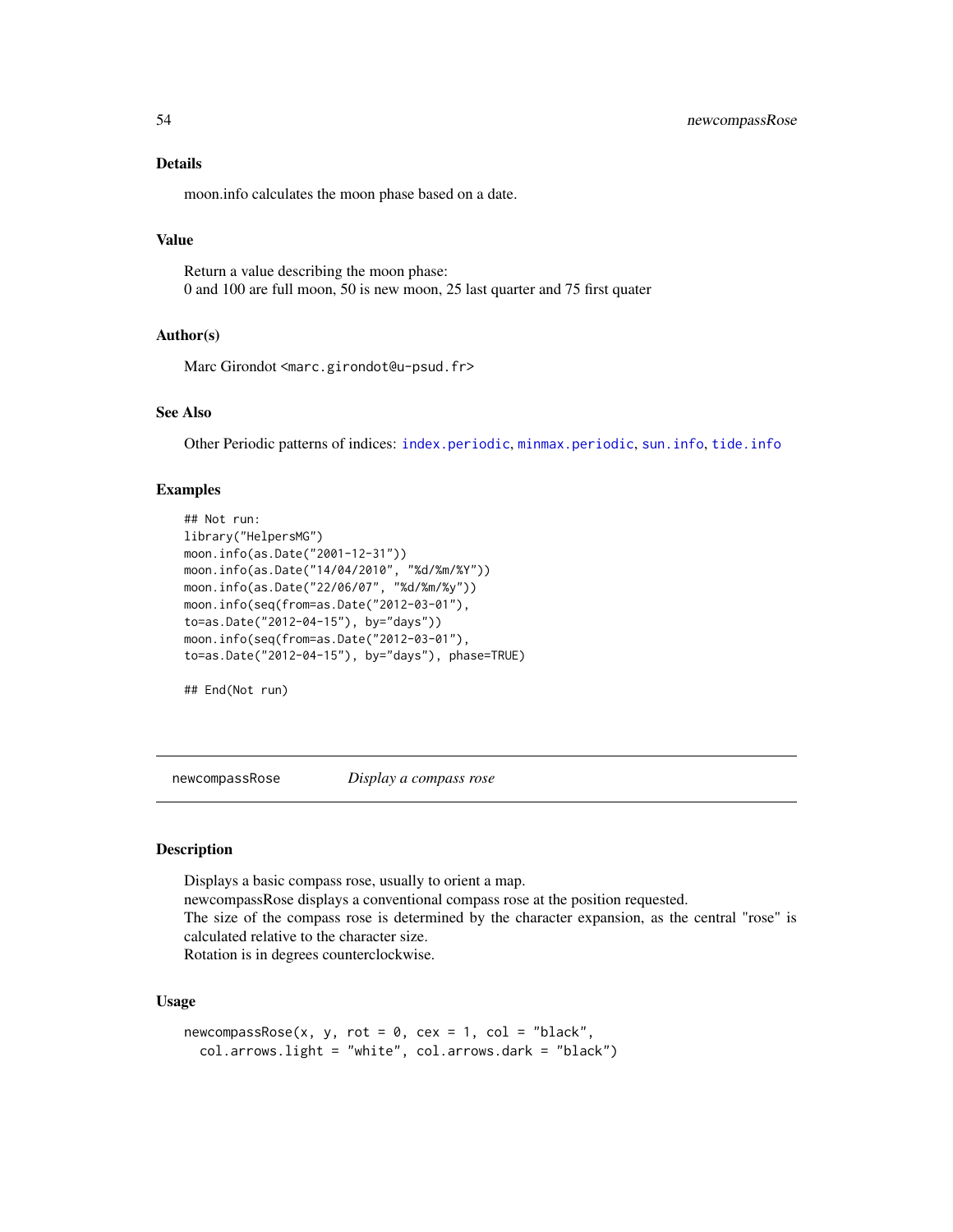### Details

moon.info calculates the moon phase based on a date.

### Value

Return a value describing the moon phase:
0 and 100 are full moon, 50 is new moon, 25 last quarter and 75 first quater

### Author(s)

Marc Girondot <marc.girondot@u-psud.fr>

### See Also

Other Periodic patterns of indices: index.periodic, minmax.periodic, sun.info, tide.info

### Examples

```
## Not run:
library("HelpersMG")
moon.info(as.Date("2001-12-31"))
moon.info(as.Date("14/04/2010", "%d/%m/%Y"))
moon.info(as.Date("22/06/07", "%d/%m/%y"))
moon.info(seq(from=as.Date("2012-03-01"),
to=as.Date("2012-04-15"), by="days"))
moon.info(seq(from=as.Date("2012-03-01"),
to=as.Date("2012-04-15"), by="days"), phase=TRUE)

## End(Not run)
```

## newcompassRose *Display a compass rose*

### Description

Displays a basic compass rose, usually to orient a map.
newcompassRose displays a conventional compass rose at the position requested.
The size of the compass rose is determined by the character expansion, as the central "rose" is calculated relative to the character size.
Rotation is in degrees counterclockwise.

### Usage

```
newcompassRose(x, y, rot = 0, cex = 1, col = "black",
  col.arrows.light = "white", col.arrows.dark = "black")
```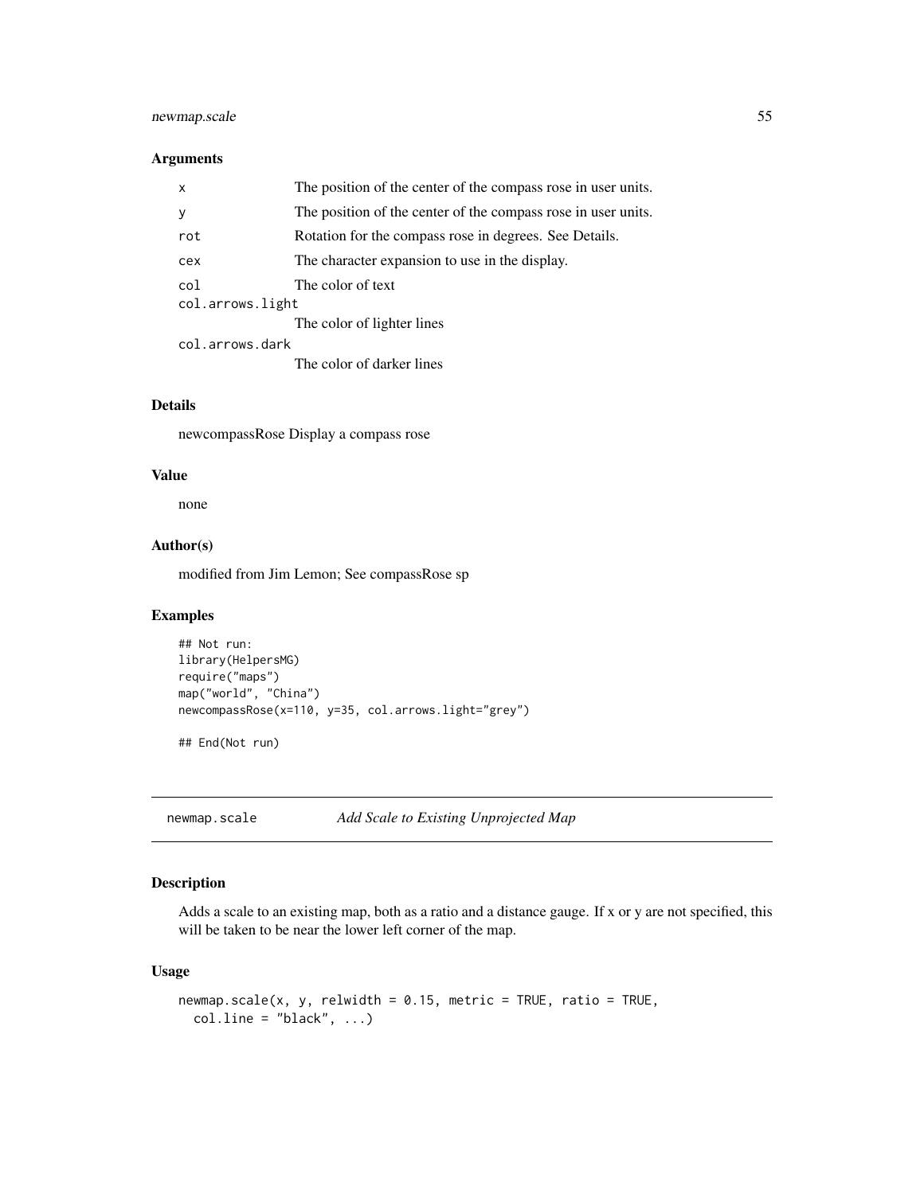### Arguments

| | |
|---|---|
| x | The position of the center of the compass rose in user units. |
| y | The position of the center of the compass rose in user units. |
| rot | Rotation for the compass rose in degrees. See Details. |
| cex | The character expansion to use in the display. |
| col | The color of text |
| col.arrows.light | The color of lighter lines |
| col.arrows.dark | The color of darker lines |

### Details

newcompassRose Display a compass rose

### Value

none

### Author(s)

modified from Jim Lemon; See compassRose sp

### Examples

```
## Not run:
library(HelpersMG)
require("maps")
map("world", "China")
newcompassRose(x=110, y=35, col.arrows.light="grey")

## End(Not run)
```

---

## newmap.scale *Add Scale to Existing Unprojected Map*

### Description

Adds a scale to an existing map, both as a ratio and a distance gauge. If x or y are not specified, this will be taken to be near the lower left corner of the map.

### Usage

```
newmap.scale(x, y, relwidth = 0.15, metric = TRUE, ratio = TRUE,
  col.line = "black", ...)
```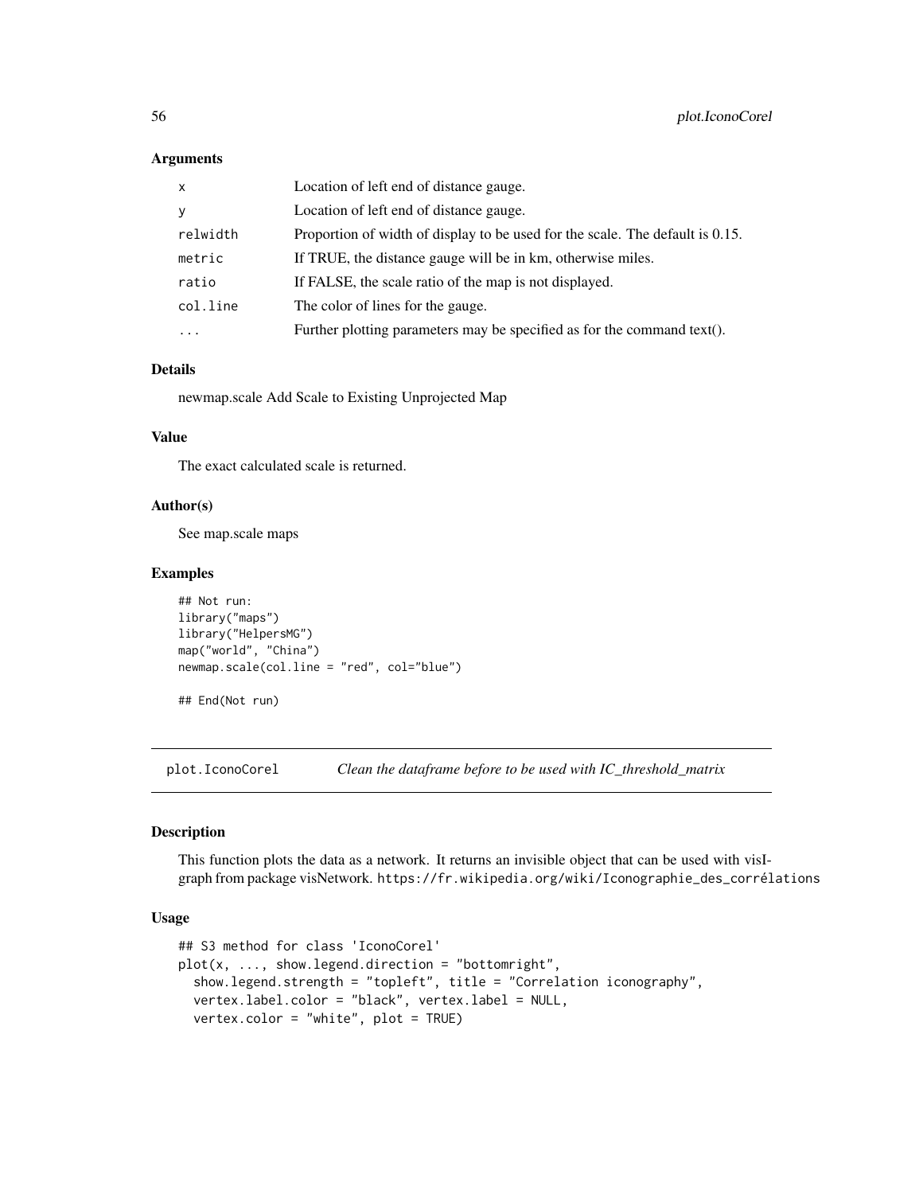### Arguments

| | |
|---|---|
| x | Location of left end of distance gauge. |
| y | Location of left end of distance gauge. |
| relwidth | Proportion of width of display to be used for the scale. The default is 0.15. |
| metric | If TRUE, the distance gauge will be in km, otherwise miles. |
| ratio | If FALSE, the scale ratio of the map is not displayed. |
| col.line | The color of lines for the gauge. |
| ... | Further plotting parameters may be specified as for the command text(). |

### Details

newmap.scale Add Scale to Existing Unprojected Map

### Value

The exact calculated scale is returned.

### Author(s)

See map.scale maps

### Examples

```
## Not run:
library("maps")
library("HelpersMG")
map("world", "China")
newmap.scale(col.line = "red", col="blue")

## End(Not run)
```

---

## plot.IconoCorel &nbsp;&nbsp;&nbsp; *Clean the dataframe before to be used with IC_threshold_matrix*

### Description

This function plots the data as a network. It returns an invisible object that can be used with visIgraph from package visNetwork. https://fr.wikipedia.org/wiki/Iconographie_des_corrélations

### Usage

```
## S3 method for class 'IconoCorel'
plot(x, ..., show.legend.direction = "bottomright",
  show.legend.strength = "topleft", title = "Correlation iconography",
  vertex.label.color = "black", vertex.label = NULL,
  vertex.color = "white", plot = TRUE)
```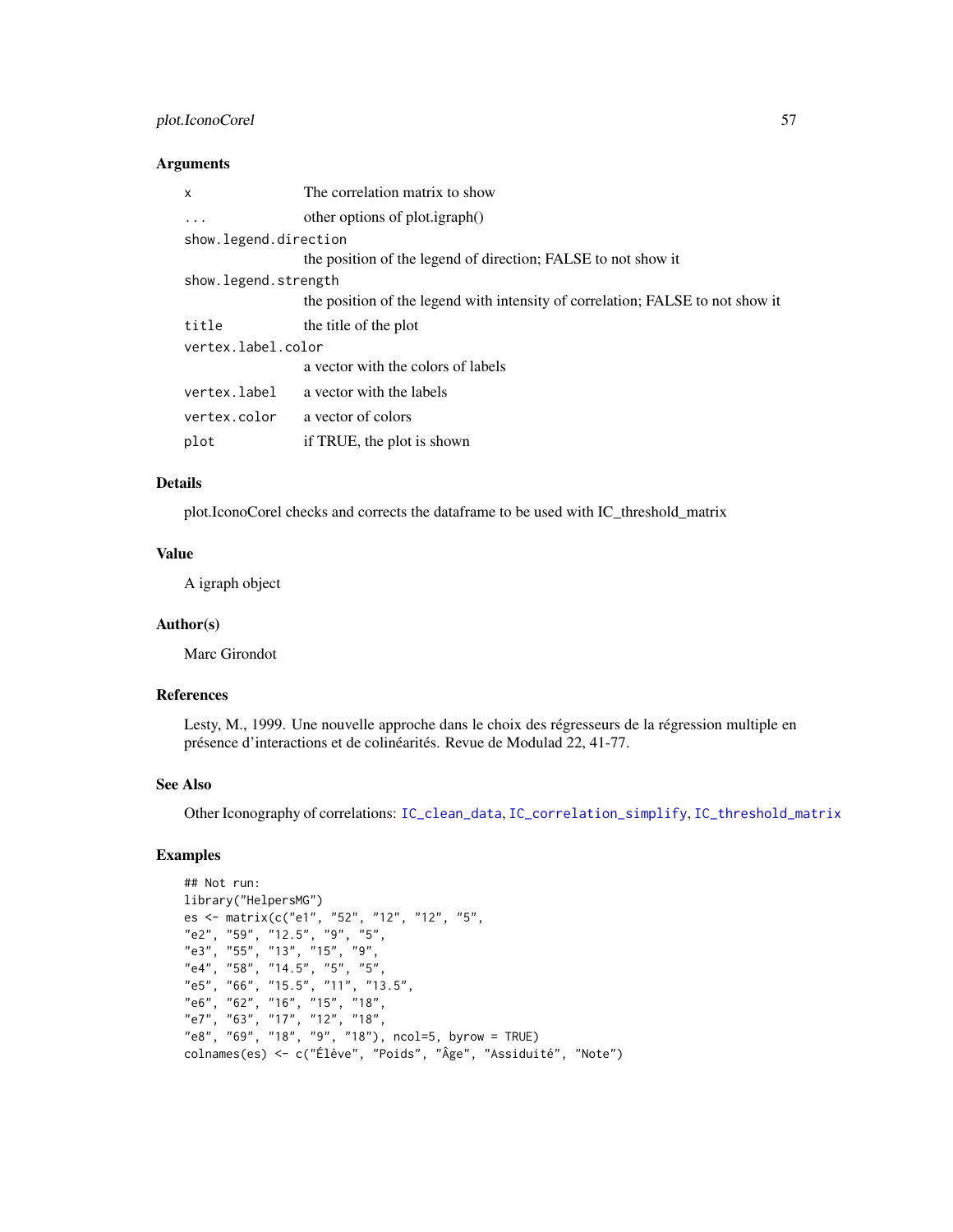## Arguments

| | |
|---|---|
| `x` | The correlation matrix to show |
| `...` | other options of plot.igraph() |
| `show.legend.direction` | the position of the legend of direction; FALSE to not show it |
| `show.legend.strength` | the position of the legend with intensity of correlation; FALSE to not show it |
| `title` | the title of the plot |
| `vertex.label.color` | a vector with the colors of labels |
| `vertex.label` | a vector with the labels |
| `vertex.color` | a vector of colors |
| `plot` | if TRUE, the plot is shown |

## Details

plot.IconoCorel checks and corrects the dataframe to be used with IC_threshold_matrix

## Value

A igraph object

## Author(s)

Marc Girondot

## References

Lesty, M., 1999. Une nouvelle approche dans le choix des régresseurs de la régression multiple en présence d'interactions et de colinéarités. Revue de Modulad 22, 41-77.

## See Also

Other Iconography of correlations: IC_clean_data, IC_correlation_simplify, IC_threshold_matrix

## Examples

```
## Not run:
library("HelpersMG")
es <- matrix(c("e1", "52", "12", "12", "5",
"e2", "59", "12.5", "9", "5",
"e3", "55", "13", "15", "9",
"e4", "58", "14.5", "5", "5",
"e5", "66", "15.5", "11", "13.5",
"e6", "62", "16", "15", "18",
"e7", "63", "17", "12", "18",
"e8", "69", "18", "9", "18"), ncol=5, byrow = TRUE)
colnames(es) <- c("Élève", "Poids", "Âge", "Assiduité", "Note")
```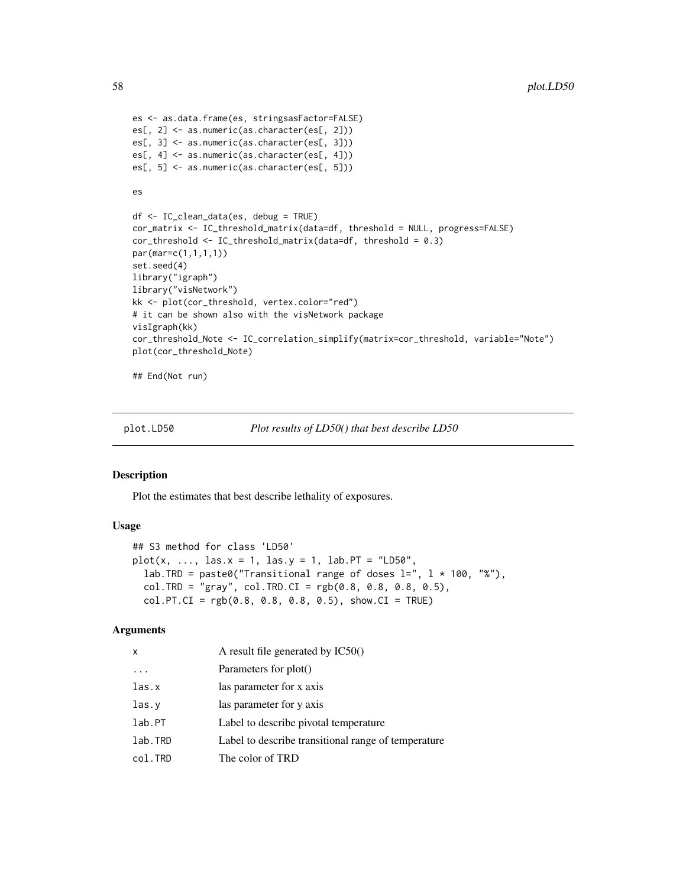```
es <- as.data.frame(es, stringsasFactor=FALSE)
es[, 2] <- as.numeric(as.character(es[, 2]))
es[, 3] <- as.numeric(as.character(es[, 3]))
es[, 4] <- as.numeric(as.character(es[, 4]))
es[, 5] <- as.numeric(as.character(es[, 5]))

es

df <- IC_clean_data(es, debug = TRUE)
cor_matrix <- IC_threshold_matrix(data=df, threshold = NULL, progress=FALSE)
cor_threshold <- IC_threshold_matrix(data=df, threshold = 0.3)
par(mar=c(1,1,1,1))
set.seed(4)
library("igraph")
library("visNetwork")
kk <- plot(cor_threshold, vertex.color="red")
# it can be shown also with the visNetwork package
visIgraph(kk)
cor_threshold_Note <- IC_correlation_simplify(matrix=cor_threshold, variable="Note")
plot(cor_threshold_Note)

## End(Not run)
```

## plot.LD50 *Plot results of LD50() that best describe LD50*

### Description

Plot the estimates that best describe lethality of exposures.

### Usage

```
## S3 method for class 'LD50'
plot(x, ..., las.x = 1, las.y = 1, lab.PT = "LD50",
  lab.TRD = paste0("Transitional range of doses l=", l * 100, "%"),
  col.TRD = "gray", col.TRD.CI = rgb(0.8, 0.8, 0.8, 0.5),
  col.PT.CI = rgb(0.8, 0.8, 0.8, 0.5), show.CI = TRUE)
```

### Arguments

| | |
|---|---|
| x | A result file generated by IC50() |
| ... | Parameters for plot() |
| las.x | las parameter for x axis |
| las.y | las parameter for y axis |
| lab.PT | Label to describe pivotal temperature |
| lab.TRD | Label to describe transitional range of temperature |
| col.TRD | The color of TRD |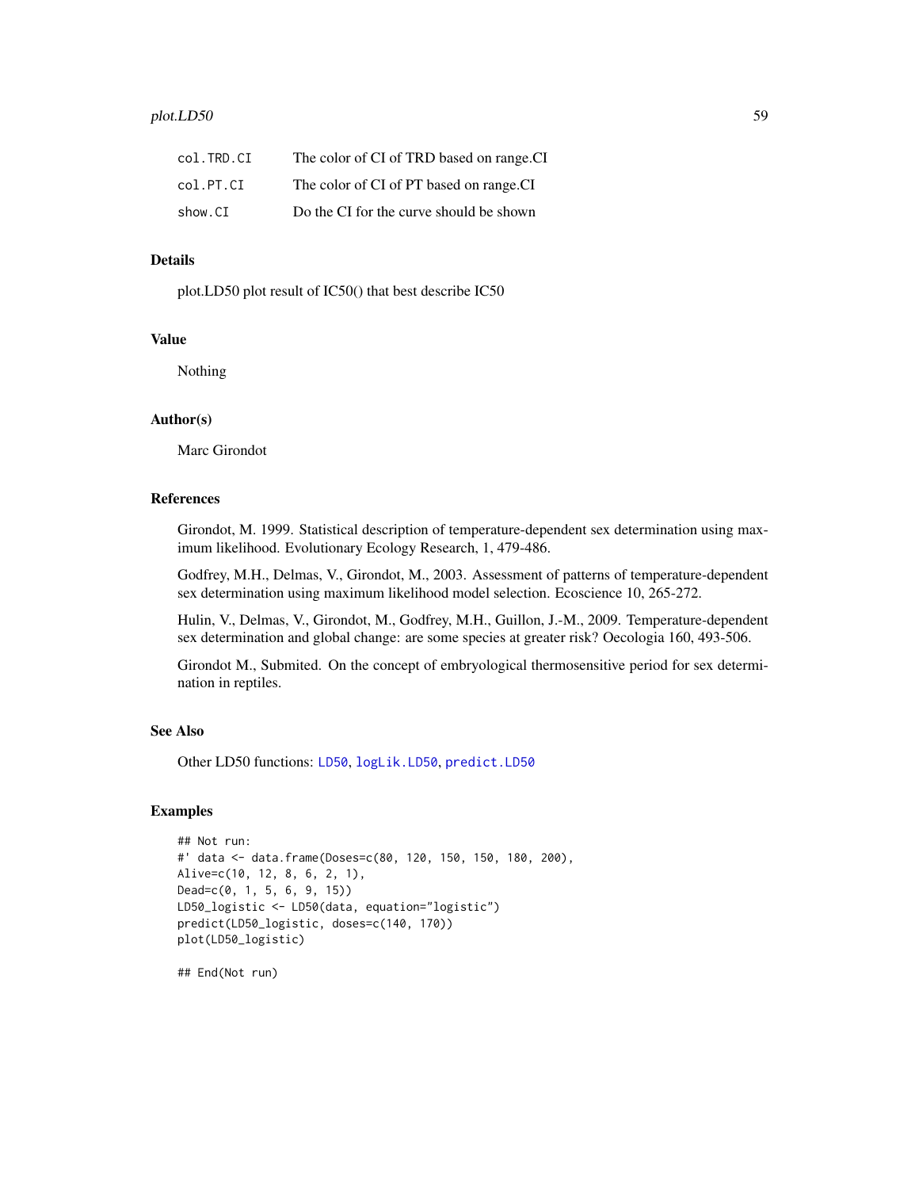| | |
|---|---|
| col.TRD.CI | The color of CI of TRD based on range.CI |
| col.PT.CI | The color of CI of PT based on range.CI |
| show.CI | Do the CI for the curve should be shown |

## Details

plot.LD50 plot result of IC50() that best describe IC50

## Value

Nothing

## Author(s)

Marc Girondot

## References

Girondot, M. 1999. Statistical description of temperature-dependent sex determination using maximum likelihood. Evolutionary Ecology Research, 1, 479-486.

Godfrey, M.H., Delmas, V., Girondot, M., 2003. Assessment of patterns of temperature-dependent sex determination using maximum likelihood model selection. Ecoscience 10, 265-272.

Hulin, V., Delmas, V., Girondot, M., Godfrey, M.H., Guillon, J.-M., 2009. Temperature-dependent sex determination and global change: are some species at greater risk? Oecologia 160, 493-506.

Girondot M., Submited. On the concept of embryological thermosensitive period for sex determination in reptiles.

## See Also

Other LD50 functions: LD50, logLik.LD50, predict.LD50

## Examples

```
## Not run:
#' data <- data.frame(Doses=c(80, 120, 150, 150, 180, 200),
Alive=c(10, 12, 8, 6, 2, 1),
Dead=c(0, 1, 5, 6, 9, 15))
LD50_logistic <- LD50(data, equation="logistic")
predict(LD50_logistic, doses=c(140, 170))
plot(LD50_logistic)

## End(Not run)
```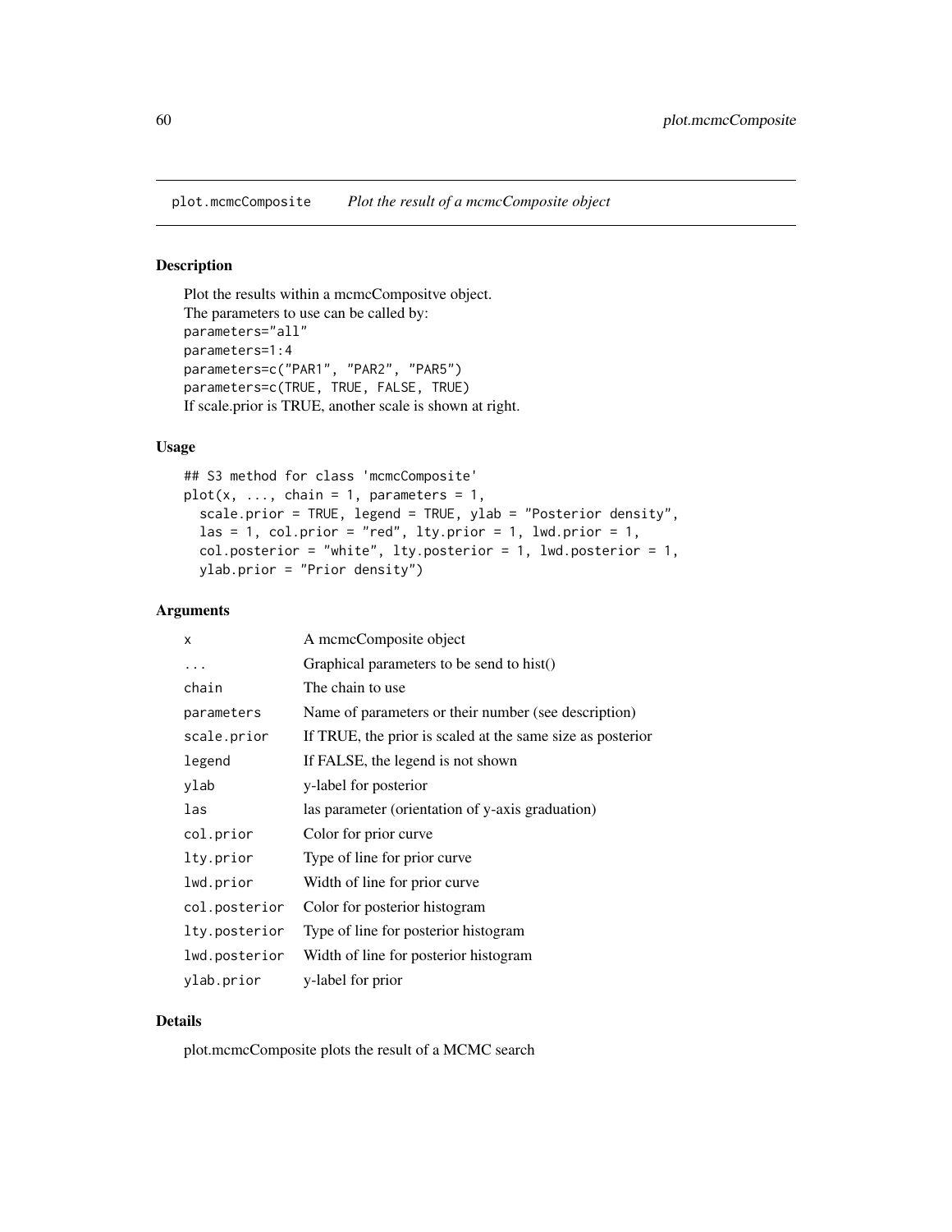# plot.mcmcComposite *Plot the result of a mcmcComposite object*

## Description

Plot the results within a mcmcCompositve object.
The parameters to use can be called by:
`parameters="all"`
`parameters=1:4`
`parameters=c("PAR1", "PAR2", "PAR5")`
`parameters=c(TRUE, TRUE, FALSE, TRUE)`
If scale.prior is TRUE, another scale is shown at right.

## Usage

```
## S3 method for class 'mcmcComposite'
plot(x, ..., chain = 1, parameters = 1,
  scale.prior = TRUE, legend = TRUE, ylab = "Posterior density",
  las = 1, col.prior = "red", lty.prior = 1, lwd.prior = 1,
  col.posterior = "white", lty.posterior = 1, lwd.posterior = 1,
  ylab.prior = "Prior density")
```

## Arguments

| | |
|---|---|
| `x` | A mcmcComposite object |
| `...` | Graphical parameters to be send to hist() |
| `chain` | The chain to use |
| `parameters` | Name of parameters or their number (see description) |
| `scale.prior` | If TRUE, the prior is scaled at the same size as posterior |
| `legend` | If FALSE, the legend is not shown |
| `ylab` | y-label for posterior |
| `las` | las parameter (orientation of y-axis graduation) |
| `col.prior` | Color for prior curve |
| `lty.prior` | Type of line for prior curve |
| `lwd.prior` | Width of line for prior curve |
| `col.posterior` | Color for posterior histogram |
| `lty.posterior` | Type of line for posterior histogram |
| `lwd.posterior` | Width of line for posterior histogram |
| `ylab.prior` | y-label for prior |

## Details

plot.mcmcComposite plots the result of a MCMC search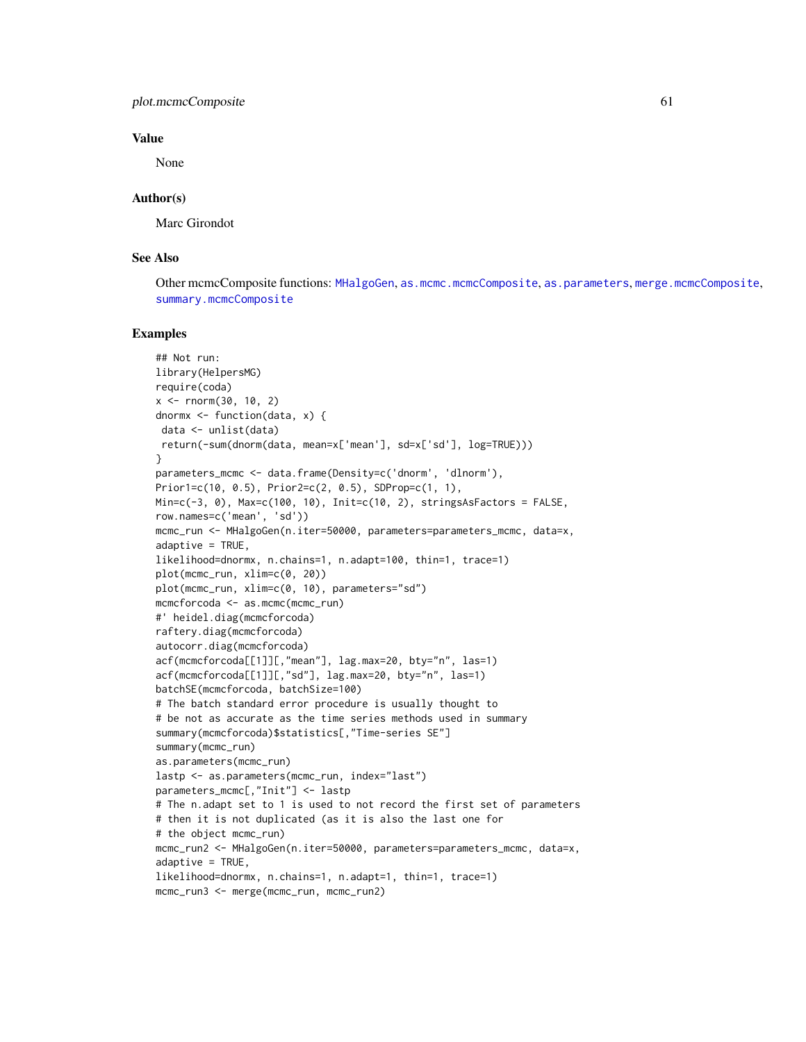### Value

None

### Author(s)

Marc Girondot

### See Also

Other mcmcComposite functions: MHalgoGen, as.mcmc.mcmcComposite, as.parameters, merge.mcmcComposite, summary.mcmcComposite

### Examples

```
## Not run:
library(HelpersMG)
require(coda)
x <- rnorm(30, 10, 2)
dnormx <- function(data, x) {
 data <- unlist(data)
 return(-sum(dnorm(data, mean=x['mean'], sd=x['sd'], log=TRUE)))
}
parameters_mcmc <- data.frame(Density=c('dnorm', 'dlnorm'),
Prior1=c(10, 0.5), Prior2=c(2, 0.5), SDProp=c(1, 1),
Min=c(-3, 0), Max=c(100, 10), Init=c(10, 2), stringsAsFactors = FALSE,
row.names=c('mean', 'sd'))
mcmc_run <- MHalgoGen(n.iter=50000, parameters=parameters_mcmc, data=x,
adaptive = TRUE,
likelihood=dnormx, n.chains=1, n.adapt=100, thin=1, trace=1)
plot(mcmc_run, xlim=c(0, 20))
plot(mcmc_run, xlim=c(0, 10), parameters="sd")
mcmcforcoda <- as.mcmc(mcmc_run)
#' heidel.diag(mcmcforcoda)
raftery.diag(mcmcforcoda)
autocorr.diag(mcmcforcoda)
acf(mcmcforcoda[[1]][,"mean"], lag.max=20, bty="n", las=1)
acf(mcmcforcoda[[1]][,"sd"], lag.max=20, bty="n", las=1)
batchSE(mcmcforcoda, batchSize=100)
# The batch standard error procedure is usually thought to
# be not as accurate as the time series methods used in summary
summary(mcmcforcoda)$statistics[,"Time-series SE"]
summary(mcmc_run)
as.parameters(mcmc_run)
lastp <- as.parameters(mcmc_run, index="last")
parameters_mcmc[,"Init"] <- lastp
# The n.adapt set to 1 is used to not record the first set of parameters
# then it is not duplicated (as it is also the last one for
# the object mcmc_run)
mcmc_run2 <- MHalgoGen(n.iter=50000, parameters=parameters_mcmc, data=x,
adaptive = TRUE,
likelihood=dnormx, n.chains=1, n.adapt=1, thin=1, trace=1)
mcmc_run3 <- merge(mcmc_run, mcmc_run2)
```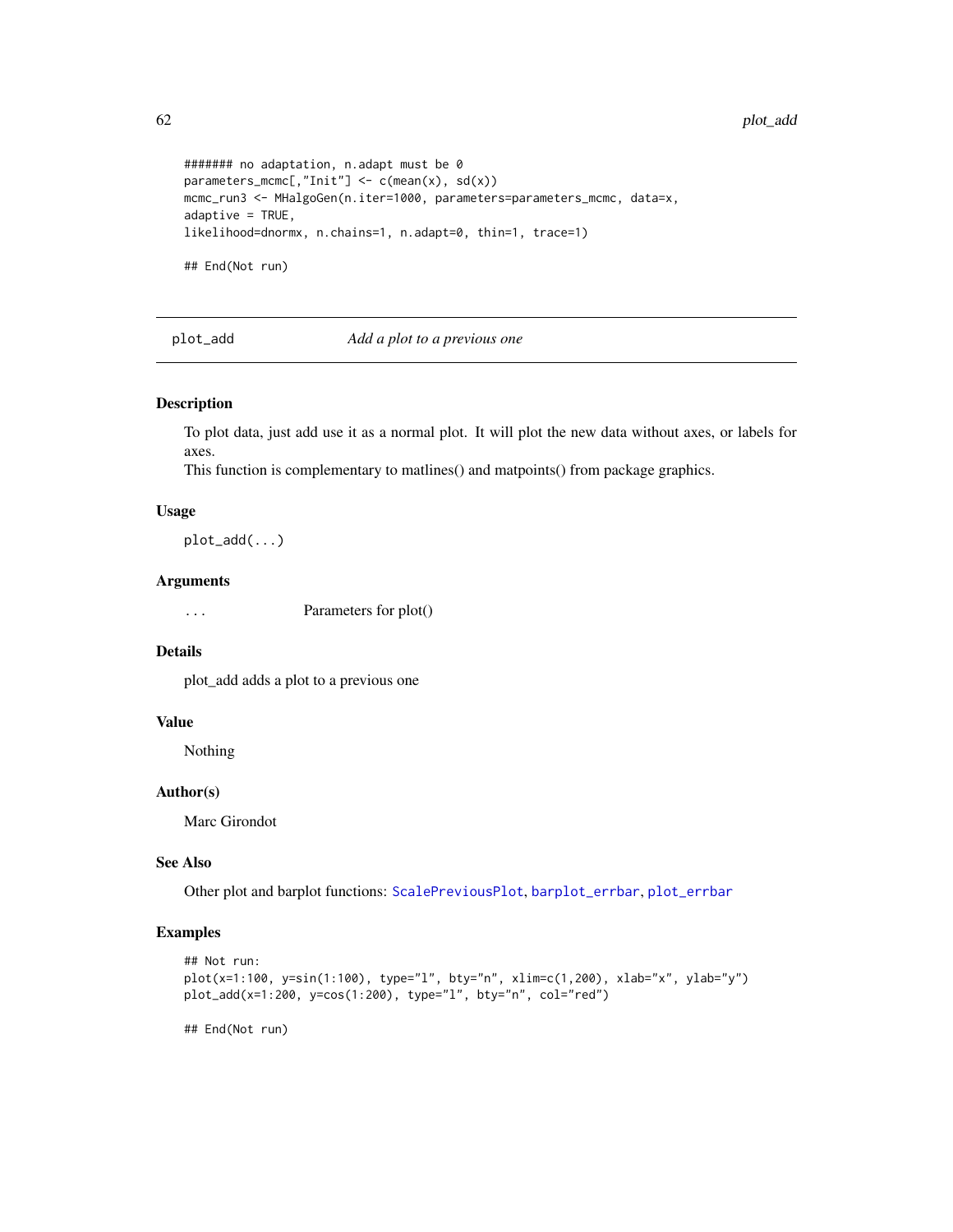```
####### no adaptation, n.adapt must be 0
parameters_mcmc[,"Init"] <- c(mean(x), sd(x))
mcmc_run3 <- MHalgoGen(n.iter=1000, parameters=parameters_mcmc, data=x,
adaptive = TRUE,
likelihood=dnormx, n.chains=1, n.adapt=0, thin=1, trace=1)

## End(Not run)
```

---

`plot_add` *Add a plot to a previous one*

---

### Description

To plot data, just add use it as a normal plot. It will plot the new data without axes, or labels for axes.
This function is complementary to matlines() and matpoints() from package graphics.

### Usage

```
plot_add(...)
```

### Arguments

| | |
|---|---|
| `...` | Parameters for plot() |

### Details

plot_add adds a plot to a previous one

### Value

Nothing

### Author(s)

Marc Girondot

### See Also

Other plot and barplot functions: `ScalePreviousPlot`, `barplot_errbar`, `plot_errbar`

### Examples

```
## Not run:
plot(x=1:100, y=sin(1:100), type="l", bty="n", xlim=c(1,200), xlab="x", ylab="y")
plot_add(x=1:200, y=cos(1:200), type="l", bty="n", col="red")

## End(Not run)
```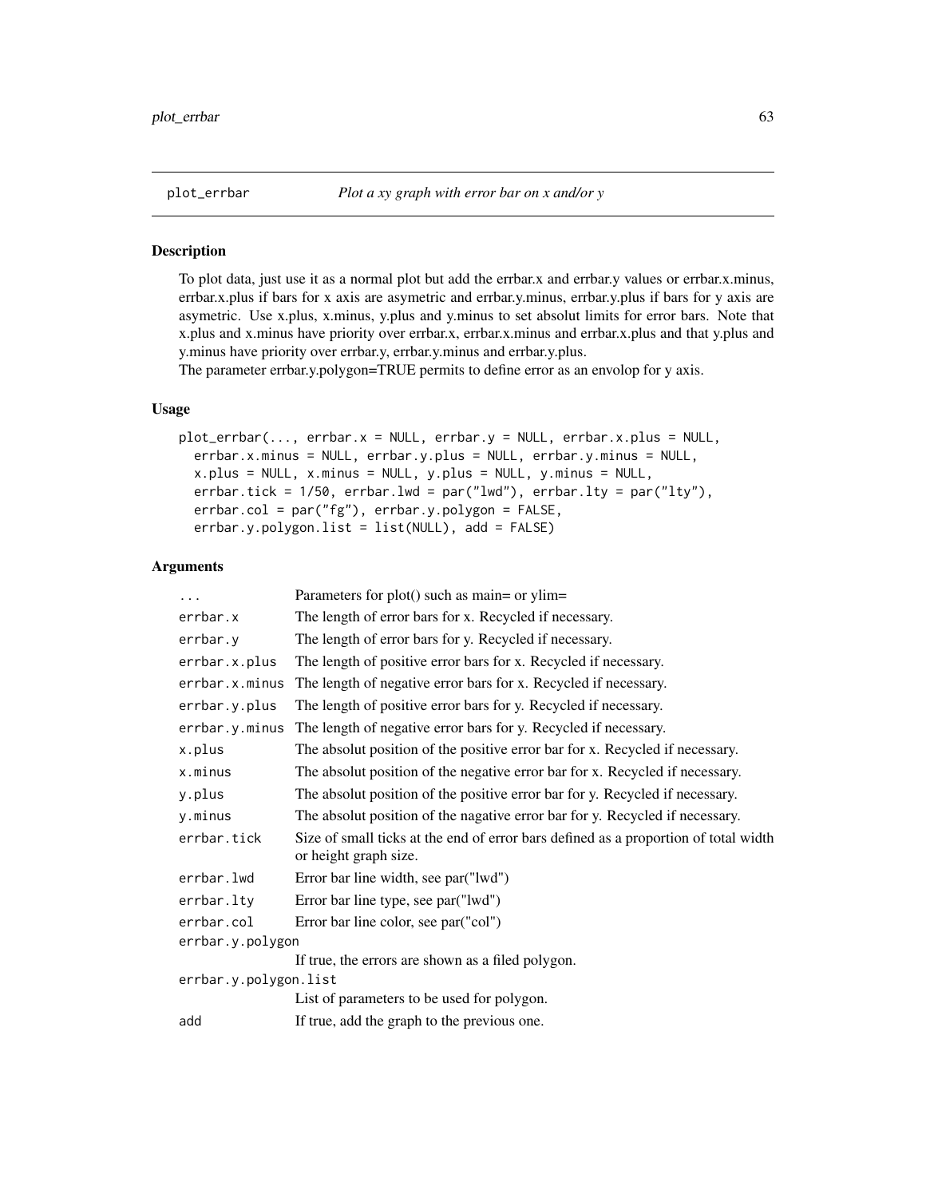## plot_errbar — *Plot a xy graph with error bar on x and/or y*

### Description

To plot data, just use it as a normal plot but add the errbar.x and errbar.y values or errbar.x.minus, errbar.x.plus if bars for x axis are asymetric and errbar.y.minus, errbar.y.plus if bars for y axis are asymetric. Use x.plus, x.minus, y.plus and y.minus to set absolut limits for error bars. Note that x.plus and x.minus have priority over errbar.x, errbar.x.minus and errbar.x.plus and that y.plus and y.minus have priority over errbar.y, errbar.y.minus and errbar.y.plus.
The parameter errbar.y.polygon=TRUE permits to define error as an envolop for y axis.

### Usage

```
plot_errbar(..., errbar.x = NULL, errbar.y = NULL, errbar.x.plus = NULL,
  errbar.x.minus = NULL, errbar.y.plus = NULL, errbar.y.minus = NULL,
  x.plus = NULL, x.minus = NULL, y.plus = NULL, y.minus = NULL,
  errbar.tick = 1/50, errbar.lwd = par("lwd"), errbar.lty = par("lty"),
  errbar.col = par("fg"), errbar.y.polygon = FALSE,
  errbar.y.polygon.list = list(NULL), add = FALSE)
```

### Arguments

| | |
|---|---|
| ... | Parameters for plot() such as main= or ylim= |
| errbar.x | The length of error bars for x. Recycled if necessary. |
| errbar.y | The length of error bars for y. Recycled if necessary. |
| errbar.x.plus | The length of positive error bars for x. Recycled if necessary. |
| errbar.x.minus | The length of negative error bars for x. Recycled if necessary. |
| errbar.y.plus | The length of positive error bars for y. Recycled if necessary. |
| errbar.y.minus | The length of negative error bars for y. Recycled if necessary. |
| x.plus | The absolut position of the positive error bar for x. Recycled if necessary. |
| x.minus | The absolut position of the negative error bar for x. Recycled if necessary. |
| y.plus | The absolut position of the positive error bar for y. Recycled if necessary. |
| y.minus | The absolut position of the nagative error bar for y. Recycled if necessary. |
| errbar.tick | Size of small ticks at the end of error bars defined as a proportion of total width or height graph size. |
| errbar.lwd | Error bar line width, see par("lwd") |
| errbar.lty | Error bar line type, see par("lwd") |
| errbar.col | Error bar line color, see par("col") |
| errbar.y.polygon | If true, the errors are shown as a filed polygon. |
| errbar.y.polygon.list | List of parameters to be used for polygon. |
| add | If true, add the graph to the previous one. |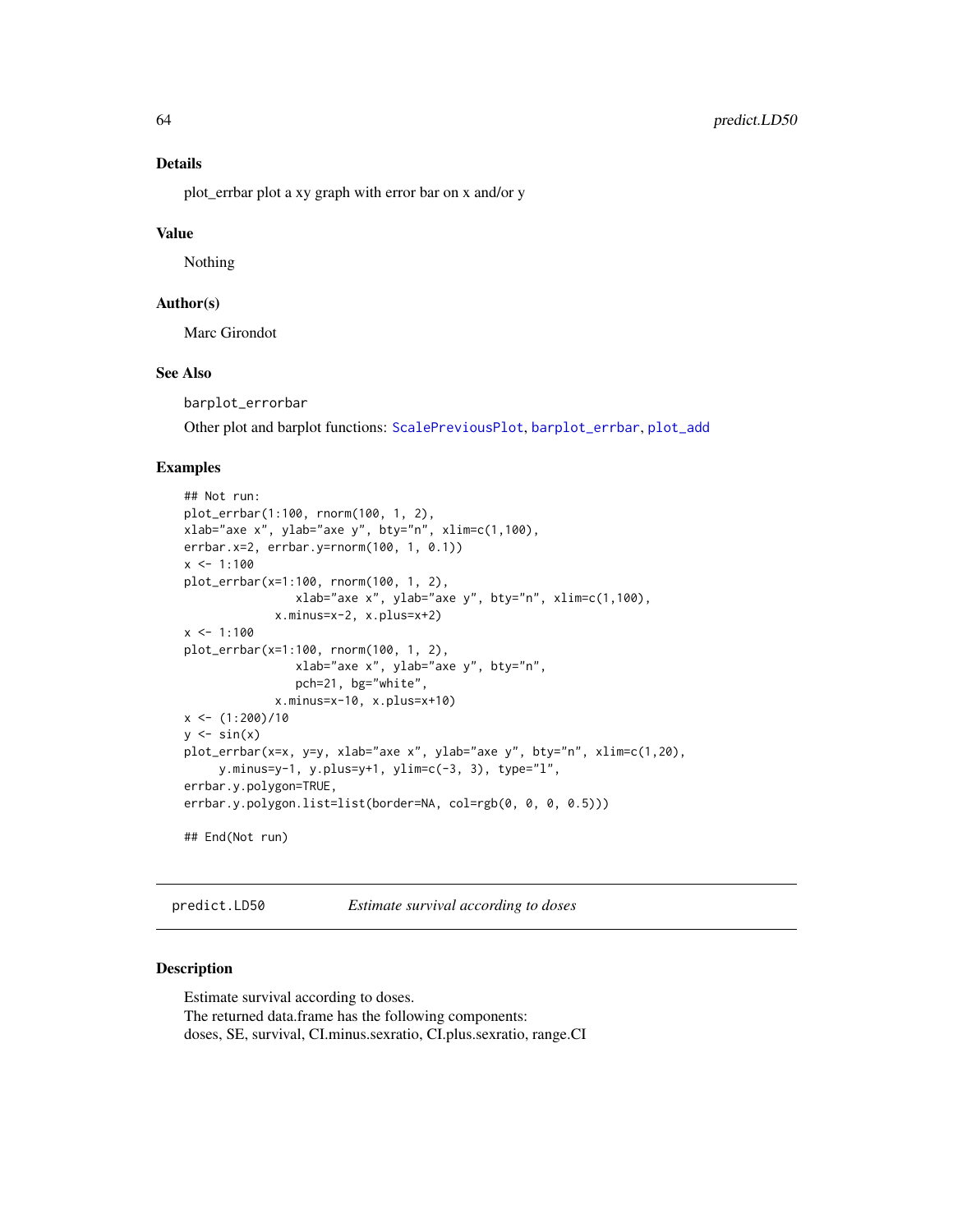### Details

plot_errbar plot a xy graph with error bar on x and/or y

### Value

Nothing

### Author(s)

Marc Girondot

### See Also

barplot_errorbar

Other plot and barplot functions: ScalePreviousPlot, barplot_errbar, plot_add

### Examples

```
## Not run:
plot_errbar(1:100, rnorm(100, 1, 2),
xlab="axe x", ylab="axe y", bty="n", xlim=c(1,100),
errbar.x=2, errbar.y=rnorm(100, 1, 0.1))
x <- 1:100
plot_errbar(x=1:100, rnorm(100, 1, 2),
                xlab="axe x", ylab="axe y", bty="n", xlim=c(1,100),
             x.minus=x-2, x.plus=x+2)
x <- 1:100
plot_errbar(x=1:100, rnorm(100, 1, 2),
                xlab="axe x", ylab="axe y", bty="n",
                pch=21, bg="white",
             x.minus=x-10, x.plus=x+10)
x <- (1:200)/10
y <- sin(x)
plot_errbar(x=x, y=y, xlab="axe x", ylab="axe y", bty="n", xlim=c(1,20),
     y.minus=y-1, y.plus=y+1, ylim=c(-3, 3), type="l",
errbar.y.polygon=TRUE,
errbar.y.polygon.list=list(border=NA, col=rgb(0, 0, 0, 0.5)))

## End(Not run)
```

## predict.LD50 *Estimate survival according to doses*

### Description

Estimate survival according to doses.
The returned data.frame has the following components:
doses, SE, survival, CI.minus.sexratio, CI.plus.sexratio, range.CI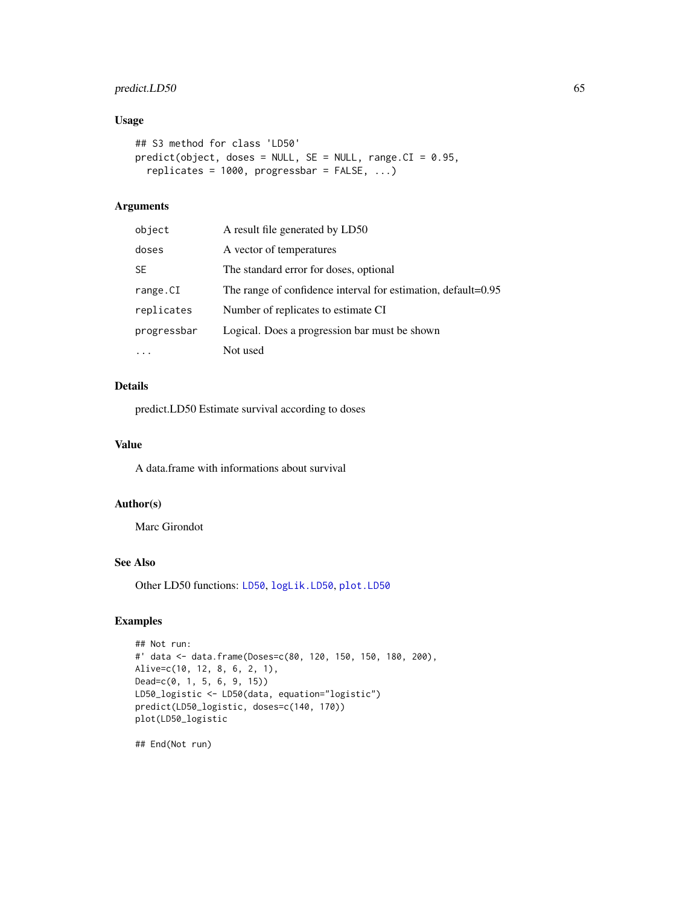### Usage

```
## S3 method for class 'LD50'
predict(object, doses = NULL, SE = NULL, range.CI = 0.95,
  replicates = 1000, progressbar = FALSE, ...)
```

### Arguments

| | |
|---|---|
| object | A result file generated by LD50 |
| doses | A vector of temperatures |
| SE | The standard error for doses, optional |
| range.CI | The range of confidence interval for estimation, default=0.95 |
| replicates | Number of replicates to estimate CI |
| progressbar | Logical. Does a progression bar must be shown |
| ... | Not used |

### Details

predict.LD50 Estimate survival according to doses

### Value

A data.frame with informations about survival

### Author(s)

Marc Girondot

### See Also

Other LD50 functions: `LD50`, `logLik.LD50`, `plot.LD50`

### Examples

```
## Not run:
#' data <- data.frame(Doses=c(80, 120, 150, 150, 180, 200),
Alive=c(10, 12, 8, 6, 2, 1),
Dead=c(0, 1, 5, 6, 9, 15))
LD50_logistic <- LD50(data, equation="logistic")
predict(LD50_logistic, doses=c(140, 170))
plot(LD50_logistic

## End(Not run)
```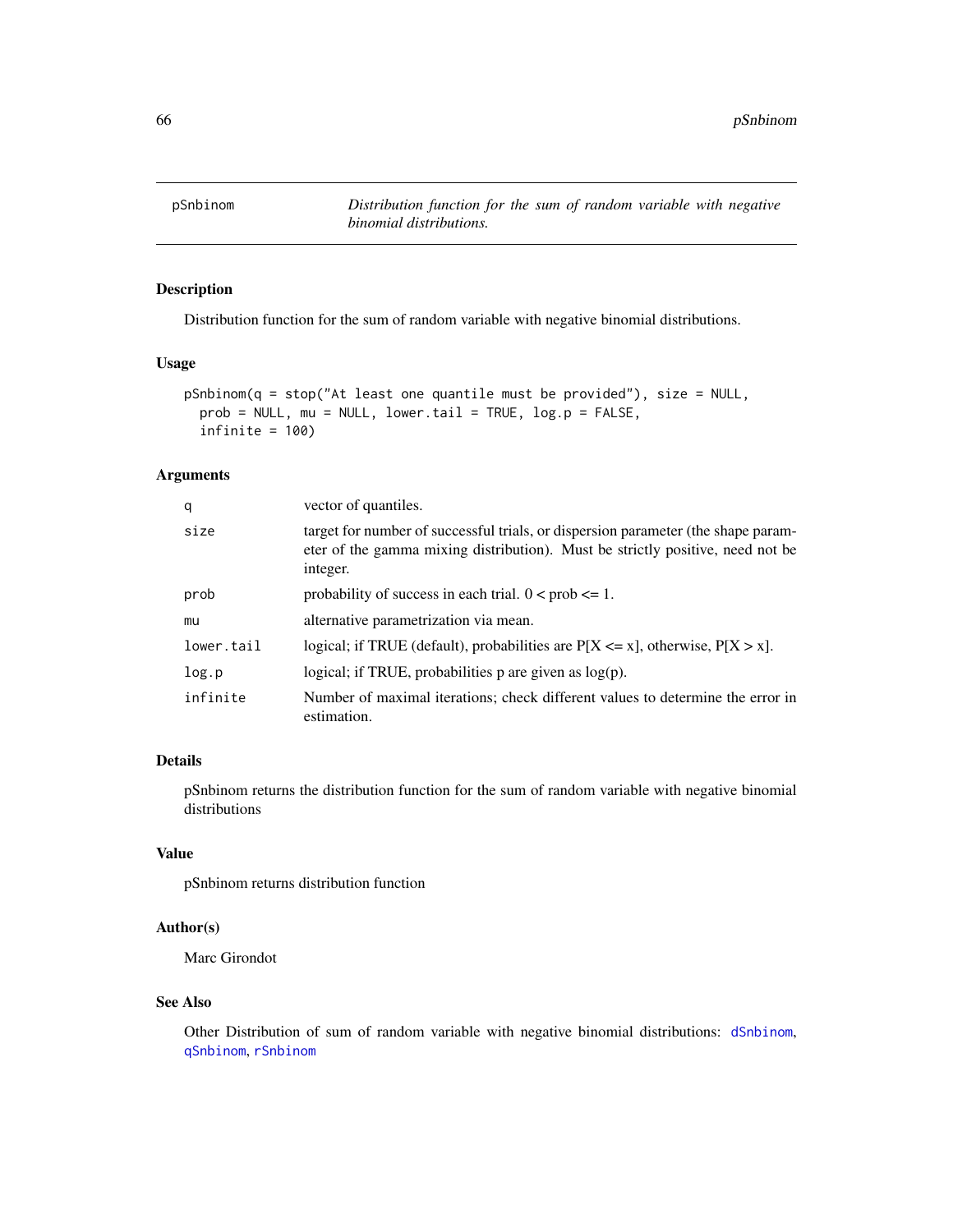pSnbinom — *Distribution function for the sum of random variable with negative binomial distributions.*

## Description

Distribution function for the sum of random variable with negative binomial distributions.

## Usage

```
pSnbinom(q = stop("At least one quantile must be provided"), size = NULL,
  prob = NULL, mu = NULL, lower.tail = TRUE, log.p = FALSE,
  infinite = 100)
```

## Arguments

| | |
|---|---|
| `q` | vector of quantiles. |
| `size` | target for number of successful trials, or dispersion parameter (the shape parameter of the gamma mixing distribution). Must be strictly positive, need not be integer. |
| `prob` | probability of success in each trial. 0 < prob <= 1. |
| `mu` | alternative parametrization via mean. |
| `lower.tail` | logical; if TRUE (default), probabilities are P[X <= x], otherwise, P[X > x]. |
| `log.p` | logical; if TRUE, probabilities p are given as log(p). |
| `infinite` | Number of maximal iterations; check different values to determine the error in estimation. |

## Details

pSnbinom returns the distribution function for the sum of random variable with negative binomial distributions

## Value

pSnbinom returns distribution function

## Author(s)

Marc Girondot

## See Also

Other Distribution of sum of random variable with negative binomial distributions: dSnbinom, qSnbinom, rSnbinom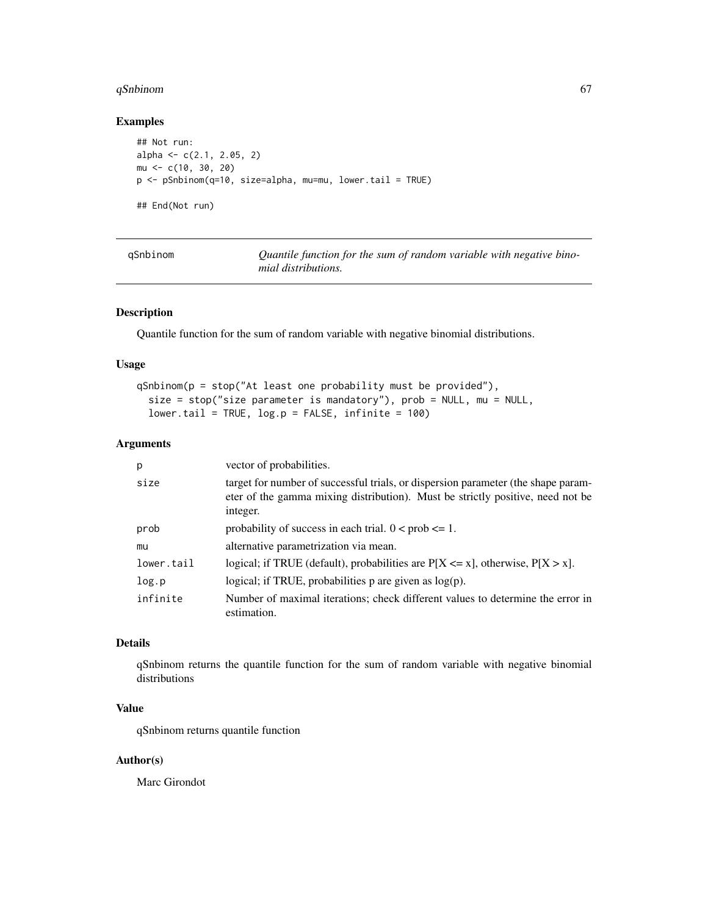## Examples

```
## Not run:
alpha <- c(2.1, 2.05, 2)
mu <- c(10, 30, 20)
p <- pSnbinom(q=10, size=alpha, mu=mu, lower.tail = TRUE)

## End(Not run)
```

---

| qSnbinom | *Quantile function for the sum of random variable with negative binomial distributions.* |
|---|---|

## Description

Quantile function for the sum of random variable with negative binomial distributions.

## Usage

```
qSnbinom(p = stop("At least one probability must be provided"),
  size = stop("size parameter is mandatory"), prob = NULL, mu = NULL,
  lower.tail = TRUE, log.p = FALSE, infinite = 100)
```

## Arguments

| | |
|---|---|
| p | vector of probabilities. |
| size | target for number of successful trials, or dispersion parameter (the shape parameter of the gamma mixing distribution). Must be strictly positive, need not be integer. |
| prob | probability of success in each trial. 0 < prob <= 1. |
| mu | alternative parametrization via mean. |
| lower.tail | logical; if TRUE (default), probabilities are P[X <= x], otherwise, P[X > x]. |
| log.p | logical; if TRUE, probabilities p are given as log(p). |
| infinite | Number of maximal iterations; check different values to determine the error in estimation. |

## Details

qSnbinom returns the quantile function for the sum of random variable with negative binomial distributions

## Value

qSnbinom returns quantile function

## Author(s)

Marc Girondot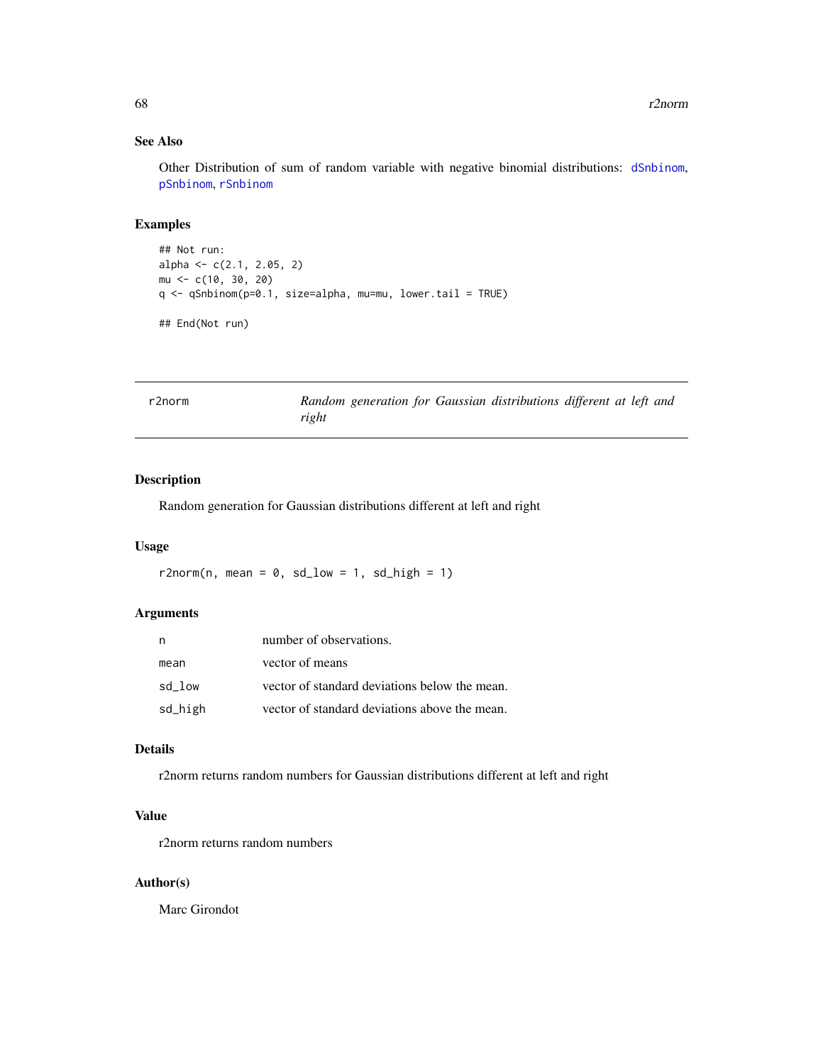### See Also

Other Distribution of sum of random variable with negative binomial distributions: dSnbinom, pSnbinom, rSnbinom

### Examples

```
## Not run:
alpha <- c(2.1, 2.05, 2)
mu <- c(10, 30, 20)
q <- qSnbinom(p=0.1, size=alpha, mu=mu, lower.tail = TRUE)

## End(Not run)
```

---

## r2norm — *Random generation for Gaussian distributions different at left and right*

---

### Description

Random generation for Gaussian distributions different at left and right

### Usage

```
r2norm(n, mean = 0, sd_low = 1, sd_high = 1)
```

### Arguments

| | |
|---|---|
| n | number of observations. |
| mean | vector of means |
| sd_low | vector of standard deviations below the mean. |
| sd_high | vector of standard deviations above the mean. |

### Details

r2norm returns random numbers for Gaussian distributions different at left and right

### Value

r2norm returns random numbers

### Author(s)

Marc Girondot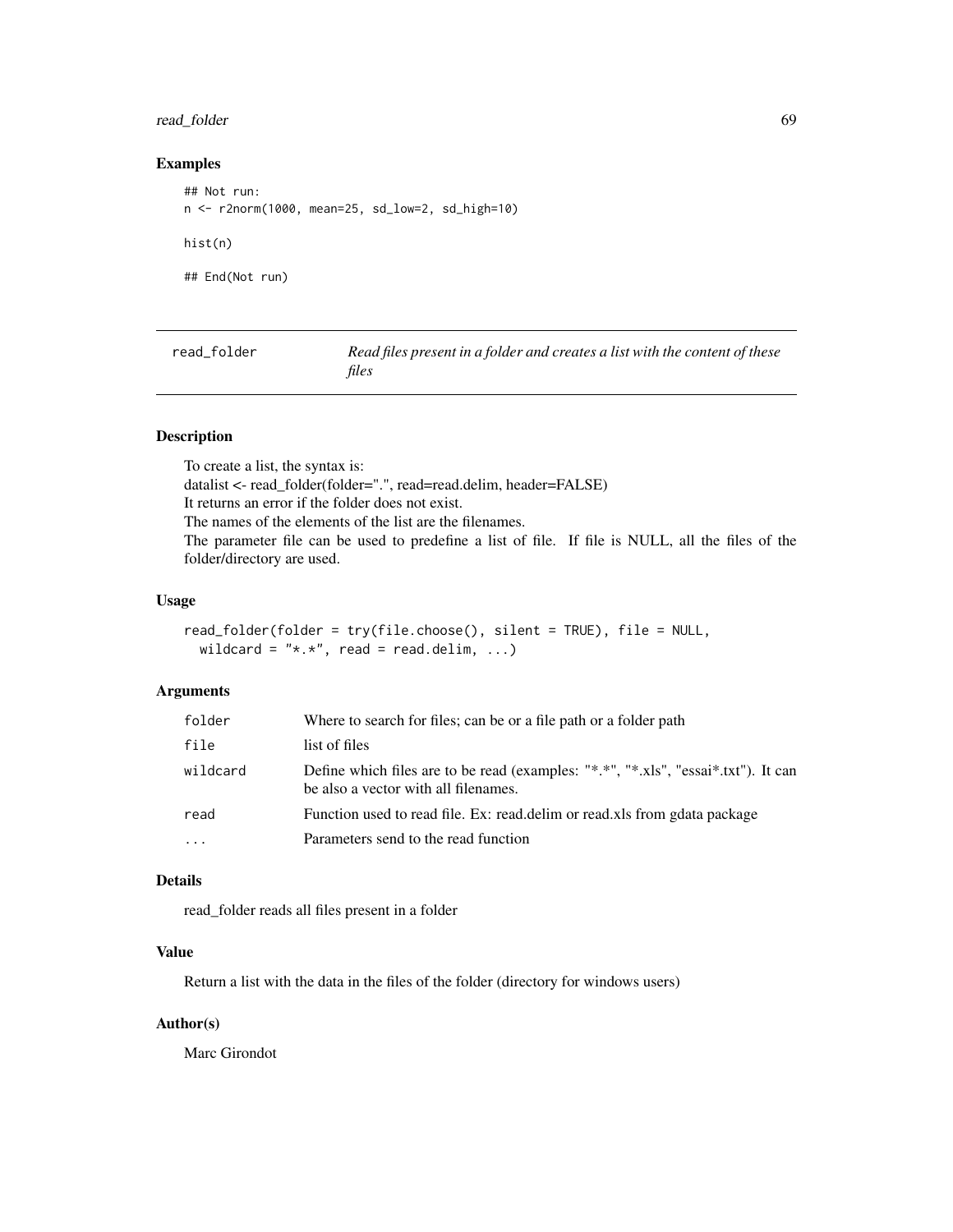### Examples

```
## Not run:
n <- r2norm(1000, mean=25, sd_low=2, sd_high=10)

hist(n)

## End(Not run)
```

---

## read_folder &nbsp;&nbsp;&nbsp; *Read files present in a folder and creates a list with the content of these files*

---

### Description

To create a list, the syntax is:
datalist <- read_folder(folder=".", read=read.delim, header=FALSE)
It returns an error if the folder does not exist.
The names of the elements of the list are the filenames.
The parameter file can be used to predefine a list of file. If file is NULL, all the files of the folder/directory are used.

### Usage

```
read_folder(folder = try(file.choose(), silent = TRUE), file = NULL,
  wildcard = "*.*", read = read.delim, ...)
```

### Arguments

| | |
|---|---|
| `folder` | Where to search for files; can be or a file path or a folder path |
| `file` | list of files |
| `wildcard` | Define which files are to be read (examples: "*.*", "*.xls", "essai*.txt"). It can be also a vector with all filenames. |
| `read` | Function used to read file. Ex: read.delim or read.xls from gdata package |
| `...` | Parameters send to the read function |

### Details

read_folder reads all files present in a folder

### Value

Return a list with the data in the files of the folder (directory for windows users)

### Author(s)

Marc Girondot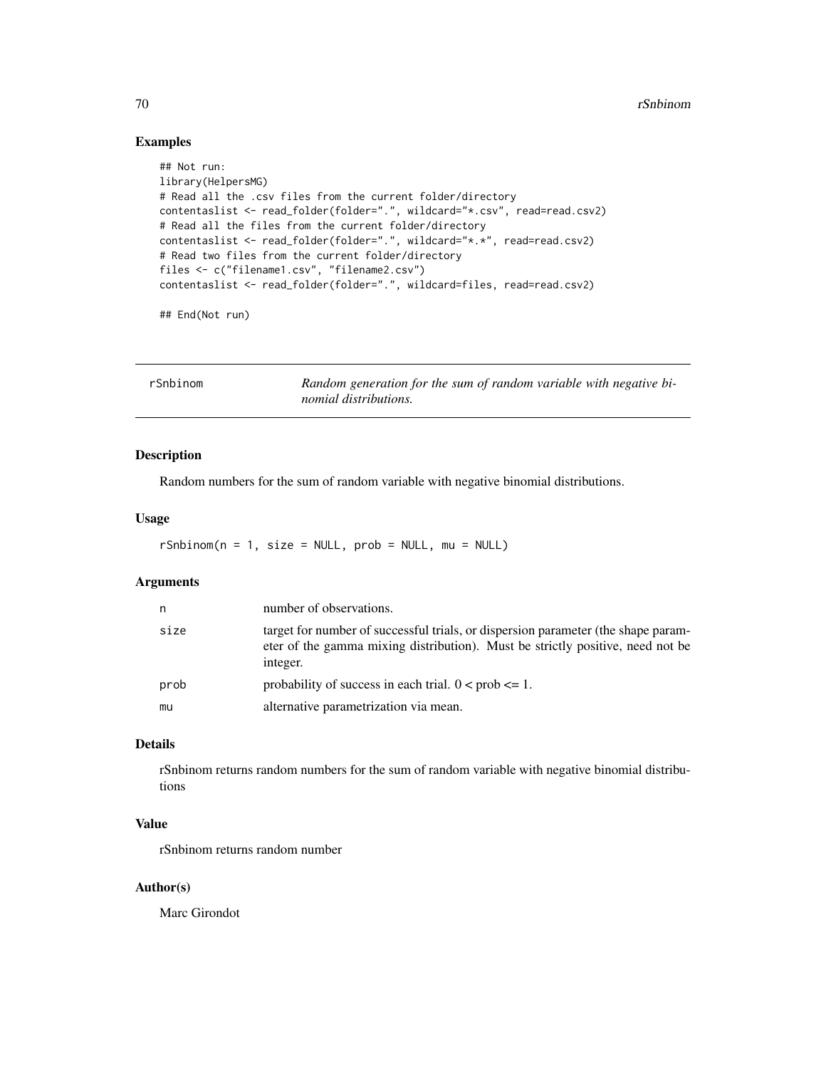## Examples

```
## Not run:
library(HelpersMG)
# Read all the .csv files from the current folder/directory
contentaslist <- read_folder(folder=".", wildcard="*.csv", read=read.csv2)
# Read all the files from the current folder/directory
contentaslist <- read_folder(folder=".", wildcard="*.*", read=read.csv2)
# Read two files from the current folder/directory
files <- c("filename1.csv", "filename2.csv")
contentaslist <- read_folder(folder=".", wildcard=files, read=read.csv2)

## End(Not run)
```

---

# rSnbinom — *Random generation for the sum of random variable with negative binomial distributions.*

## Description

Random numbers for the sum of random variable with negative binomial distributions.

## Usage

```
rSnbinom(n = 1, size = NULL, prob = NULL, mu = NULL)
```

## Arguments

| | |
|---|---|
| n | number of observations. |
| size | target for number of successful trials, or dispersion parameter (the shape parameter of the gamma mixing distribution). Must be strictly positive, need not be integer. |
| prob | probability of success in each trial. 0 < prob <= 1. |
| mu | alternative parametrization via mean. |

## Details

rSnbinom returns random numbers for the sum of random variable with negative binomial distributions

## Value

rSnbinom returns random number

## Author(s)

Marc Girondot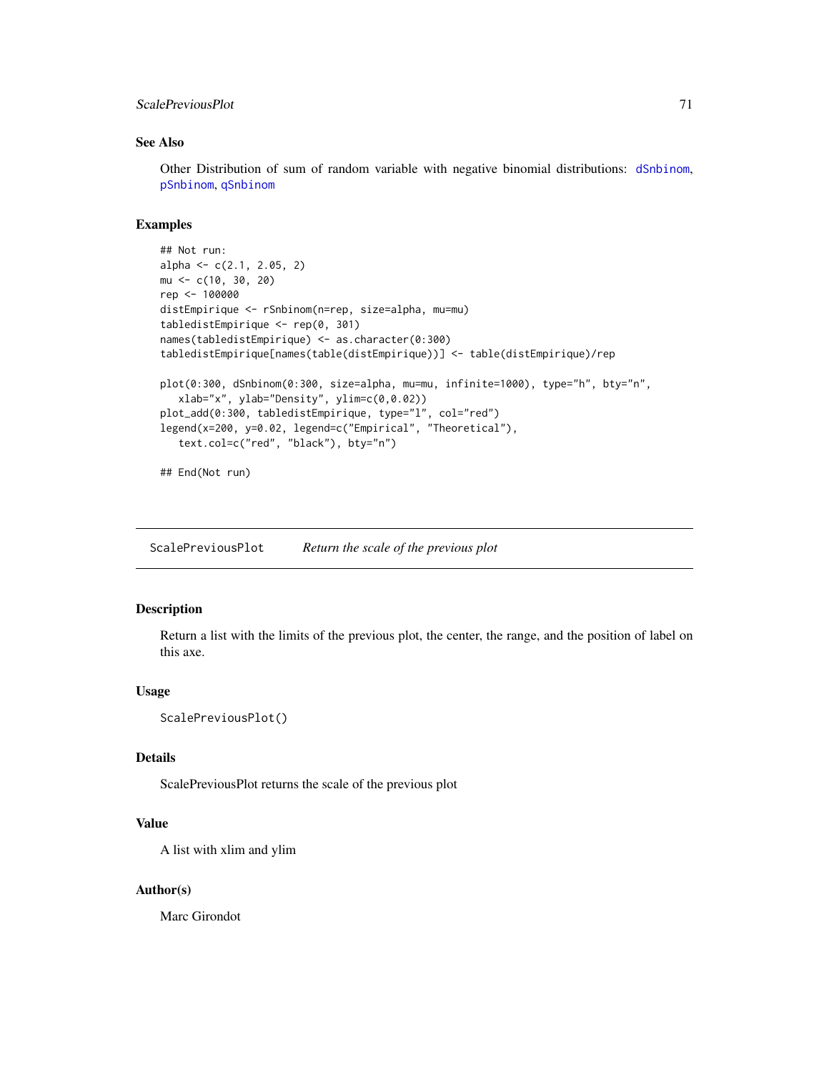## See Also

Other Distribution of sum of random variable with negative binomial distributions: dSnbinom, pSnbinom, qSnbinom

## Examples

```
## Not run:
alpha <- c(2.1, 2.05, 2)
mu <- c(10, 30, 20)
rep <- 100000
distEmpirique <- rSnbinom(n=rep, size=alpha, mu=mu)
tabledistEmpirique <- rep(0, 301)
names(tabledistEmpirique) <- as.character(0:300)
tabledistEmpirique[names(table(distEmpirique))] <- table(distEmpirique)/rep

plot(0:300, dSnbinom(0:300, size=alpha, mu=mu, infinite=1000), type="h", bty="n",
   xlab="x", ylab="Density", ylim=c(0,0.02))
plot_add(0:300, tabledistEmpirique, type="l", col="red")
legend(x=200, y=0.02, legend=c("Empirical", "Theoretical"),
   text.col=c("red", "black"), bty="n")

## End(Not run)
```

---

# ScalePreviousPlot *Return the scale of the previous plot*

## Description

Return a list with the limits of the previous plot, the center, the range, and the position of label on this axe.

## Usage

```
ScalePreviousPlot()
```

## Details

ScalePreviousPlot returns the scale of the previous plot

## Value

A list with xlim and ylim

## Author(s)

Marc Girondot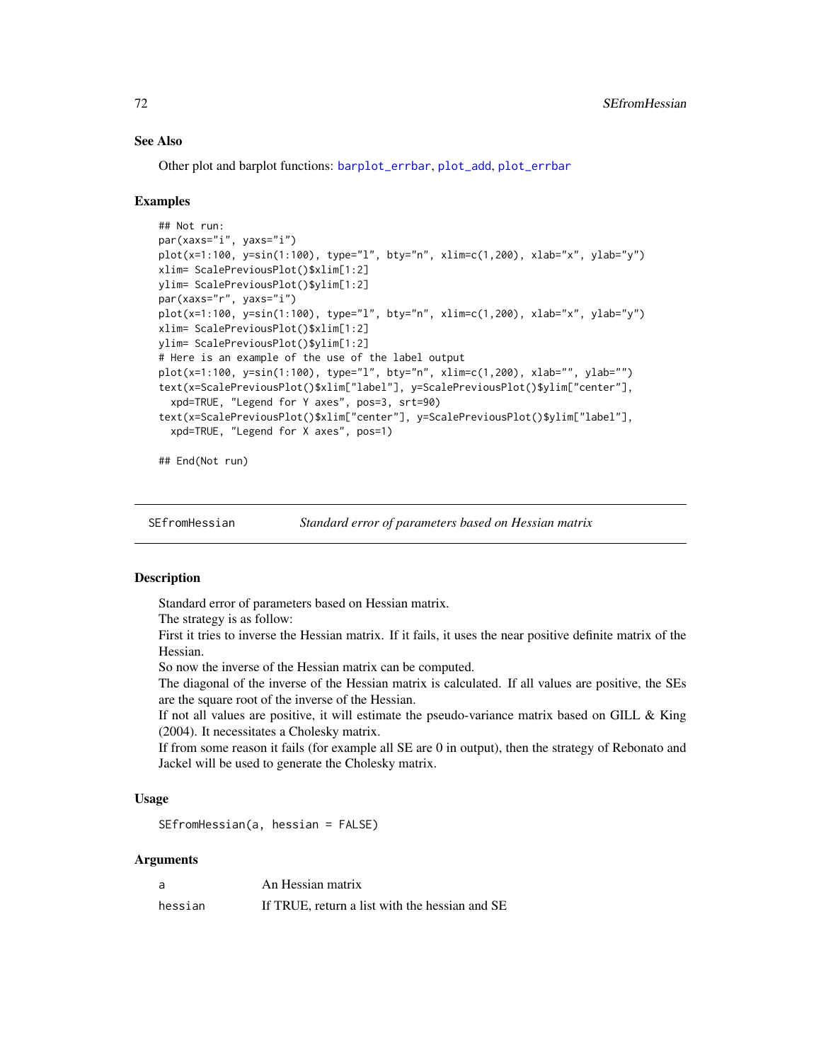## See Also

Other plot and barplot functions: barplot_errbar, plot_add, plot_errbar

## Examples

```
## Not run:
par(xaxs="i", yaxs="i")
plot(x=1:100, y=sin(1:100), type="l", bty="n", xlim=c(1,200), xlab="x", ylab="y")
xlim= ScalePreviousPlot()$xlim[1:2]
ylim= ScalePreviousPlot()$ylim[1:2]
par(xaxs="r", yaxs="i")
plot(x=1:100, y=sin(1:100), type="l", bty="n", xlim=c(1,200), xlab="x", ylab="y")
xlim= ScalePreviousPlot()$xlim[1:2]
ylim= ScalePreviousPlot()$ylim[1:2]
# Here is an example of the use of the label output
plot(x=1:100, y=sin(1:100), type="l", bty="n", xlim=c(1,200), xlab="", ylab="")
text(x=ScalePreviousPlot()$xlim["label"], y=ScalePreviousPlot()$ylim["center"],
  xpd=TRUE, "Legend for Y axes", pos=3, srt=90)
text(x=ScalePreviousPlot()$xlim["center"], y=ScalePreviousPlot()$ylim["label"],
  xpd=TRUE, "Legend for X axes", pos=1)

## End(Not run)
```

---

# SEfromHessian *Standard error of parameters based on Hessian matrix*

## Description

Standard error of parameters based on Hessian matrix.
The strategy is as follow:
First it tries to inverse the Hessian matrix. If it fails, it uses the near positive definite matrix of the Hessian.
So now the inverse of the Hessian matrix can be computed.
The diagonal of the inverse of the Hessian matrix is calculated. If all values are positive, the SEs are the square root of the inverse of the Hessian.
If not all values are positive, it will estimate the pseudo-variance matrix based on GILL & King (2004). It necessitates a Cholesky matrix.
If from some reason it fails (for example all SE are 0 in output), then the strategy of Rebonato and Jackel will be used to generate the Cholesky matrix.

## Usage

```
SEfromHessian(a, hessian = FALSE)
```

## Arguments

| | |
|---|---|
| a | An Hessian matrix |
| hessian | If TRUE, return a list with the hessian and SE |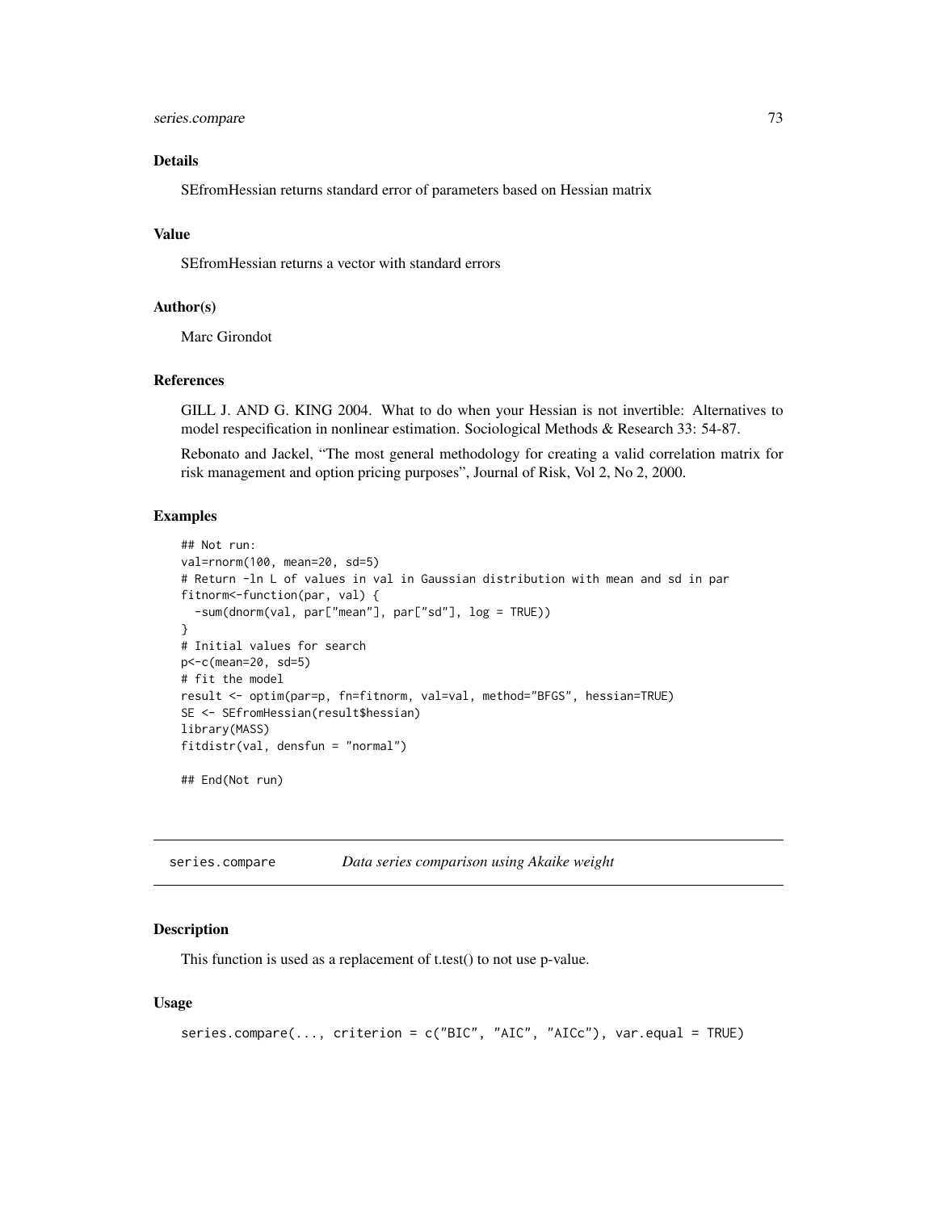### Details

SEfromHessian returns standard error of parameters based on Hessian matrix

### Value

SEfromHessian returns a vector with standard errors

### Author(s)

Marc Girondot

### References

GILL J. AND G. KING 2004. What to do when your Hessian is not invertible: Alternatives to model respecification in nonlinear estimation. Sociological Methods & Research 33: 54-87.

Rebonato and Jackel, "The most general methodology for creating a valid correlation matrix for risk management and option pricing purposes", Journal of Risk, Vol 2, No 2, 2000.

### Examples

```
## Not run:
val=rnorm(100, mean=20, sd=5)
# Return -ln L of values in val in Gaussian distribution with mean and sd in par
fitnorm<-function(par, val) {
  -sum(dnorm(val, par["mean"], par["sd"], log = TRUE))
}
# Initial values for search
p<-c(mean=20, sd=5)
# fit the model
result <- optim(par=p, fn=fitnorm, val=val, method="BFGS", hessian=TRUE)
SE <- SEfromHessian(result$hessian)
library(MASS)
fitdistr(val, densfun = "normal")

## End(Not run)
```

## series.compare    *Data series comparison using Akaike weight*

### Description

This function is used as a replacement of t.test() to not use p-value.

### Usage

```
series.compare(..., criterion = c("BIC", "AIC", "AICc"), var.equal = TRUE)
```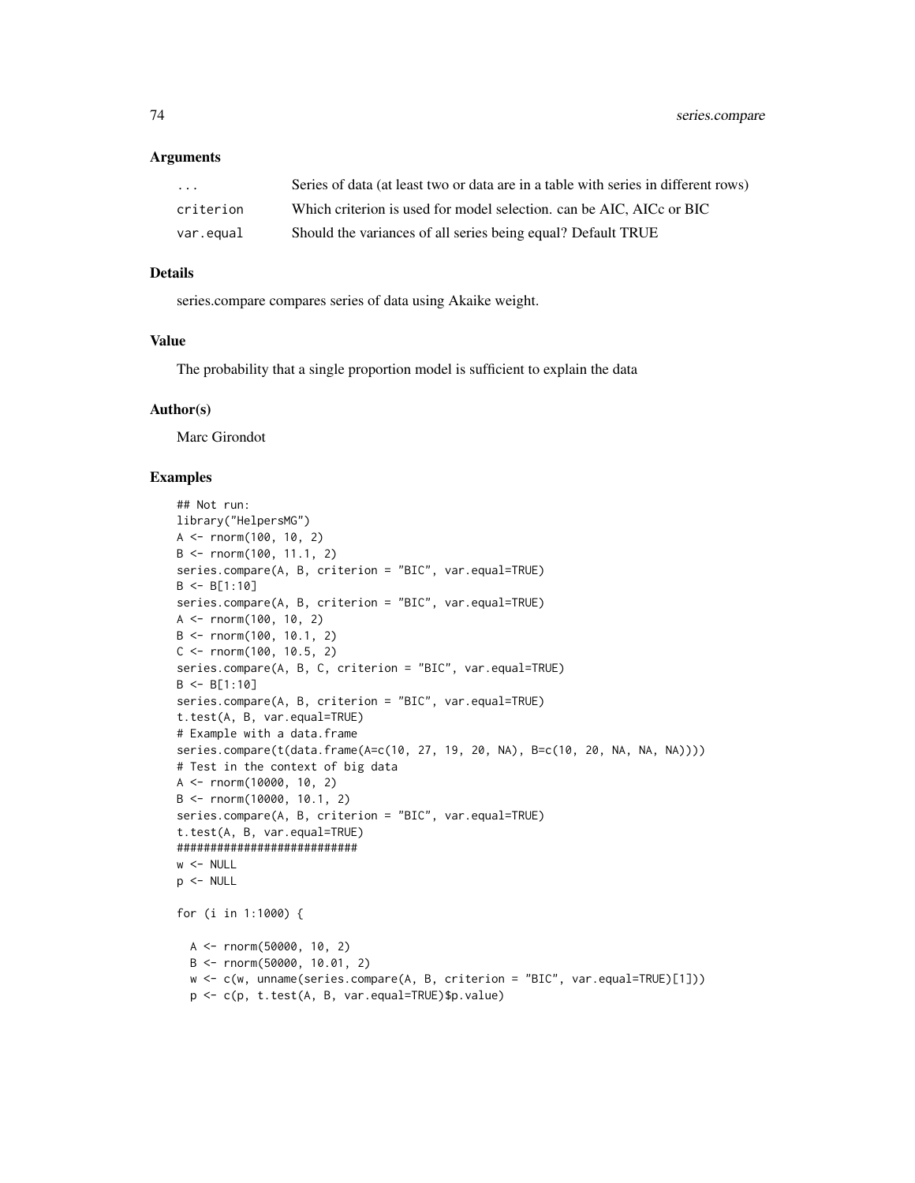### Arguments

| | |
|---|---|
| ... | Series of data (at least two or data are in a table with series in different rows) |
| criterion | Which criterion is used for model selection. can be AIC, AICc or BIC |
| var.equal | Should the variances of all series being equal? Default TRUE |

### Details

series.compare compares series of data using Akaike weight.

### Value

The probability that a single proportion model is sufficient to explain the data

### Author(s)

Marc Girondot

### Examples

```
## Not run:
library("HelpersMG")
A <- rnorm(100, 10, 2)
B <- rnorm(100, 11.1, 2)
series.compare(A, B, criterion = "BIC", var.equal=TRUE)
B <- B[1:10]
series.compare(A, B, criterion = "BIC", var.equal=TRUE)
A <- rnorm(100, 10, 2)
B <- rnorm(100, 10.1, 2)
C <- rnorm(100, 10.5, 2)
series.compare(A, B, C, criterion = "BIC", var.equal=TRUE)
B <- B[1:10]
series.compare(A, B, criterion = "BIC", var.equal=TRUE)
t.test(A, B, var.equal=TRUE)
# Example with a data.frame
series.compare(t(data.frame(A=c(10, 27, 19, 20, NA), B=c(10, 20, NA, NA, NA))))
# Test in the context of big data
A <- rnorm(10000, 10, 2)
B <- rnorm(10000, 10.1, 2)
series.compare(A, B, criterion = "BIC", var.equal=TRUE)
t.test(A, B, var.equal=TRUE)
###########################
w <- NULL
p <- NULL

for (i in 1:1000) {

  A <- rnorm(50000, 10, 2)
  B <- rnorm(50000, 10.01, 2)
  w <- c(w, unname(series.compare(A, B, criterion = "BIC", var.equal=TRUE)[1]))
  p <- c(p, t.test(A, B, var.equal=TRUE)$p.value)
```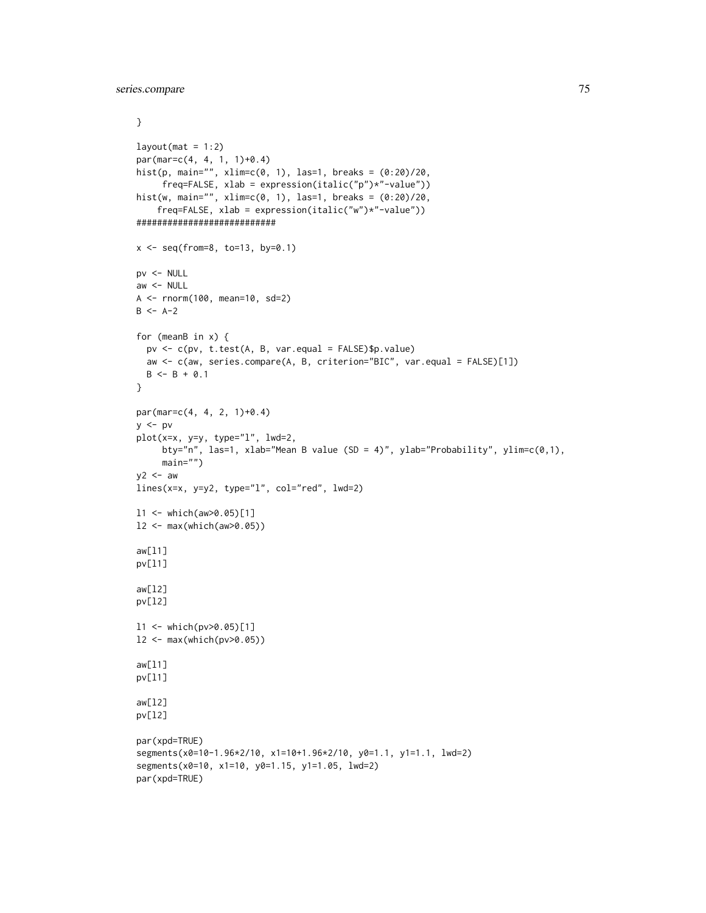```
}

layout(mat = 1:2)
par(mar=c(4, 4, 1, 1)+0.4)
hist(p, main="", xlim=c(0, 1), las=1, breaks = (0:20)/20,
     freq=FALSE, xlab = expression(italic("p")*"-value"))
hist(w, main="", xlim=c(0, 1), las=1, breaks = (0:20)/20,
    freq=FALSE, xlab = expression(italic("w")*"-value"))
###########################

x <- seq(from=8, to=13, by=0.1)

pv <- NULL
aw <- NULL
A <- rnorm(100, mean=10, sd=2)
B <- A-2

for (meanB in x) {
  pv <- c(pv, t.test(A, B, var.equal = FALSE)$p.value)
  aw <- c(aw, series.compare(A, B, criterion="BIC", var.equal = FALSE)[1])
  B <- B + 0.1
}

par(mar=c(4, 4, 2, 1)+0.4)
y <- pv
plot(x=x, y=y, type="l", lwd=2,
     bty="n", las=1, xlab="Mean B value (SD = 4)", ylab="Probability", ylim=c(0,1),
     main="")
y2 <- aw
lines(x=x, y=y2, type="l", col="red", lwd=2)

l1 <- which(aw>0.05)[1]
l2 <- max(which(aw>0.05))

aw[l1]
pv[l1]

aw[l2]
pv[l2]

l1 <- which(pv>0.05)[1]
l2 <- max(which(pv>0.05))

aw[l1]
pv[l1]

aw[l2]
pv[l2]

par(xpd=TRUE)
segments(x0=10-1.96*2/10, x1=10+1.96*2/10, y0=1.1, y1=1.1, lwd=2)
segments(x0=10, x1=10, y0=1.15, y1=1.05, lwd=2)
par(xpd=TRUE)
```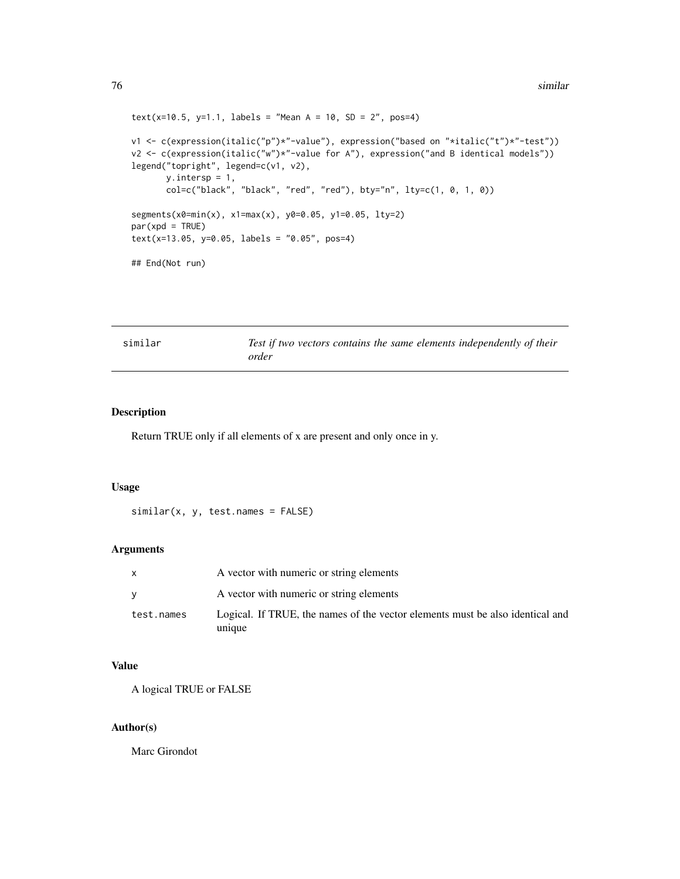```
text(x=10.5, y=1.1, labels = "Mean A = 10, SD = 2", pos=4)

v1 <- c(expression(italic("p")*"-value"), expression("based on "*italic("t")*"-test"))
v2 <- c(expression(italic("w")*"-value for A"), expression("and B identical models"))
legend("topright", legend=c(v1, v2),
       y.intersp = 1,
       col=c("black", "black", "red", "red"), bty="n", lty=c(1, 0, 1, 0))

segments(x0=min(x), x1=max(x), y0=0.05, y1=0.05, lty=2)
par(xpd = TRUE)
text(x=13.05, y=0.05, labels = "0.05", pos=4)

## End(Not run)
```

---

## similar — *Test if two vectors contains the same elements independently of their order*

### Description

Return TRUE only if all elements of x are present and only once in y.

### Usage

```
similar(x, y, test.names = FALSE)
```

### Arguments

| | |
|---|---|
| x | A vector with numeric or string elements |
| y | A vector with numeric or string elements |
| test.names | Logical. If TRUE, the names of the vector elements must be also identical and unique |

### Value

A logical TRUE or FALSE

### Author(s)

Marc Girondot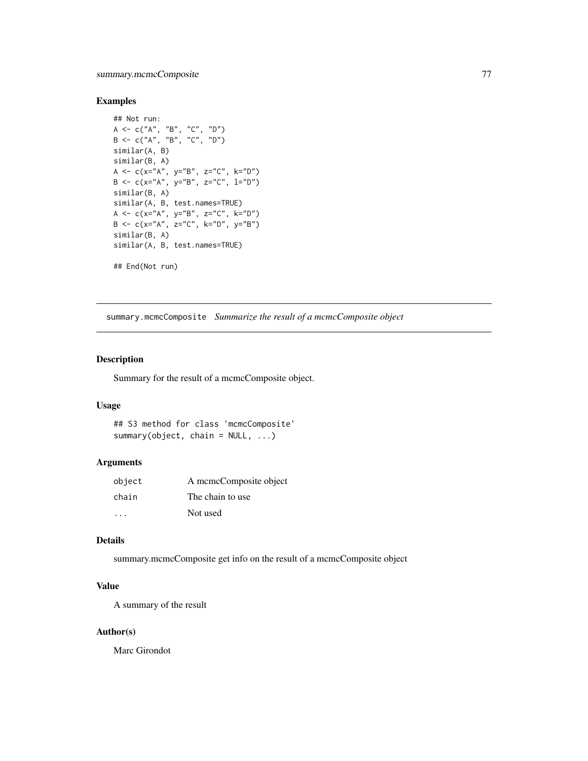### Examples

```
## Not run:
A <- c("A", "B", "C", "D")
B <- c("A", "B", "C", "D")
similar(A, B)
similar(B, A)
A <- c(x="A", y="B", z="C", k="D")
B <- c(x="A", y="B", z="C", l="D")
similar(B, A)
similar(A, B, test.names=TRUE)
A <- c(x="A", y="B", z="C", k="D")
B <- c(x="A", z="C", k="D", y="B")
similar(B, A)
similar(A, B, test.names=TRUE)

## End(Not run)
```

---

## summary.mcmcComposite    *Summarize the result of a mcmcComposite object*

---

### Description

Summary for the result of a mcmcComposite object.

### Usage

```
## S3 method for class 'mcmcComposite'
summary(object, chain = NULL, ...)
```

### Arguments

| | |
|---|---|
| object | A mcmcComposite object |
| chain | The chain to use |
| ... | Not used |

### Details

summary.mcmcComposite get info on the result of a mcmcComposite object

### Value

A summary of the result

### Author(s)

Marc Girondot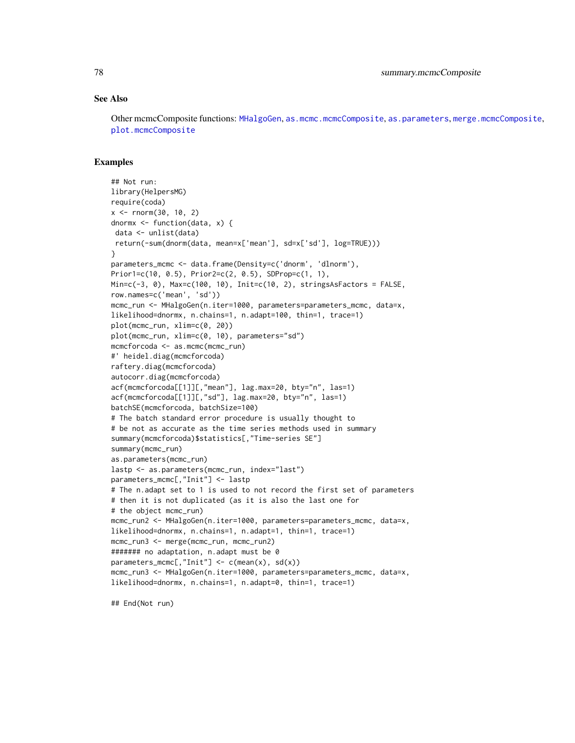## See Also

Other mcmcComposite functions: MHalgoGen, as.mcmc.mcmcComposite, as.parameters, merge.mcmcComposite, plot.mcmcComposite

## Examples

```
## Not run:
library(HelpersMG)
require(coda)
x <- rnorm(30, 10, 2)
dnormx <- function(data, x) {
 data <- unlist(data)
 return(-sum(dnorm(data, mean=x['mean'], sd=x['sd'], log=TRUE)))
}
parameters_mcmc <- data.frame(Density=c('dnorm', 'dlnorm'),
Prior1=c(10, 0.5), Prior2=c(2, 0.5), SDProp=c(1, 1),
Min=c(-3, 0), Max=c(100, 10), Init=c(10, 2), stringsAsFactors = FALSE,
row.names=c('mean', 'sd'))
mcmc_run <- MHalgoGen(n.iter=1000, parameters=parameters_mcmc, data=x,
likelihood=dnormx, n.chains=1, n.adapt=100, thin=1, trace=1)
plot(mcmc_run, xlim=c(0, 20))
plot(mcmc_run, xlim=c(0, 10), parameters="sd")
mcmcforcoda <- as.mcmc(mcmc_run)
#' heidel.diag(mcmcforcoda)
raftery.diag(mcmcforcoda)
autocorr.diag(mcmcforcoda)
acf(mcmcforcoda[[1]][,"mean"], lag.max=20, bty="n", las=1)
acf(mcmcforcoda[[1]][,"sd"], lag.max=20, bty="n", las=1)
batchSE(mcmcforcoda, batchSize=100)
# The batch standard error procedure is usually thought to
# be not as accurate as the time series methods used in summary
summary(mcmcforcoda)$statistics[,"Time-series SE"]
summary(mcmc_run)
as.parameters(mcmc_run)
lastp <- as.parameters(mcmc_run, index="last")
parameters_mcmc[,"Init"] <- lastp
# The n.adapt set to 1 is used to not record the first set of parameters
# then it is not duplicated (as it is also the last one for
# the object mcmc_run)
mcmc_run2 <- MHalgoGen(n.iter=1000, parameters=parameters_mcmc, data=x,
likelihood=dnormx, n.chains=1, n.adapt=1, thin=1, trace=1)
mcmc_run3 <- merge(mcmc_run, mcmc_run2)
####### no adaptation, n.adapt must be 0
parameters_mcmc[,"Init"] <- c(mean(x), sd(x))
mcmc_run3 <- MHalgoGen(n.iter=1000, parameters=parameters_mcmc, data=x,
likelihood=dnormx, n.chains=1, n.adapt=0, thin=1, trace=1)

## End(Not run)
```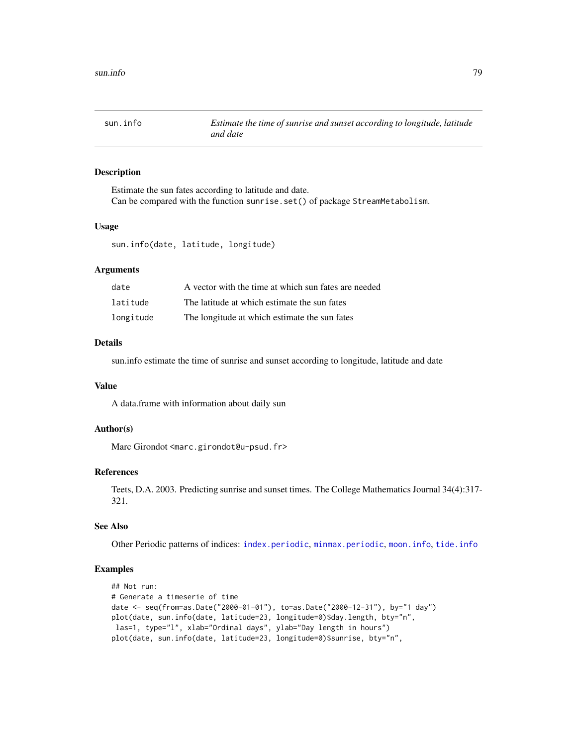## sun.info — *Estimate the time of sunrise and sunset according to longitude, latitude and date*

### Description

Estimate the sun fates according to latitude and date.
Can be compared with the function `sunrise.set()` of package `StreamMetabolism`.

### Usage

```
sun.info(date, latitude, longitude)
```

### Arguments

| | |
|---|---|
| `date` | A vector with the time at which sun fates are needed |
| `latitude` | The latitude at which estimate the sun fates |
| `longitude` | The longitude at which estimate the sun fates |

### Details

sun.info estimate the time of sunrise and sunset according to longitude, latitude and date

### Value

A data.frame with information about daily sun

### Author(s)

Marc Girondot <marc.girondot@u-psud.fr>

### References

Teets, D.A. 2003. Predicting sunrise and sunset times. The College Mathematics Journal 34(4):317-321.

### See Also

Other Periodic patterns of indices: `index.periodic`, `minmax.periodic`, `moon.info`, `tide.info`

### Examples

```
## Not run:
# Generate a timeserie of time
date <- seq(from=as.Date("2000-01-01"), to=as.Date("2000-12-31"), by="1 day")
plot(date, sun.info(date, latitude=23, longitude=0)$day.length, bty="n",
 las=1, type="l", xlab="Ordinal days", ylab="Day length in hours")
plot(date, sun.info(date, latitude=23, longitude=0)$sunrise, bty="n",
```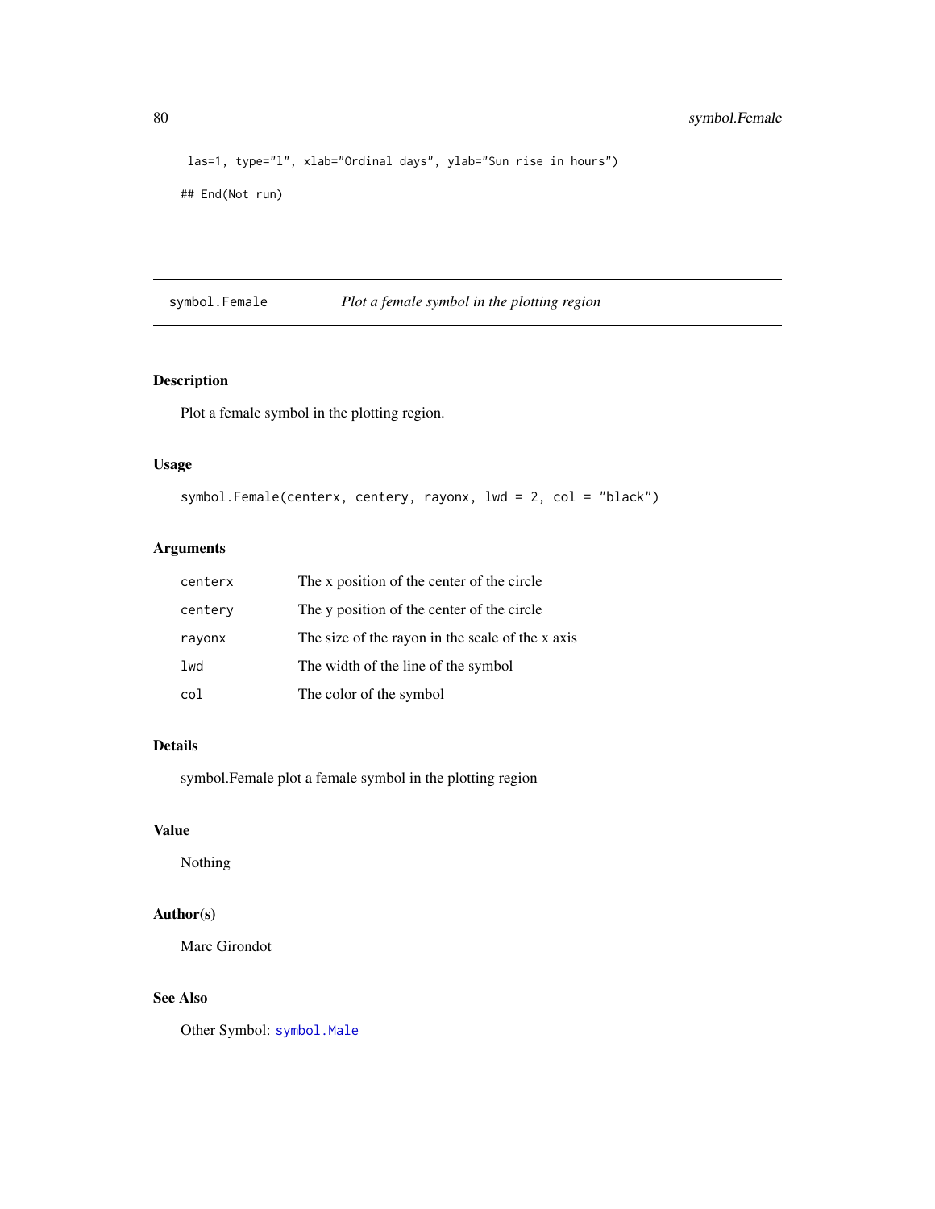```
 las=1, type="l", xlab="Ordinal days", ylab="Sun rise in hours")

## End(Not run)
```

## symbol.Female — *Plot a female symbol in the plotting region*

### Description

Plot a female symbol in the plotting region.

### Usage

```
symbol.Female(centerx, centery, rayonx, lwd = 2, col = "black")
```

### Arguments

| | |
|---|---|
| centerx | The x position of the center of the circle |
| centery | The y position of the center of the circle |
| rayonx | The size of the rayon in the scale of the x axis |
| lwd | The width of the line of the symbol |
| col | The color of the symbol |

### Details

symbol.Female plot a female symbol in the plotting region

### Value

Nothing

### Author(s)

Marc Girondot

### See Also

Other Symbol: `symbol.Male`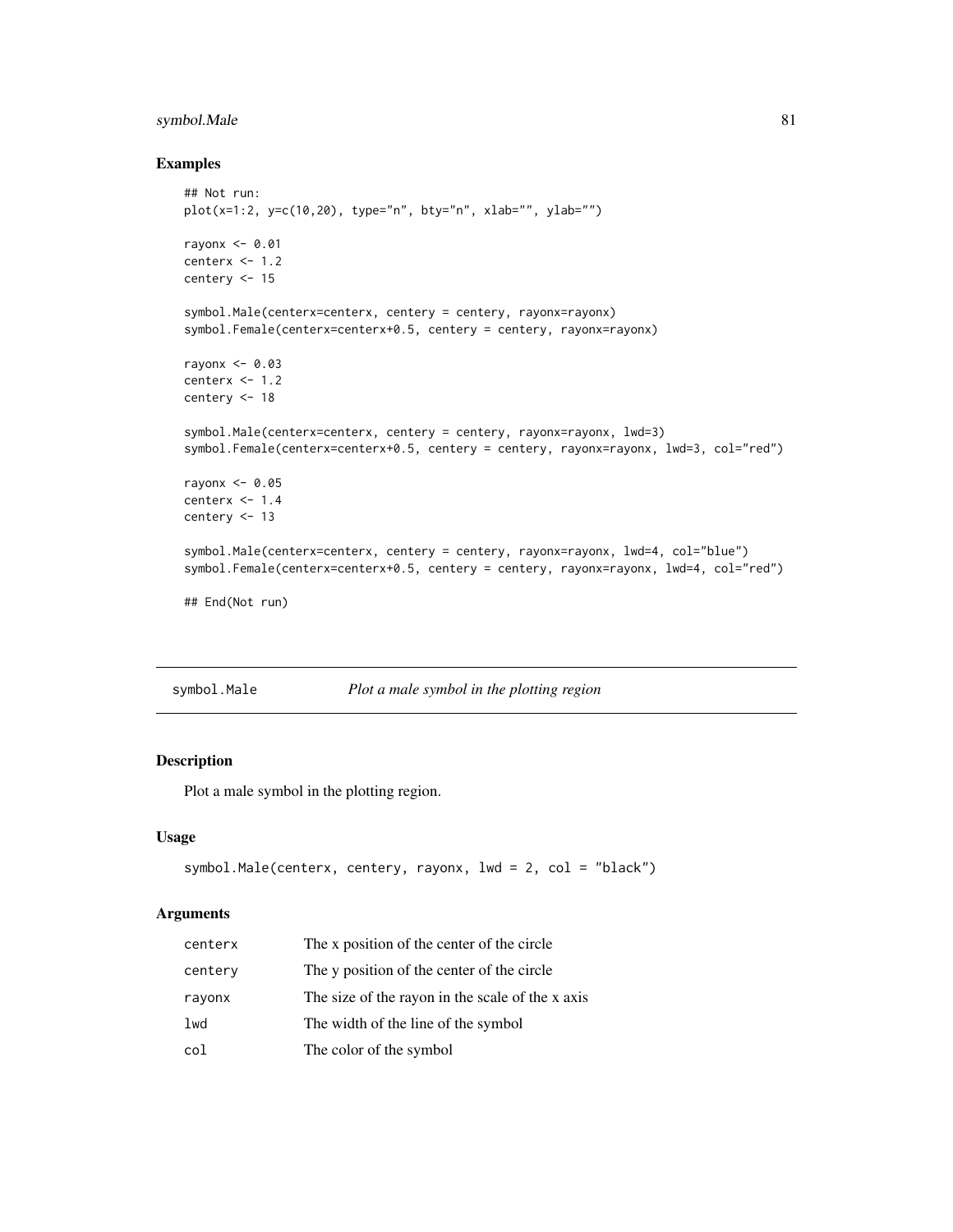## Examples

```
## Not run:
plot(x=1:2, y=c(10,20), type="n", bty="n", xlab="", ylab="")

rayonx <- 0.01
centerx <- 1.2
centery <- 15

symbol.Male(centerx=centerx, centery = centery, rayonx=rayonx)
symbol.Female(centerx=centerx+0.5, centery = centery, rayonx=rayonx)

rayonx <- 0.03
centerx <- 1.2
centery <- 18

symbol.Male(centerx=centerx, centery = centery, rayonx=rayonx, lwd=3)
symbol.Female(centerx=centerx+0.5, centery = centery, rayonx=rayonx, lwd=3, col="red")

rayonx <- 0.05
centerx <- 1.4
centery <- 13

symbol.Male(centerx=centerx, centery = centery, rayonx=rayonx, lwd=4, col="blue")
symbol.Female(centerx=centerx+0.5, centery = centery, rayonx=rayonx, lwd=4, col="red")

## End(Not run)
```

---

# symbol.Male — *Plot a male symbol in the plotting region*

## Description

Plot a male symbol in the plotting region.

## Usage

```
symbol.Male(centerx, centery, rayonx, lwd = 2, col = "black")
```

## Arguments

| | |
|---|---|
| centerx | The x position of the center of the circle |
| centery | The y position of the center of the circle |
| rayonx | The size of the rayon in the scale of the x axis |
| lwd | The width of the line of the symbol |
| col | The color of the symbol |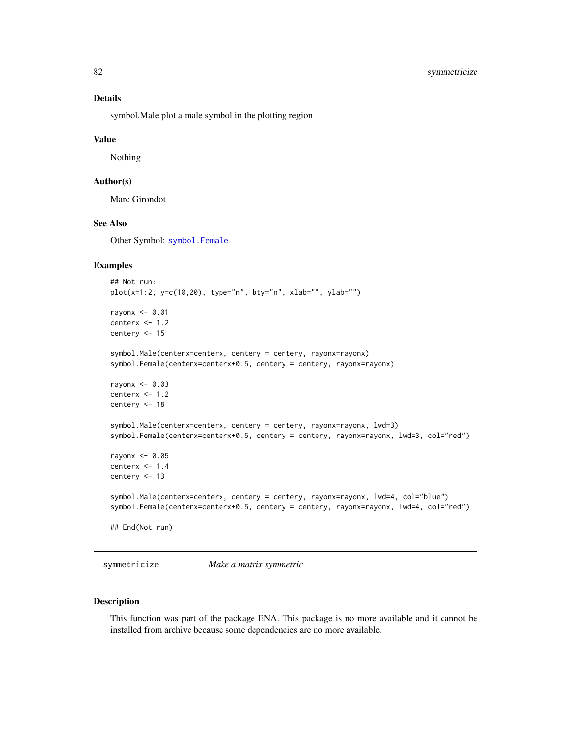### Details

symbol.Male plot a male symbol in the plotting region

### Value

Nothing

### Author(s)

Marc Girondot

### See Also

Other Symbol: symbol.Female

### Examples

```
## Not run:
plot(x=1:2, y=c(10,20), type="n", bty="n", xlab="", ylab="")

rayonx <- 0.01
centerx <- 1.2
centery <- 15

symbol.Male(centerx=centerx, centery = centery, rayonx=rayonx)
symbol.Female(centerx=centerx+0.5, centery = centery, rayonx=rayonx)

rayonx <- 0.03
centerx <- 1.2
centery <- 18

symbol.Male(centerx=centerx, centery = centery, rayonx=rayonx, lwd=3)
symbol.Female(centerx=centerx+0.5, centery = centery, rayonx=rayonx, lwd=3, col="red")

rayonx <- 0.05
centerx <- 1.4
centery <- 13

symbol.Male(centerx=centerx, centery = centery, rayonx=rayonx, lwd=4, col="blue")
symbol.Female(centerx=centerx+0.5, centery = centery, rayonx=rayonx, lwd=4, col="red")

## End(Not run)
```

---

## symmetricize    *Make a matrix symmetric*

### Description

This function was part of the package ENA. This package is no more available and it cannot be installed from archive because some dependencies are no more available.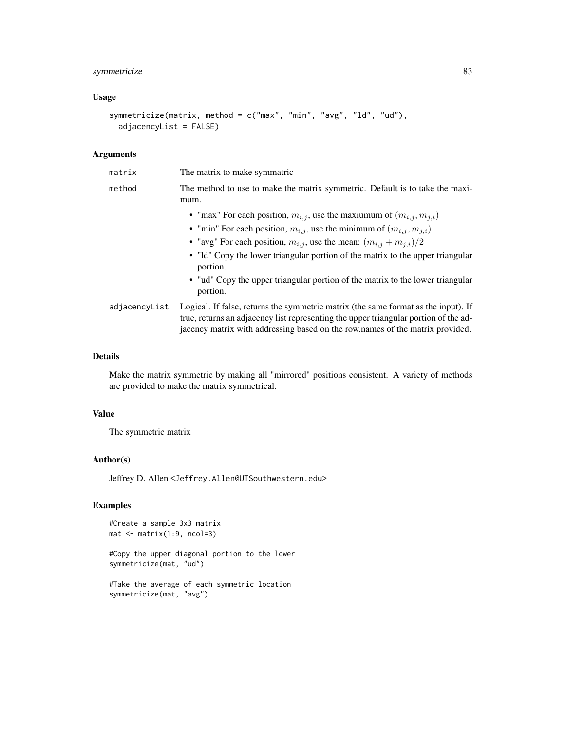### Usage

```
symmetricize(matrix, method = c("max", "min", "avg", "ld", "ud"),
  adjacencyList = FALSE)
```

### Arguments

| | |
|---|---|
| matrix | The matrix to make symmatric |
| method | The method to use to make the matrix symmetric. Default is to take the maximum.<br>• "max" For each position, $m_{i,j}$, use the maxiumum of $(m_{i,j}, m_{j,i})$<br>• "min" For each position, $m_{i,j}$, use the minimum of $(m_{i,j}, m_{j,i})$<br>• "avg" For each position, $m_{i,j}$, use the mean: $(m_{i,j} + m_{j,i})/2$<br>• "ld" Copy the lower triangular portion of the matrix to the upper triangular portion.<br>• "ud" Copy the upper triangular portion of the matrix to the lower triangular portion. |
| adjacencyList | Logical. If false, returns the symmetric matrix (the same format as the input). If true, returns an adjacency list representing the upper triangular portion of the adjacency matrix with addressing based on the row.names of the matrix provided. |

### Details

Make the matrix symmetric by making all "mirrored" positions consistent. A variety of methods are provided to make the matrix symmetrical.

### Value

The symmetric matrix

### Author(s)

Jeffrey D. Allen <Jeffrey.Allen@UTSouthwestern.edu>

### Examples

```
#Create a sample 3x3 matrix
mat <- matrix(1:9, ncol=3)

#Copy the upper diagonal portion to the lower
symmetricize(mat, "ud")

#Take the average of each symmetric location
symmetricize(mat, "avg")
```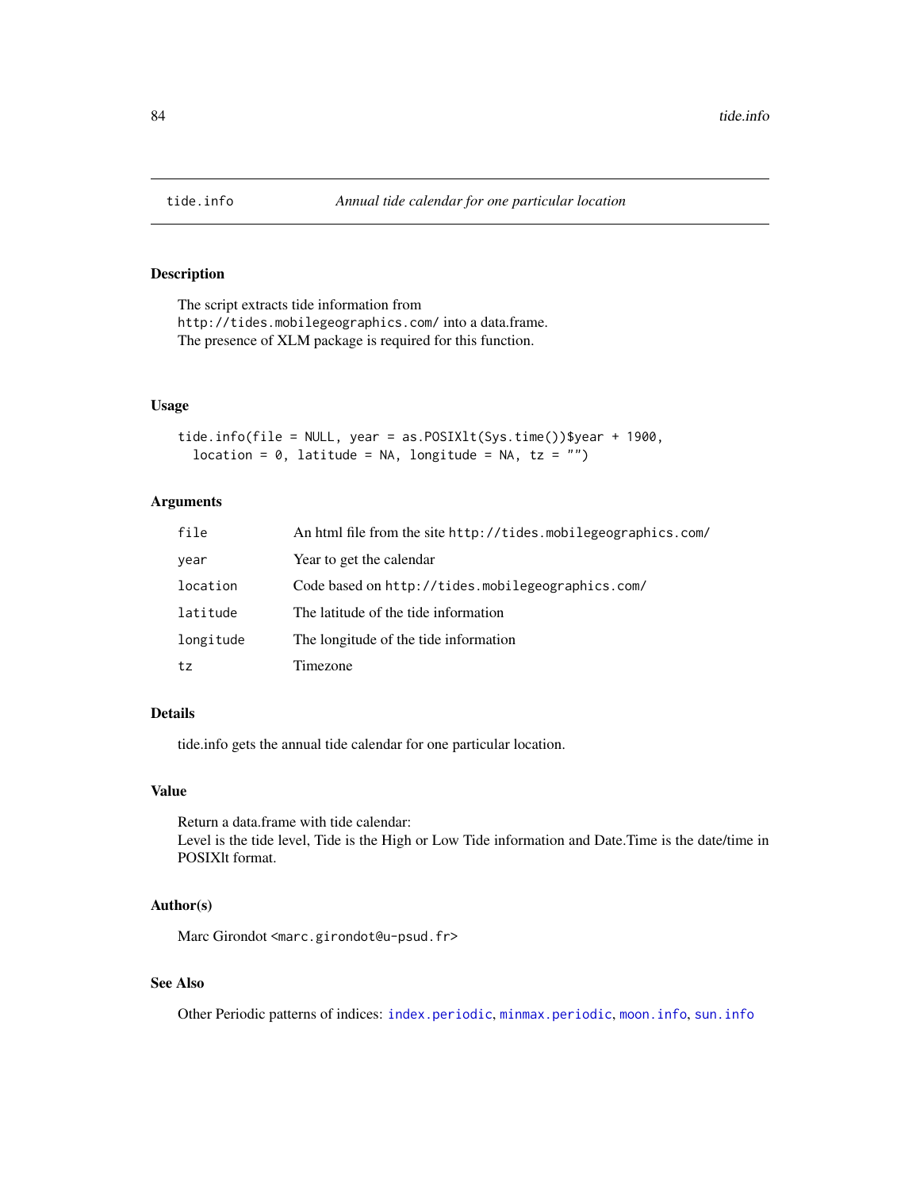# tide.info — *Annual tide calendar for one particular location*

## Description

The script extracts tide information from
`http://tides.mobilegeographics.com/` into a data.frame.
The presence of XLM package is required for this function.

## Usage

```
tide.info(file = NULL, year = as.POSIXlt(Sys.time())$year + 1900,
  location = 0, latitude = NA, longitude = NA, tz = "")
```

## Arguments

| | |
|---|---|
| `file` | An html file from the site `http://tides.mobilegeographics.com/` |
| `year` | Year to get the calendar |
| `location` | Code based on `http://tides.mobilegeographics.com/` |
| `latitude` | The latitude of the tide information |
| `longitude` | The longitude of the tide information |
| `tz` | Timezone |

## Details

tide.info gets the annual tide calendar for one particular location.

## Value

Return a data.frame with tide calendar:
Level is the tide level, Tide is the High or Low Tide information and Date.Time is the date/time in POSIXlt format.

## Author(s)

Marc Girondot <`marc.girondot@u-psud.fr`>

## See Also

Other Periodic patterns of indices: `index.periodic`, `minmax.periodic`, `moon.info`, `sun.info`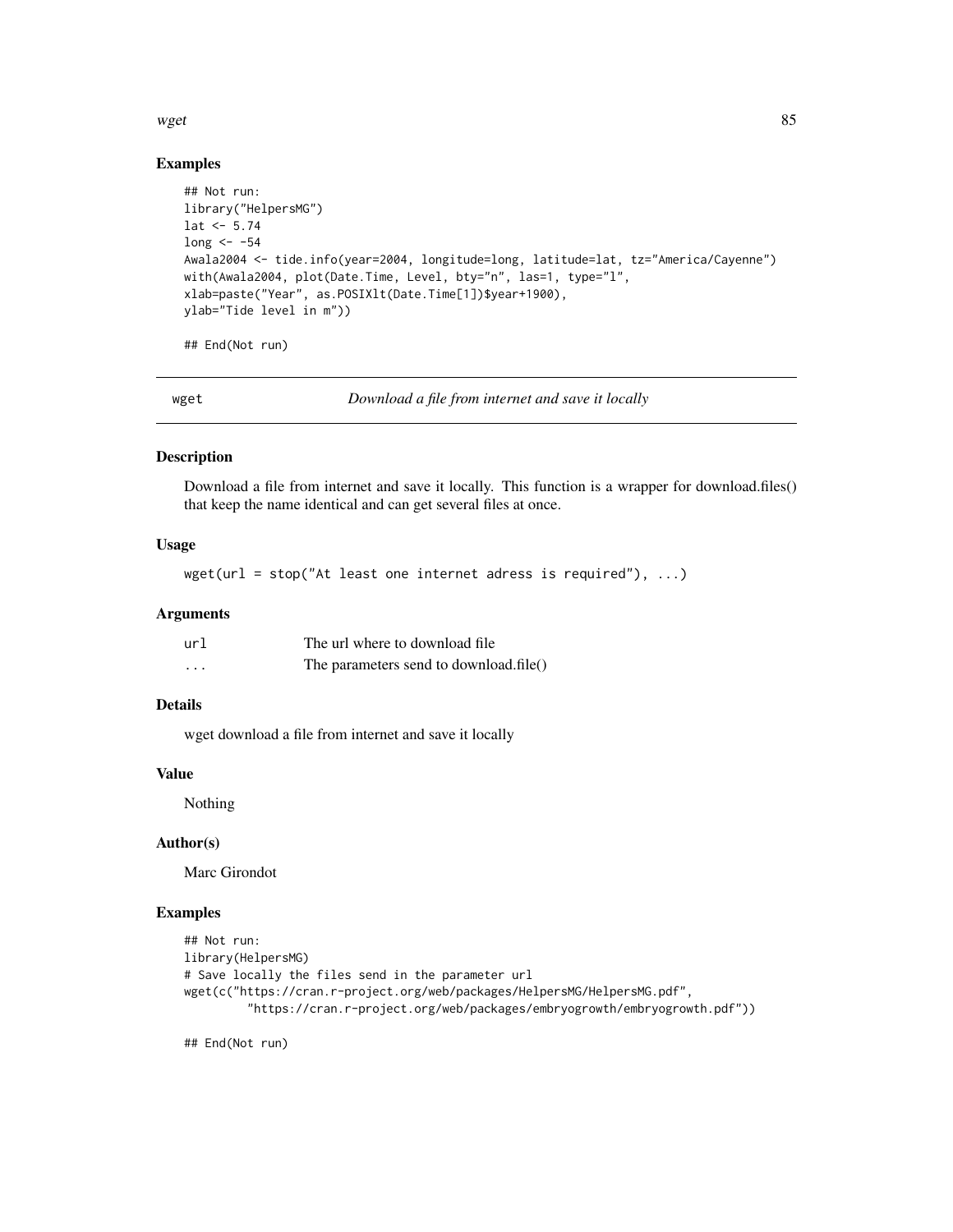## Examples

```
## Not run:
library("HelpersMG")
lat <- 5.74
long <- -54
Awala2004 <- tide.info(year=2004, longitude=long, latitude=lat, tz="America/Cayenne")
with(Awala2004, plot(Date.Time, Level, bty="n", las=1, type="l",
xlab=paste("Year", as.POSIXlt(Date.Time[1])$year+1900),
ylab="Tide level in m"))

## End(Not run)
```

---

# wget — *Download a file from internet and save it locally*

## Description

Download a file from internet and save it locally. This function is a wrapper for download.files() that keep the name identical and can get several files at once.

## Usage

```
wget(url = stop("At least one internet adress is required"), ...)
```

## Arguments

| | |
|---|---|
| `url` | The url where to download file |
| `...` | The parameters send to download.file() |

## Details

wget download a file from internet and save it locally

## Value

Nothing

## Author(s)

Marc Girondot

## Examples

```
## Not run:
library(HelpersMG)
# Save locally the files send in the parameter url
wget(c("https://cran.r-project.org/web/packages/HelpersMG/HelpersMG.pdf",
       "https://cran.r-project.org/web/packages/embryogrowth/embryogrowth.pdf"))

## End(Not run)
```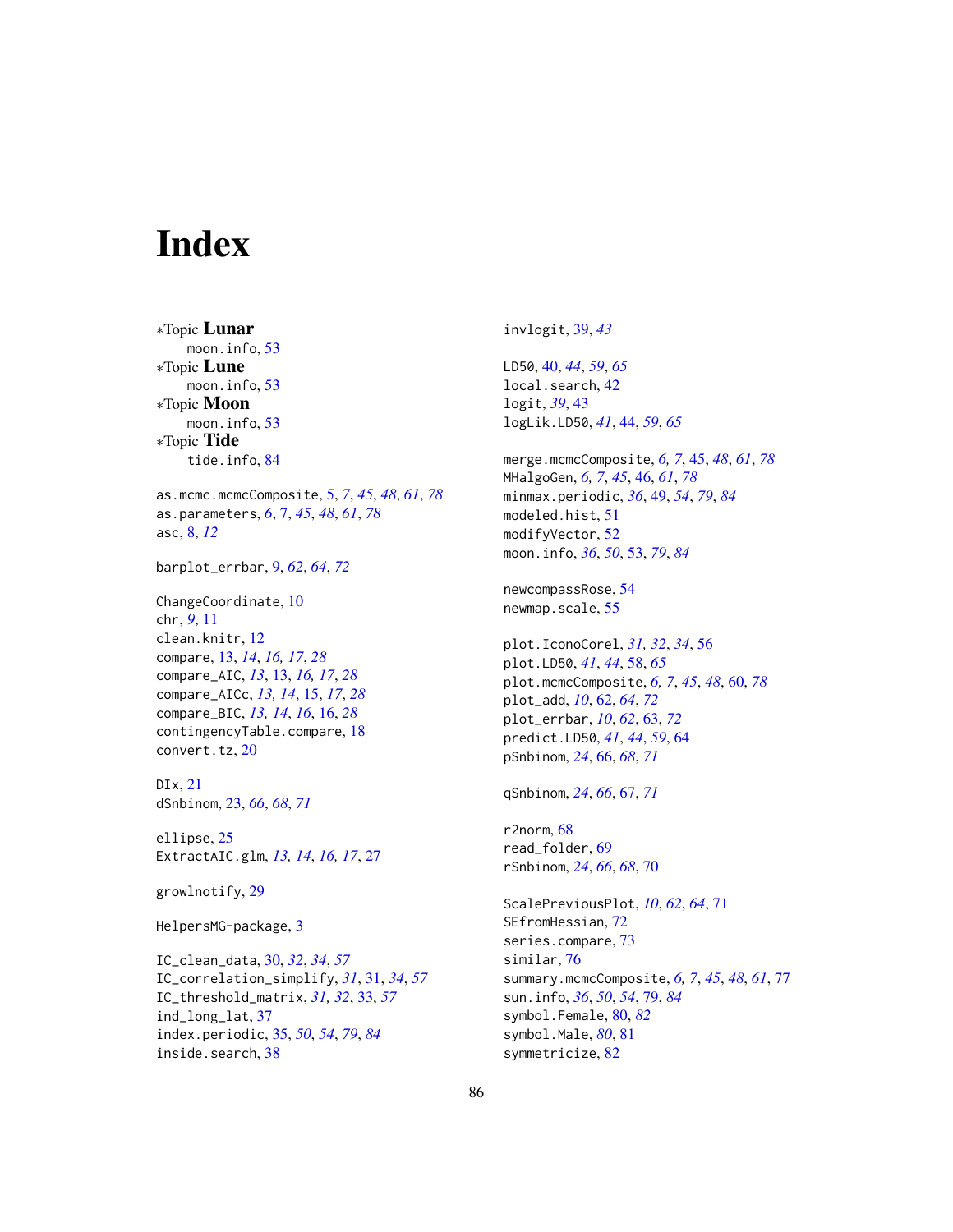# Index

∗Topic **Lunar**
moon.info, 53
∗Topic **Lune**
moon.info, 53
∗Topic **Moon**
moon.info, 53
∗Topic **Tide**
tide.info, 84

as.mcmc.mcmcComposite, 5, *7*, *45*, *48*, *61*, *78*
as.parameters, *6*, 7, *45*, *48*, *61*, *78*
asc, 8, *12*

barplot_errbar, 9, *62*, *64*, *72*

ChangeCoordinate, 10
chr, *9*, 11
clean.knitr, 12
compare, 13, *14*, *16, 17*, *28*
compare_AIC, *13*, 13, *16, 17*, *28*
compare_AICc, *13, 14*, 15, *17*, *28*
compare_BIC, *13, 14*, *16*, 16, *28*
contingencyTable.compare, 18
convert.tz, 20

DIx, 21
dSnbinom, 23, *66*, *68*, *71*

ellipse, 25
ExtractAIC.glm, *13, 14*, *16*, *17*, 27

growlnotify, 29

HelpersMG-package, 3

IC_clean_data, 30, *32*, *34*, *57*
IC_correlation_simplify, *31*, 31, *34*, *57*
IC_threshold_matrix, *31, 32*, 33, *57*
ind_long_lat, 37
index.periodic, 35, *50*, *54*, *79*, *84*
inside.search, 38

invlogit, 39, *43*

LD50, 40, *44*, *59*, *65*
local.search, 42
logit, *39*, 43
logLik.LD50, *41*, 44, *59*, *65*

merge.mcmcComposite, *6, 7*, 45, *48*, *61*, *78*
MHalgoGen, *6, 7*, *45*, 46, *61*, *78*
minmax.periodic, *36*, 49, *54*, *79*, *84*
modeled.hist, 51
modifyVector, 52
moon.info, *36*, *50*, 53, *79*, *84*

newcompassRose, 54
newmap.scale, 55

plot.IconoCorel, *31, 32*, *34*, 56
plot.LD50, *41*, *44*, 58, *65*
plot.mcmcComposite, *6, 7*, *45*, *48*, 60, *78*
plot_add, *10*, 62, *64*, *72*
plot_errbar, *10*, *62*, 63, *72*
predict.LD50, *41*, *44*, *59*, 64
pSnbinom, *24*, 66, *68*, *71*

qSnbinom, *24*, *66*, 67, *71*

r2norm, 68
read_folder, 69
rSnbinom, *24*, *66*, *68*, 70

ScalePreviousPlot, *10*, *62*, *64*, 71
SEfromHessian, 72
series.compare, 73
similar, 76
summary.mcmcComposite, *6, 7*, *45*, *48*, *61*, 77
sun.info, *36*, *50*, *54*, 79, *84*
symbol.Female, 80, *82*
symbol.Male, *80*, 81
symmetricize, 82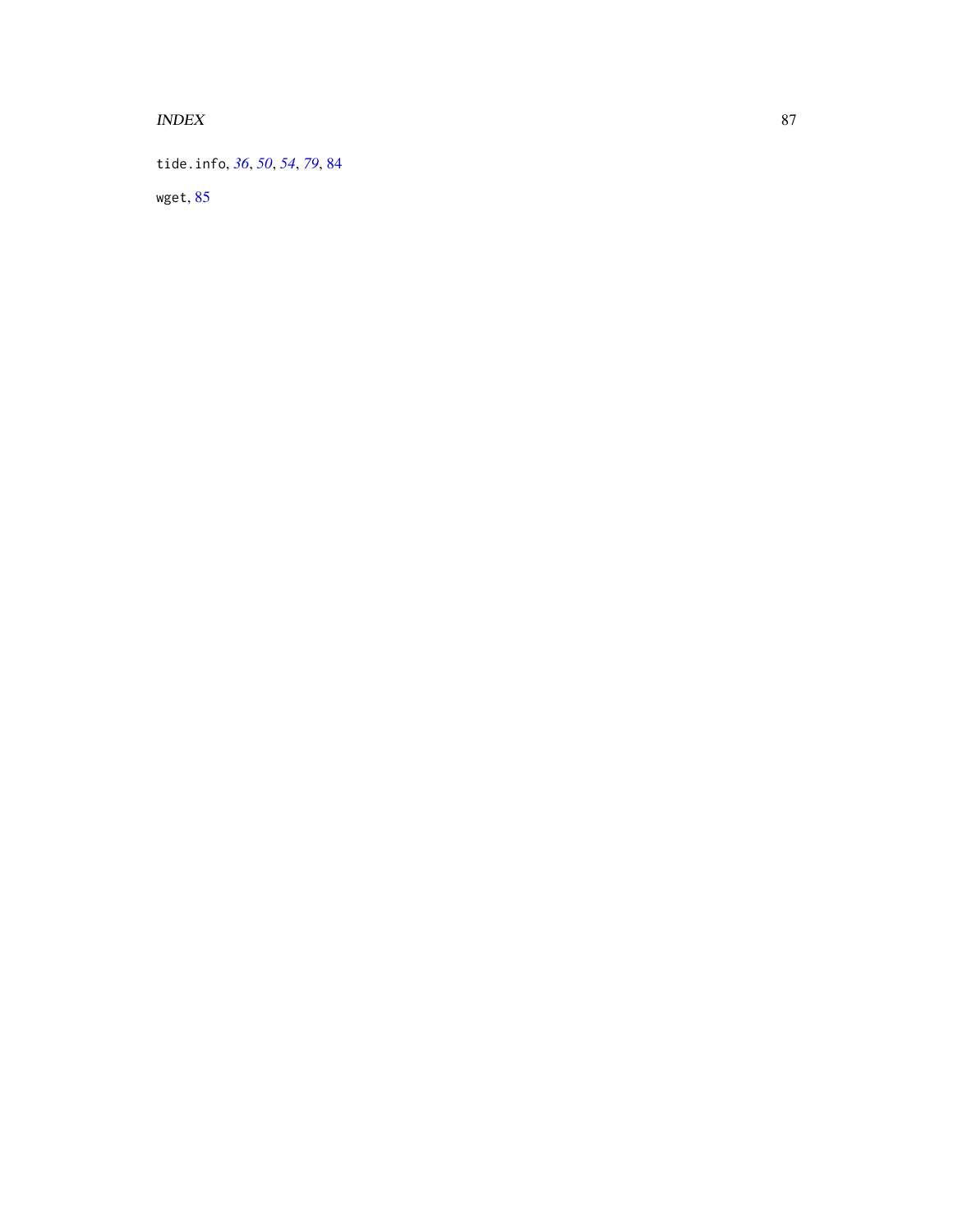`tide.info`, *36*, *50*, *54*, *79*, 84

`wget`, 85